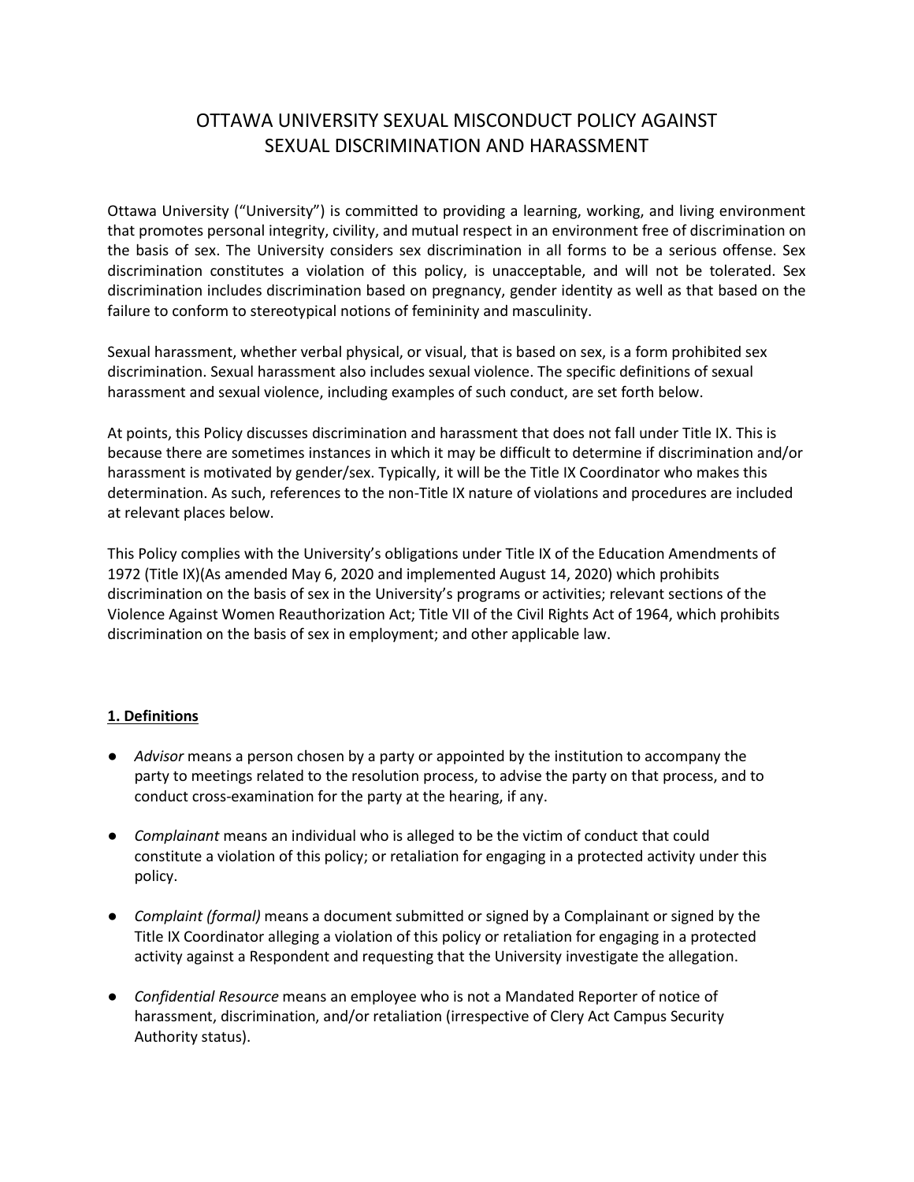# OTTAWA UNIVERSITY SEXUAL MISCONDUCT POLICY AGAINST SEXUAL DISCRIMINATION AND HARASSMENT

Ottawa University ("University") is committed to providing a learning, working, and living environment that promotes personal integrity, civility, and mutual respect in an environment free of discrimination on the basis of sex. The University considers sex discrimination in all forms to be a serious offense. Sex discrimination constitutes a violation of this policy, is unacceptable, and will not be tolerated. Sex discrimination includes discrimination based on pregnancy, gender identity as well as that based on the failure to conform to stereotypical notions of femininity and masculinity.

Sexual harassment, whether verbal physical, or visual, that is based on sex, is a form prohibited sex discrimination. Sexual harassment also includes sexual violence. The specific definitions of sexual harassment and sexual violence, including examples of such conduct, are set forth below.

At points, this Policy discusses discrimination and harassment that does not fall under Title IX. This is because there are sometimes instances in which it may be difficult to determine if discrimination and/or harassment is motivated by gender/sex. Typically, it will be the Title IX Coordinator who makes this determination. As such, references to the non-Title IX nature of violations and procedures are included at relevant places below.

This Policy complies with the University's obligations under Title IX of the Education Amendments of 1972 (Title IX)(As amended May 6, 2020 and implemented August 14, 2020) which prohibits discrimination on the basis of sex in the University's programs or activities; relevant sections of the Violence Against Women Reauthorization Act; Title VII of the Civil Rights Act of 1964, which prohibits discrimination on the basis of sex in employment; and other applicable law.

## 1. Definitions

- *Advisor* means a person chosen by a party or appointed by the institution to accompany the party to meetings related to the resolution process, to advise the party on that process, and to conduct cross-examination for the party at the hearing, if any.
- *Complainant* means an individual who is alleged to be the victim of conduct that could constitute a violation of this policy; or retaliation for engaging in a protected activity under this policy.
- *Complaint (formal)* means a document submitted or signed by a Complainant or signed by the Title IX Coordinator alleging a violation of this policy or retaliation for engaging in a protected activity against a Respondent and requesting that the University investigate the allegation.
- *Confidential Resource* means an employee who is not a Mandated Reporter of notice of harassment, discrimination, and/or retaliation (irrespective of Clery Act Campus Security Authority status).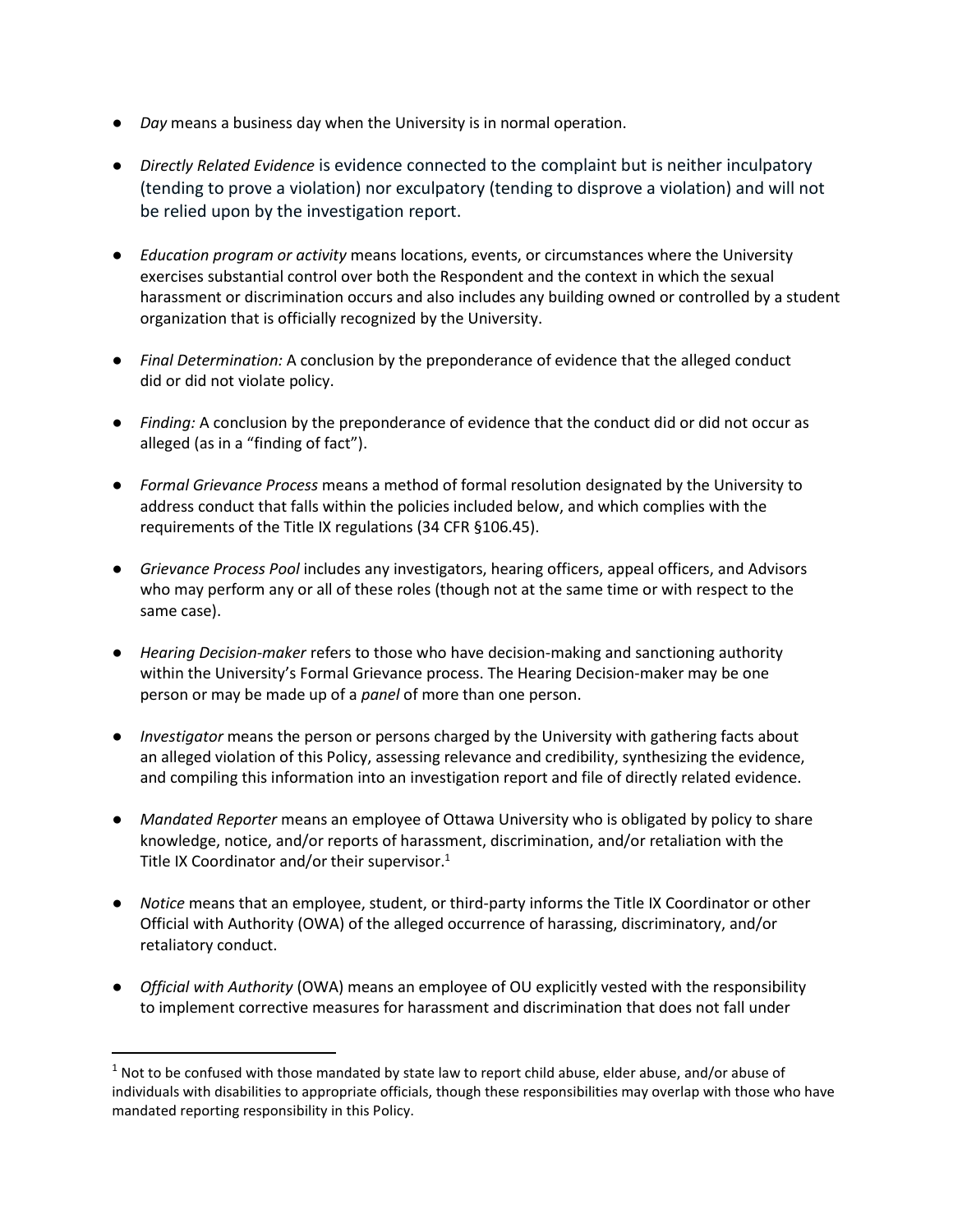- *Day* means a business day when the University is in normal operation.

- *Directly Related Evidence* is evidence connected to the complaint but is neither inculpatory (tending to prove a violation) nor exculpatory (tending to disprove a violation) and will not be relied upon by the investigation report.

- *Education program or activity* means locations, events, or circumstances where the University exercises substantial control over both the Respondent and the context in which the sexual harassment or discrimination occurs and also includes any building owned or controlled by a student organization that is officially recognized by the University.

- *Final Determination:* A conclusion by the preponderance of evidence that the alleged conduct did or did not violate policy.

- *Finding:* A conclusion by the preponderance of evidence that the conduct did or did not occur as alleged (as in a "finding of fact").

- *Formal Grievance Process* means a method of formal resolution designated by the University to address conduct that falls within the policies included below, and which complies with the requirements of the Title IX regulations (34 CFR §106.45).

- *Grievance Process Pool* includes any investigators, hearing officers, appeal officers, and Advisors who may perform any or all of these roles (though not at the same time or with respect to the same case).

- *Hearing Decision-maker* refers to those who have decision-making and sanctioning authority within the University's Formal Grievance process. The Hearing Decision-maker may be one person or may be made up of a *panel* of more than one person.

- *Investigator* means the person or persons charged by the University with gathering facts about an alleged violation of this Policy, assessing relevance and credibility, synthesizing the evidence, and compiling this information into an investigation report and file of directly related evidence.

- *Mandated Reporter* means an employee of Ottawa University who is obligated by policy to share knowledge, notice, and/or reports of harassment, discrimination, and/or retaliation with the Title IX Coordinator and/or their supervisor.[1]

- *Notice* means that an employee, student, or third-party informs the Title IX Coordinator or other Official with Authority (OWA) of the alleged occurrence of harassing, discriminatory, and/or retaliatory conduct.

- *Official with Authority* (OWA) means an employee of OU explicitly vested with the responsibility to implement corrective measures for harassment and discrimination that does not fall under

---

[1] Not to be confused with those mandated by state law to report child abuse, elder abuse, and/or abuse of individuals with disabilities to appropriate officials, though these responsibilities may overlap with those who have mandated reporting responsibility in this Policy.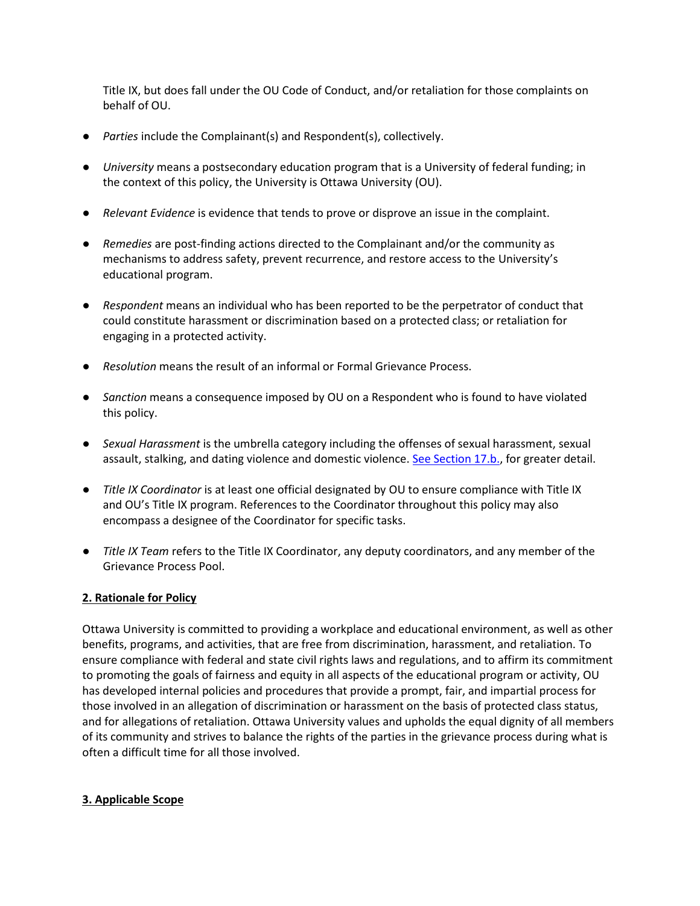Title IX, but does fall under the OU Code of Conduct, and/or retaliation for those complaints on behalf of OU.

- *Parties* include the Complainant(s) and Respondent(s), collectively.
- *University* means a postsecondary education program that is a University of federal funding; in the context of this policy, the University is Ottawa University (OU).
- *Relevant Evidence* is evidence that tends to prove or disprove an issue in the complaint.
- *Remedies* are post-finding actions directed to the Complainant and/or the community as mechanisms to address safety, prevent recurrence, and restore access to the University's educational program.
- *Respondent* means an individual who has been reported to be the perpetrator of conduct that could constitute harassment or discrimination based on a protected class; or retaliation for engaging in a protected activity.
- *Resolution* means the result of an informal or Formal Grievance Process.
- *Sanction* means a consequence imposed by OU on a Respondent who is found to have violated this policy.
- *Sexual Harassment* is the umbrella category including the offenses of sexual harassment, sexual assault, stalking, and dating violence and domestic violence. See Section 17.b., for greater detail.
- *Title IX Coordinator* is at least one official designated by OU to ensure compliance with Title IX and OU's Title IX program. References to the Coordinator throughout this policy may also encompass a designee of the Coordinator for specific tasks.
- *Title IX Team* refers to the Title IX Coordinator, any deputy coordinators, and any member of the Grievance Process Pool.

## 2. Rationale for Policy

Ottawa University is committed to providing a workplace and educational environment, as well as other benefits, programs, and activities, that are free from discrimination, harassment, and retaliation. To ensure compliance with federal and state civil rights laws and regulations, and to affirm its commitment to promoting the goals of fairness and equity in all aspects of the educational program or activity, OU has developed internal policies and procedures that provide a prompt, fair, and impartial process for those involved in an allegation of discrimination or harassment on the basis of protected class status, and for allegations of retaliation. Ottawa University values and upholds the equal dignity of all members of its community and strives to balance the rights of the parties in the grievance process during what is often a difficult time for all those involved.

## 3. Applicable Scope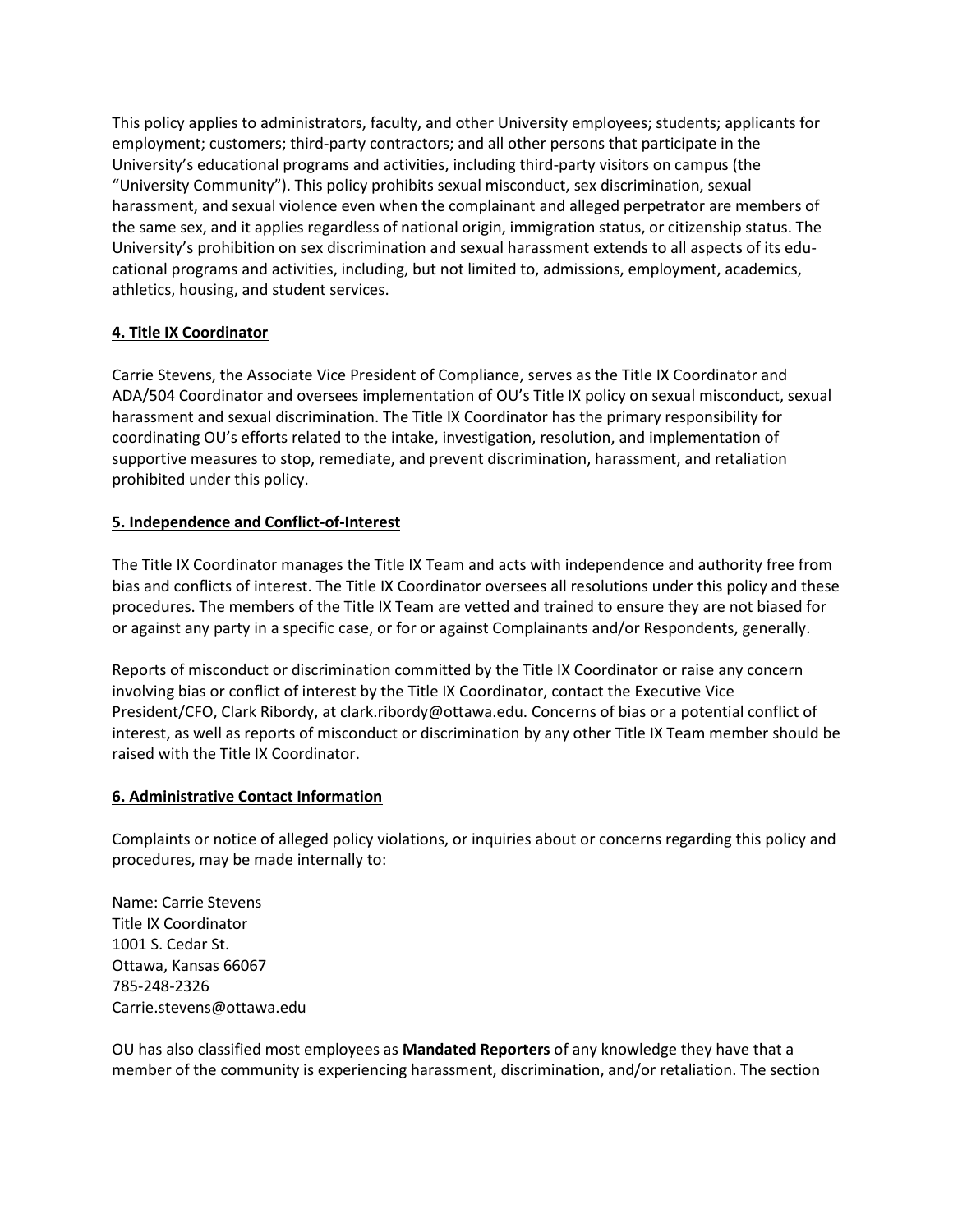This policy applies to administrators, faculty, and other University employees; students; applicants for employment; customers; third-party contractors; and all other persons that participate in the University's educational programs and activities, including third-party visitors on campus (the "University Community"). This policy prohibits sexual misconduct, sex discrimination, sexual harassment, and sexual violence even when the complainant and alleged perpetrator are members of the same sex, and it applies regardless of national origin, immigration status, or citizenship status. The University's prohibition on sex discrimination and sexual harassment extends to all aspects of its educational programs and activities, including, but not limited to, admissions, employment, academics, athletics, housing, and student services.

## 4. Title IX Coordinator

Carrie Stevens, the Associate Vice President of Compliance, serves as the Title IX Coordinator and ADA/504 Coordinator and oversees implementation of OU's Title IX policy on sexual misconduct, sexual harassment and sexual discrimination. The Title IX Coordinator has the primary responsibility for coordinating OU's efforts related to the intake, investigation, resolution, and implementation of supportive measures to stop, remediate, and prevent discrimination, harassment, and retaliation prohibited under this policy.

## 5. Independence and Conflict-of-Interest

The Title IX Coordinator manages the Title IX Team and acts with independence and authority free from bias and conflicts of interest. The Title IX Coordinator oversees all resolutions under this policy and these procedures. The members of the Title IX Team are vetted and trained to ensure they are not biased for or against any party in a specific case, or for or against Complainants and/or Respondents, generally.

Reports of misconduct or discrimination committed by the Title IX Coordinator or raise any concern involving bias or conflict of interest by the Title IX Coordinator, contact the Executive Vice President/CFO, Clark Ribordy, at clark.ribordy@ottawa.edu. Concerns of bias or a potential conflict of interest, as well as reports of misconduct or discrimination by any other Title IX Team member should be raised with the Title IX Coordinator.

## 6. Administrative Contact Information

Complaints or notice of alleged policy violations, or inquiries about or concerns regarding this policy and procedures, may be made internally to:

Name: Carrie Stevens
Title IX Coordinator
1001 S. Cedar St.
Ottawa, Kansas 66067
785-248-2326
Carrie.stevens@ottawa.edu

OU has also classified most employees as **Mandated Reporters** of any knowledge they have that a member of the community is experiencing harassment, discrimination, and/or retaliation. The section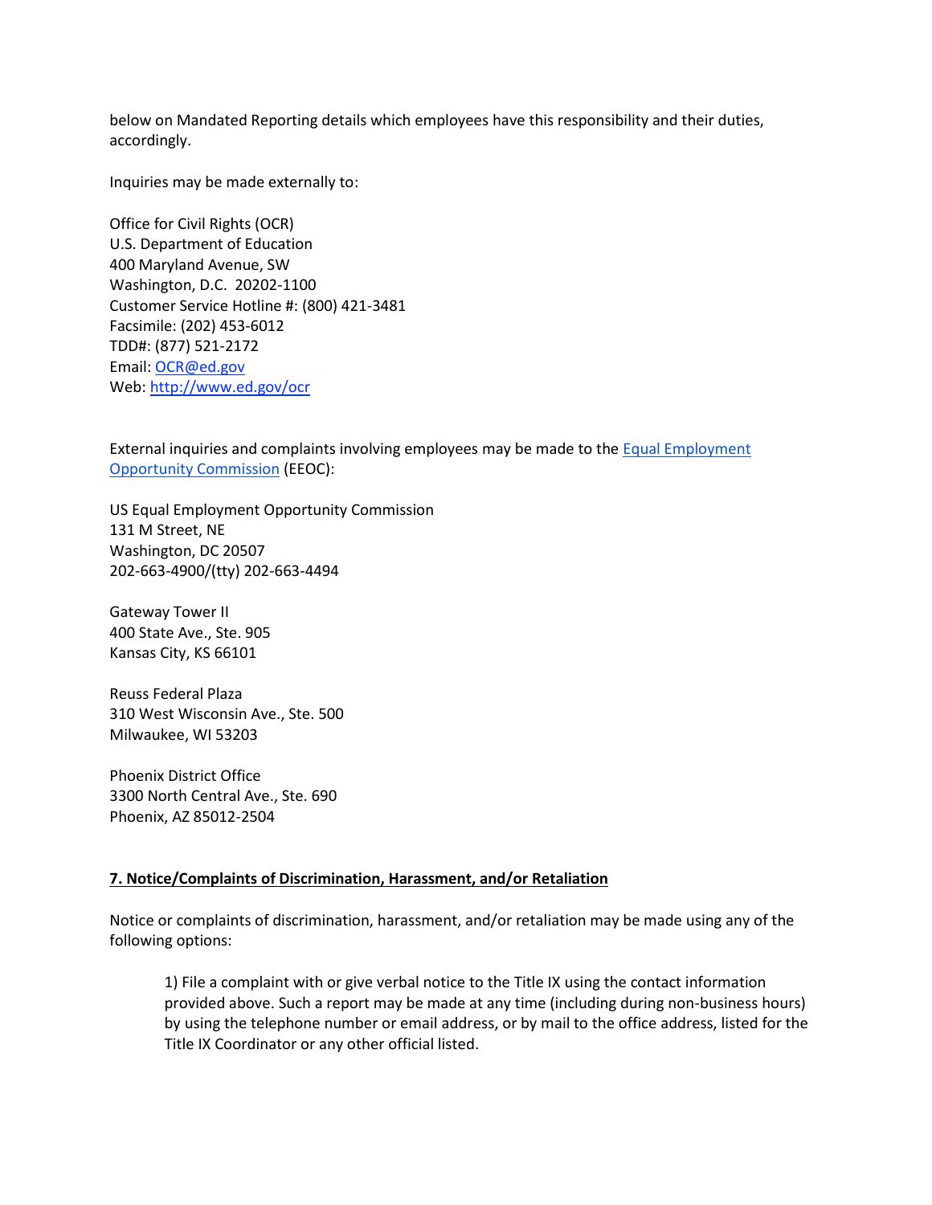below on Mandated Reporting details which employees have this responsibility and their duties, accordingly.

Inquiries may be made externally to:

Office for Civil Rights (OCR)
U.S. Department of Education
400 Maryland Avenue, SW
Washington, D.C. 20202-1100
Customer Service Hotline #: (800) 421-3481
Facsimile: (202) 453-6012
TDD#: (877) 521-2172
Email: [OCR@ed.gov](mailto:OCR@ed.gov)
Web: [http://www.ed.gov/ocr](http://www.ed.gov/ocr)

External inquiries and complaints involving employees may be made to the [Equal Employment Opportunity Commission](#) (EEOC):

US Equal Employment Opportunity Commission
131 M Street, NE
Washington, DC 20507
202-663-4900/(tty) 202-663-4494

Gateway Tower II
400 State Ave., Ste. 905
Kansas City, KS 66101

Reuss Federal Plaza
310 West Wisconsin Ave., Ste. 500
Milwaukee, WI 53203

Phoenix District Office
3300 North Central Ave., Ste. 690
Phoenix, AZ 85012-2504

## 7. Notice/Complaints of Discrimination, Harassment, and/or Retaliation

Notice or complaints of discrimination, harassment, and/or retaliation may be made using any of the following options:

> 1) File a complaint with or give verbal notice to the Title IX using the contact information provided above. Such a report may be made at any time (including during non-business hours) by using the telephone number or email address, or by mail to the office address, listed for the Title IX Coordinator or any other official listed.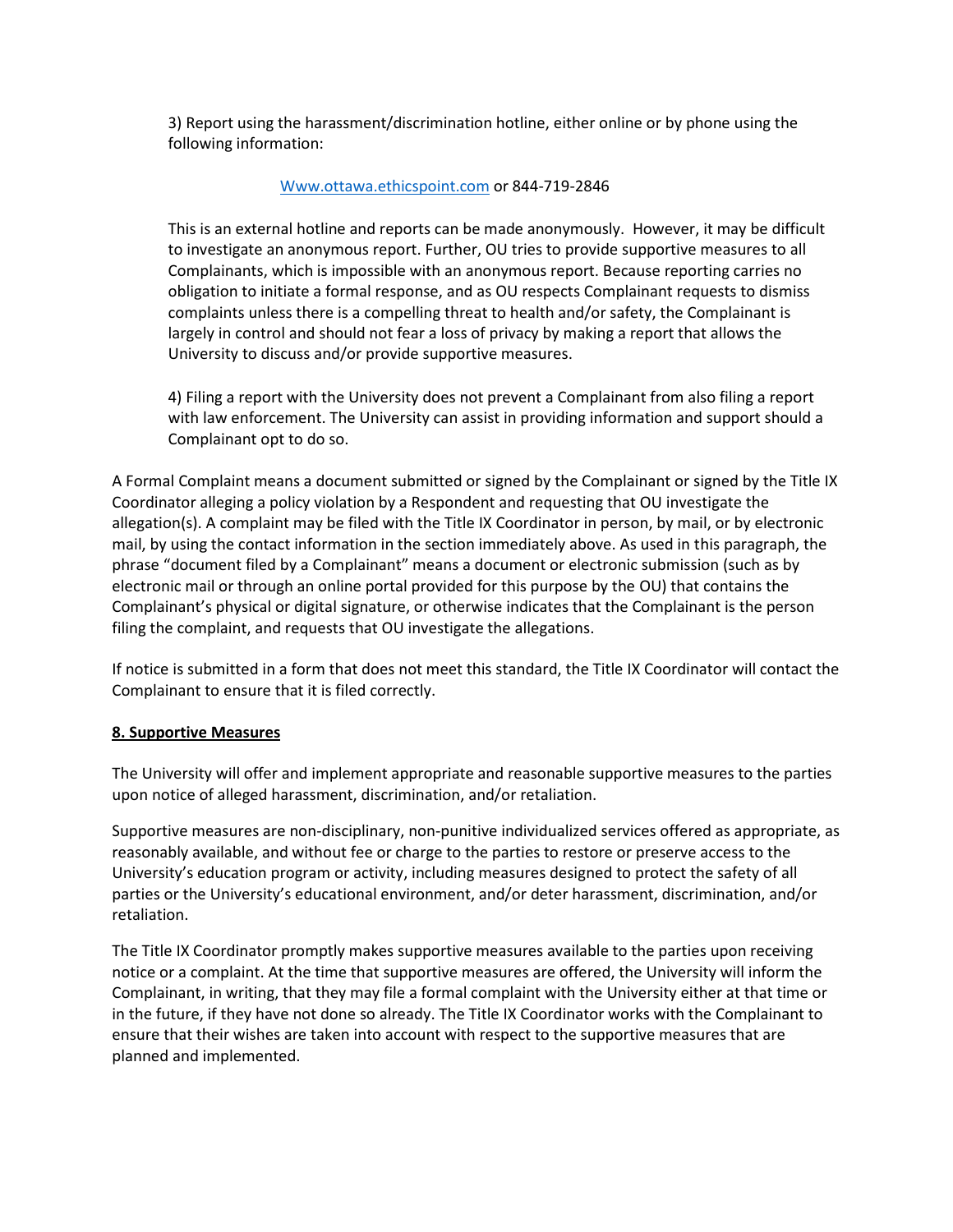3) Report using the harassment/discrimination hotline, either online or by phone using the following information:

[Www.ottawa.ethicspoint.com](http://www.ottawa.ethicspoint.com) or 844-719-2846

This is an external hotline and reports can be made anonymously. However, it may be difficult to investigate an anonymous report. Further, OU tries to provide supportive measures to all Complainants, which is impossible with an anonymous report. Because reporting carries no obligation to initiate a formal response, and as OU respects Complainant requests to dismiss complaints unless there is a compelling threat to health and/or safety, the Complainant is largely in control and should not fear a loss of privacy by making a report that allows the University to discuss and/or provide supportive measures.

4) Filing a report with the University does not prevent a Complainant from also filing a report with law enforcement. The University can assist in providing information and support should a Complainant opt to do so.

A Formal Complaint means a document submitted or signed by the Complainant or signed by the Title IX Coordinator alleging a policy violation by a Respondent and requesting that OU investigate the allegation(s). A complaint may be filed with the Title IX Coordinator in person, by mail, or by electronic mail, by using the contact information in the section immediately above. As used in this paragraph, the phrase "document filed by a Complainant" means a document or electronic submission (such as by electronic mail or through an online portal provided for this purpose by the OU) that contains the Complainant's physical or digital signature, or otherwise indicates that the Complainant is the person filing the complaint, and requests that OU investigate the allegations.

If notice is submitted in a form that does not meet this standard, the Title IX Coordinator will contact the Complainant to ensure that it is filed correctly.

## 8. Supportive Measures

The University will offer and implement appropriate and reasonable supportive measures to the parties upon notice of alleged harassment, discrimination, and/or retaliation.

Supportive measures are non-disciplinary, non-punitive individualized services offered as appropriate, as reasonably available, and without fee or charge to the parties to restore or preserve access to the University's education program or activity, including measures designed to protect the safety of all parties or the University's educational environment, and/or deter harassment, discrimination, and/or retaliation.

The Title IX Coordinator promptly makes supportive measures available to the parties upon receiving notice or a complaint. At the time that supportive measures are offered, the University will inform the Complainant, in writing, that they may file a formal complaint with the University either at that time or in the future, if they have not done so already. The Title IX Coordinator works with the Complainant to ensure that their wishes are taken into account with respect to the supportive measures that are planned and implemented.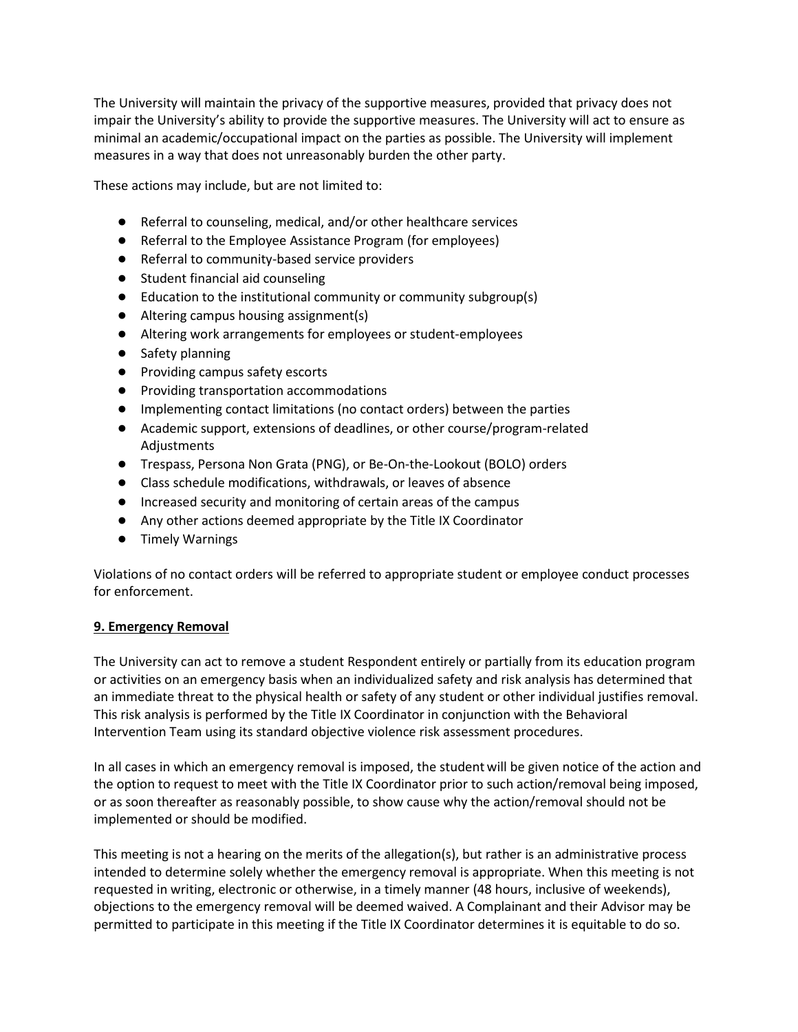The University will maintain the privacy of the supportive measures, provided that privacy does not impair the University's ability to provide the supportive measures. The University will act to ensure as minimal an academic/occupational impact on the parties as possible. The University will implement measures in a way that does not unreasonably burden the other party.

These actions may include, but are not limited to:

- Referral to counseling, medical, and/or other healthcare services
- Referral to the Employee Assistance Program (for employees)
- Referral to community-based service providers
- Student financial aid counseling
- Education to the institutional community or community subgroup(s)
- Altering campus housing assignment(s)
- Altering work arrangements for employees or student-employees
- Safety planning
- Providing campus safety escorts
- Providing transportation accommodations
- Implementing contact limitations (no contact orders) between the parties
- Academic support, extensions of deadlines, or other course/program-related Adjustments
- Trespass, Persona Non Grata (PNG), or Be-On-the-Lookout (BOLO) orders
- Class schedule modifications, withdrawals, or leaves of absence
- Increased security and monitoring of certain areas of the campus
- Any other actions deemed appropriate by the Title IX Coordinator
- Timely Warnings

Violations of no contact orders will be referred to appropriate student or employee conduct processes for enforcement.

**9. Emergency Removal**

The University can act to remove a student Respondent entirely or partially from its education program or activities on an emergency basis when an individualized safety and risk analysis has determined that an immediate threat to the physical health or safety of any student or other individual justifies removal. This risk analysis is performed by the Title IX Coordinator in conjunction with the Behavioral Intervention Team using its standard objective violence risk assessment procedures.

In all cases in which an emergency removal is imposed, the student will be given notice of the action and the option to request to meet with the Title IX Coordinator prior to such action/removal being imposed, or as soon thereafter as reasonably possible, to show cause why the action/removal should not be implemented or should be modified.

This meeting is not a hearing on the merits of the allegation(s), but rather is an administrative process intended to determine solely whether the emergency removal is appropriate. When this meeting is not requested in writing, electronic or otherwise, in a timely manner (48 hours, inclusive of weekends), objections to the emergency removal will be deemed waived. A Complainant and their Advisor may be permitted to participate in this meeting if the Title IX Coordinator determines it is equitable to do so.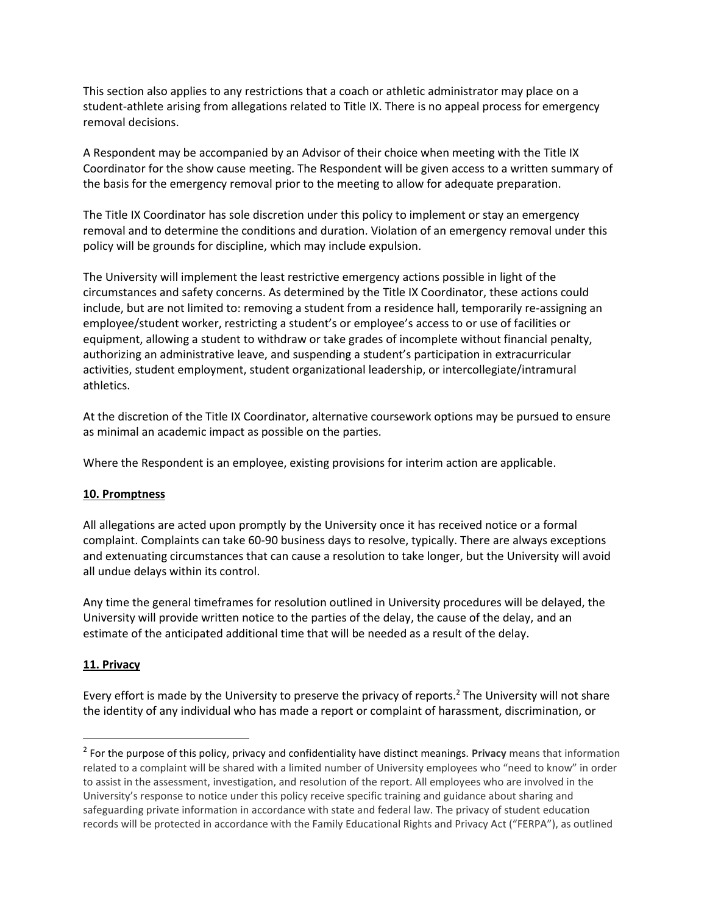This section also applies to any restrictions that a coach or athletic administrator may place on a student-athlete arising from allegations related to Title IX. There is no appeal process for emergency removal decisions.

A Respondent may be accompanied by an Advisor of their choice when meeting with the Title IX Coordinator for the show cause meeting. The Respondent will be given access to a written summary of the basis for the emergency removal prior to the meeting to allow for adequate preparation.

The Title IX Coordinator has sole discretion under this policy to implement or stay an emergency removal and to determine the conditions and duration. Violation of an emergency removal under this policy will be grounds for discipline, which may include expulsion.

The University will implement the least restrictive emergency actions possible in light of the circumstances and safety concerns. As determined by the Title IX Coordinator, these actions could include, but are not limited to: removing a student from a residence hall, temporarily re-assigning an employee/student worker, restricting a student's or employee's access to or use of facilities or equipment, allowing a student to withdraw or take grades of incomplete without financial penalty, authorizing an administrative leave, and suspending a student's participation in extracurricular activities, student employment, student organizational leadership, or intercollegiate/intramural athletics.

At the discretion of the Title IX Coordinator, alternative coursework options may be pursued to ensure as minimal an academic impact as possible on the parties.

Where the Respondent is an employee, existing provisions for interim action are applicable.

## 10. Promptness

All allegations are acted upon promptly by the University once it has received notice or a formal complaint. Complaints can take 60-90 business days to resolve, typically. There are always exceptions and extenuating circumstances that can cause a resolution to take longer, but the University will avoid all undue delays within its control.

Any time the general timeframes for resolution outlined in University procedures will be delayed, the University will provide written notice to the parties of the delay, the cause of the delay, and an estimate of the anticipated additional time that will be needed as a result of the delay.

## 11. Privacy

Every effort is made by the University to preserve the privacy of reports.[2] The University will not share the identity of any individual who has made a report or complaint of harassment, discrimination, or

[2] For the purpose of this policy, privacy and confidentiality have distinct meanings. **Privacy** means that information related to a complaint will be shared with a limited number of University employees who "need to know" in order to assist in the assessment, investigation, and resolution of the report. All employees who are involved in the University's response to notice under this policy receive specific training and guidance about sharing and safeguarding private information in accordance with state and federal law. The privacy of student education records will be protected in accordance with the Family Educational Rights and Privacy Act ("FERPA"), as outlined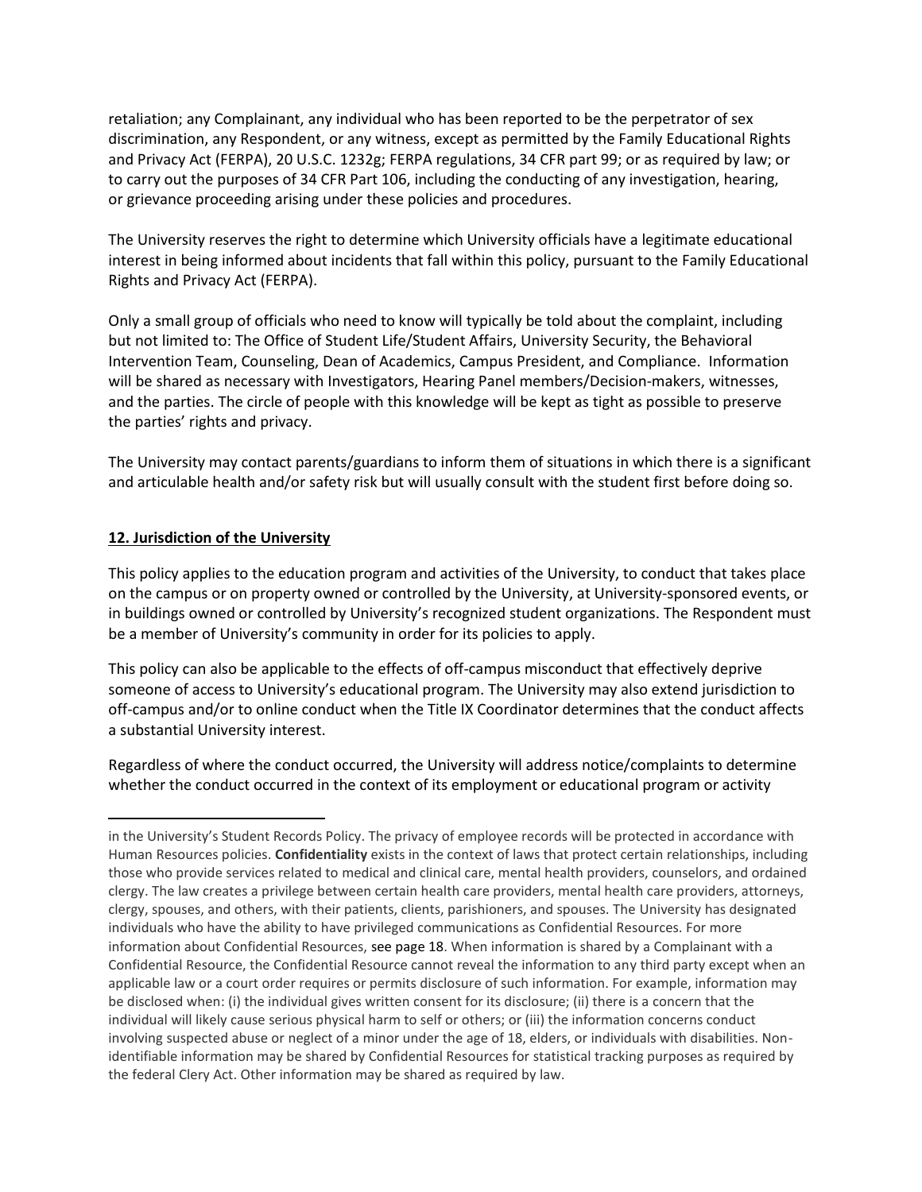retaliation; any Complainant, any individual who has been reported to be the perpetrator of sex discrimination, any Respondent, or any witness, except as permitted by the Family Educational Rights and Privacy Act (FERPA), 20 U.S.C. 1232g; FERPA regulations, 34 CFR part 99; or as required by law; or to carry out the purposes of 34 CFR Part 106, including the conducting of any investigation, hearing, or grievance proceeding arising under these policies and procedures.

The University reserves the right to determine which University officials have a legitimate educational interest in being informed about incidents that fall within this policy, pursuant to the Family Educational Rights and Privacy Act (FERPA).

Only a small group of officials who need to know will typically be told about the complaint, including but not limited to: The Office of Student Life/Student Affairs, University Security, the Behavioral Intervention Team, Counseling, Dean of Academics, Campus President, and Compliance. Information will be shared as necessary with Investigators, Hearing Panel members/Decision-makers, witnesses, and the parties. The circle of people with this knowledge will be kept as tight as possible to preserve the parties' rights and privacy.

The University may contact parents/guardians to inform them of situations in which there is a significant and articulable health and/or safety risk but will usually consult with the student first before doing so.

## 12. Jurisdiction of the University

This policy applies to the education program and activities of the University, to conduct that takes place on the campus or on property owned or controlled by the University, at University-sponsored events, or in buildings owned or controlled by University's recognized student organizations. The Respondent must be a member of University's community in order for its policies to apply.

This policy can also be applicable to the effects of off-campus misconduct that effectively deprive someone of access to University's educational program. The University may also extend jurisdiction to off-campus and/or to online conduct when the Title IX Coordinator determines that the conduct affects a substantial University interest.

Regardless of where the conduct occurred, the University will address notice/complaints to determine whether the conduct occurred in the context of its employment or educational program or activity

---

in the University's Student Records Policy. The privacy of employee records will be protected in accordance with Human Resources policies. **Confidentiality** exists in the context of laws that protect certain relationships, including those who provide services related to medical and clinical care, mental health providers, counselors, and ordained clergy. The law creates a privilege between certain health care providers, mental health care providers, attorneys, clergy, spouses, and others, with their patients, clients, parishioners, and spouses. The University has designated individuals who have the ability to have privileged communications as Confidential Resources. For more information about Confidential Resources, see page 18. When information is shared by a Complainant with a Confidential Resource, the Confidential Resource cannot reveal the information to any third party except when an applicable law or a court order requires or permits disclosure of such information. For example, information may be disclosed when: (i) the individual gives written consent for its disclosure; (ii) there is a concern that the individual will likely cause serious physical harm to self or others; or (iii) the information concerns conduct involving suspected abuse or neglect of a minor under the age of 18, elders, or individuals with disabilities. Non-identifiable information may be shared by Confidential Resources for statistical tracking purposes as required by the federal Clery Act. Other information may be shared as required by law.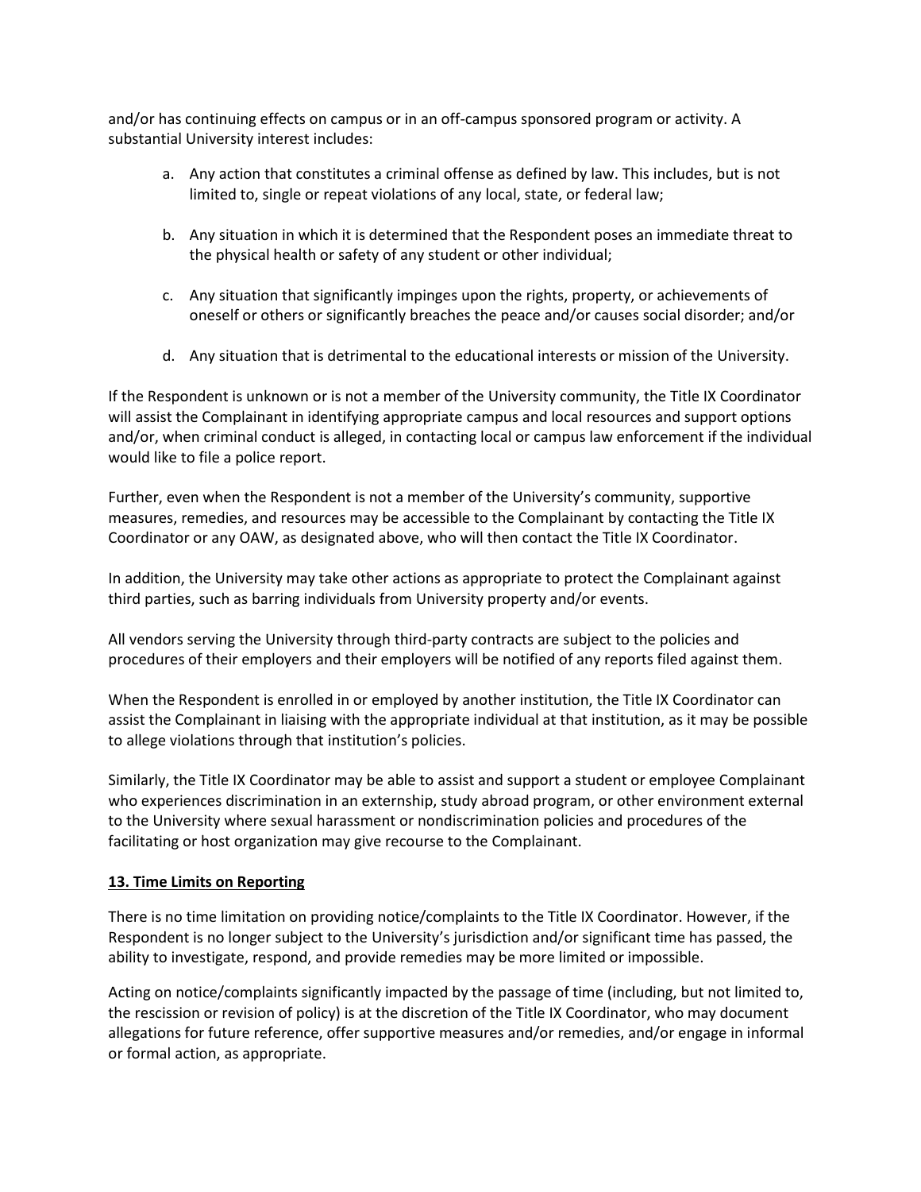and/or has continuing effects on campus or in an off-campus sponsored program or activity. A substantial University interest includes:

a. Any action that constitutes a criminal offense as defined by law. This includes, but is not limited to, single or repeat violations of any local, state, or federal law;

b. Any situation in which it is determined that the Respondent poses an immediate threat to the physical health or safety of any student or other individual;

c. Any situation that significantly impinges upon the rights, property, or achievements of oneself or others or significantly breaches the peace and/or causes social disorder; and/or

d. Any situation that is detrimental to the educational interests or mission of the University.

If the Respondent is unknown or is not a member of the University community, the Title IX Coordinator will assist the Complainant in identifying appropriate campus and local resources and support options and/or, when criminal conduct is alleged, in contacting local or campus law enforcement if the individual would like to file a police report.

Further, even when the Respondent is not a member of the University's community, supportive measures, remedies, and resources may be accessible to the Complainant by contacting the Title IX Coordinator or any OAW, as designated above, who will then contact the Title IX Coordinator.

In addition, the University may take other actions as appropriate to protect the Complainant against third parties, such as barring individuals from University property and/or events.

All vendors serving the University through third-party contracts are subject to the policies and procedures of their employers and their employers will be notified of any reports filed against them.

When the Respondent is enrolled in or employed by another institution, the Title IX Coordinator can assist the Complainant in liaising with the appropriate individual at that institution, as it may be possible to allege violations through that institution's policies.

Similarly, the Title IX Coordinator may be able to assist and support a student or employee Complainant who experiences discrimination in an externship, study abroad program, or other environment external to the University where sexual harassment or nondiscrimination policies and procedures of the facilitating or host organization may give recourse to the Complainant.

## 13. Time Limits on Reporting

There is no time limitation on providing notice/complaints to the Title IX Coordinator. However, if the Respondent is no longer subject to the University's jurisdiction and/or significant time has passed, the ability to investigate, respond, and provide remedies may be more limited or impossible.

Acting on notice/complaints significantly impacted by the passage of time (including, but not limited to, the rescission or revision of policy) is at the discretion of the Title IX Coordinator, who may document allegations for future reference, offer supportive measures and/or remedies, and/or engage in informal or formal action, as appropriate.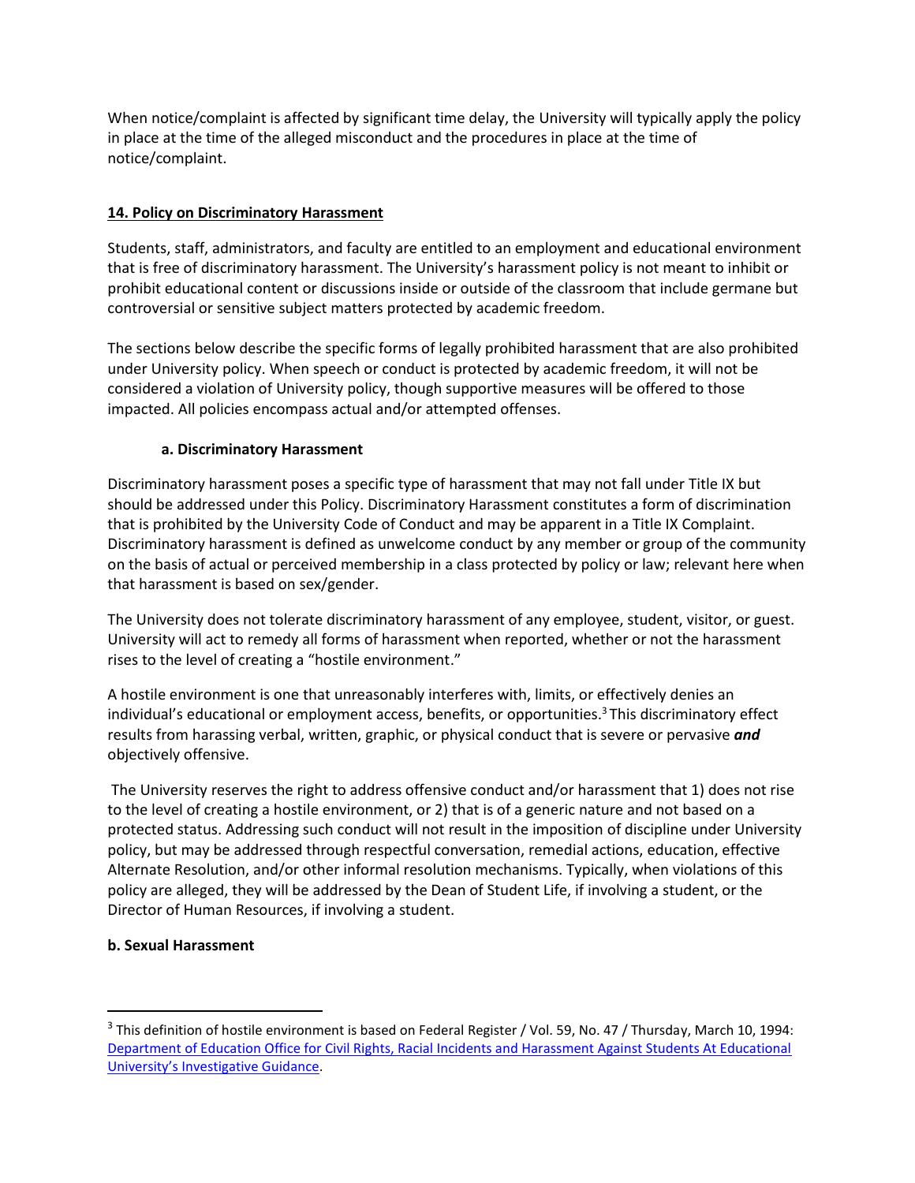When notice/complaint is affected by significant time delay, the University will typically apply the policy in place at the time of the alleged misconduct and the procedures in place at the time of notice/complaint.

## 14. Policy on Discriminatory Harassment

Students, staff, administrators, and faculty are entitled to an employment and educational environment that is free of discriminatory harassment. The University's harassment policy is not meant to inhibit or prohibit educational content or discussions inside or outside of the classroom that include germane but controversial or sensitive subject matters protected by academic freedom.

The sections below describe the specific forms of legally prohibited harassment that are also prohibited under University policy. When speech or conduct is protected by academic freedom, it will not be considered a violation of University policy, though supportive measures will be offered to those impacted. All policies encompass actual and/or attempted offenses.

### a. Discriminatory Harassment

Discriminatory harassment poses a specific type of harassment that may not fall under Title IX but should be addressed under this Policy. Discriminatory Harassment constitutes a form of discrimination that is prohibited by the University Code of Conduct and may be apparent in a Title IX Complaint. Discriminatory harassment is defined as unwelcome conduct by any member or group of the community on the basis of actual or perceived membership in a class protected by policy or law; relevant here when that harassment is based on sex/gender.

The University does not tolerate discriminatory harassment of any employee, student, visitor, or guest. University will act to remedy all forms of harassment when reported, whether or not the harassment rises to the level of creating a "hostile environment."

A hostile environment is one that unreasonably interferes with, limits, or effectively denies an individual's educational or employment access, benefits, or opportunities.[3] This discriminatory effect results from harassing verbal, written, graphic, or physical conduct that is severe or pervasive ***and*** objectively offensive.

The University reserves the right to address offensive conduct and/or harassment that 1) does not rise to the level of creating a hostile environment, or 2) that is of a generic nature and not based on a protected status. Addressing such conduct will not result in the imposition of discipline under University policy, but may be addressed through respectful conversation, remedial actions, education, effective Alternate Resolution, and/or other informal resolution mechanisms. Typically, when violations of this policy are alleged, they will be addressed by the Dean of Student Life, if involving a student, or the Director of Human Resources, if involving a student.

### b. Sexual Harassment

---

[3] This definition of hostile environment is based on Federal Register / Vol. 59, No. 47 / Thursday, March 10, 1994: [Department of Education Office for Civil Rights, Racial Incidents and Harassment Against Students At Educational University's Investigative Guidance]().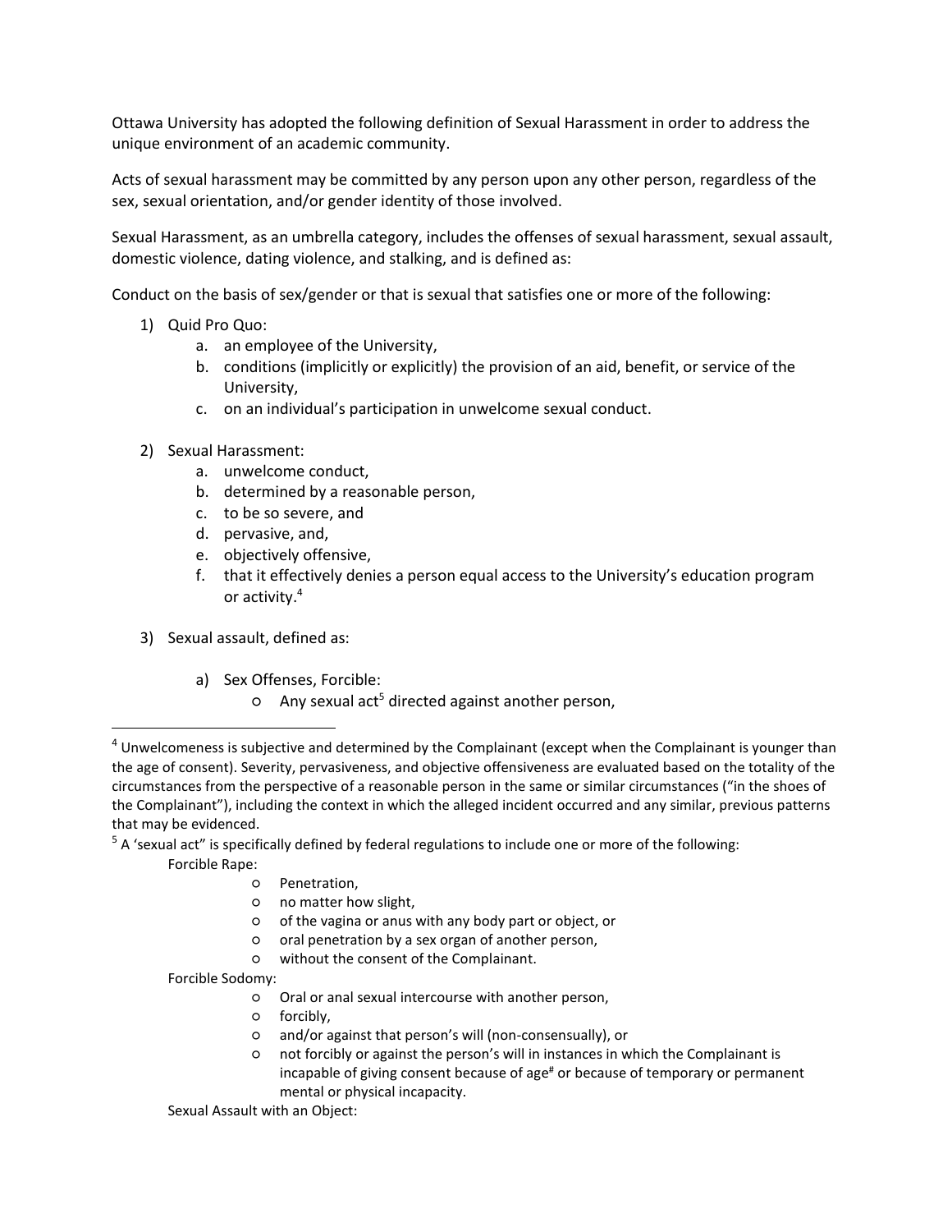Ottawa University has adopted the following definition of Sexual Harassment in order to address the unique environment of an academic community.

Acts of sexual harassment may be committed by any person upon any other person, regardless of the sex, sexual orientation, and/or gender identity of those involved.

Sexual Harassment, as an umbrella category, includes the offenses of sexual harassment, sexual assault, domestic violence, dating violence, and stalking, and is defined as:

Conduct on the basis of sex/gender or that is sexual that satisfies one or more of the following:

1) Quid Pro Quo:
    a. an employee of the University,
    b. conditions (implicitly or explicitly) the provision of an aid, benefit, or service of the University,
    c. on an individual's participation in unwelcome sexual conduct.

2) Sexual Harassment:
    a. unwelcome conduct,
    b. determined by a reasonable person,
    c. to be so severe, and
    d. pervasive, and,
    e. objectively offensive,
    f. that it effectively denies a person equal access to the University's education program or activity.[4]

3) Sexual assault, defined as:

    a) Sex Offenses, Forcible:
        - Any sexual act[5] directed against another person,

---

[4] Unwelcomeness is subjective and determined by the Complainant (except when the Complainant is younger than the age of consent). Severity, pervasiveness, and objective offensiveness are evaluated based on the totality of the circumstances from the perspective of a reasonable person in the same or similar circumstances ("in the shoes of the Complainant"), including the context in which the alleged incident occurred and any similar, previous patterns that may be evidenced.

[5] A 'sexual act" is specifically defined by federal regulations to include one or more of the following:

Forcible Rape:
- Penetration,
- no matter how slight,
- of the vagina or anus with any body part or object, or
- oral penetration by a sex organ of another person,
- without the consent of the Complainant.

Forcible Sodomy:
- Oral or anal sexual intercourse with another person,
- forcibly,
- and/or against that person's will (non-consensually), or
- not forcibly or against the person's will in instances in which the Complainant is incapable of giving consent because of age[#] or because of temporary or permanent mental or physical incapacity.

Sexual Assault with an Object: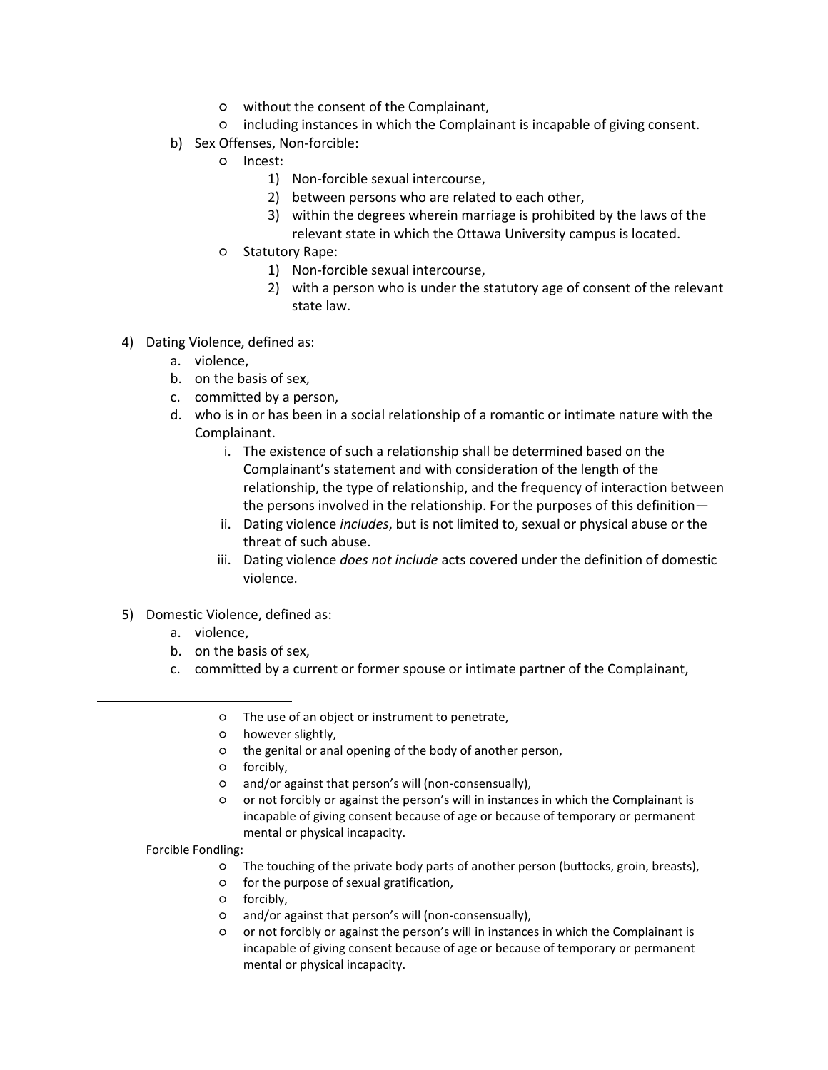- without the consent of the Complainant,
  - including instances in which the Complainant is incapable of giving consent.

b) Sex Offenses, Non-forcible:
  - Incest:
    1) Non-forcible sexual intercourse,
    2) between persons who are related to each other,
    3) within the degrees wherein marriage is prohibited by the laws of the relevant state in which the Ottawa University campus is located.
  - Statutory Rape:
    1) Non-forcible sexual intercourse,
    2) with a person who is under the statutory age of consent of the relevant state law.

4) Dating Violence, defined as:
   a. violence,
   b. on the basis of sex,
   c. committed by a person,
   d. who is in or has been in a social relationship of a romantic or intimate nature with the Complainant.
      i. The existence of such a relationship shall be determined based on the Complainant's statement and with consideration of the length of the relationship, the type of relationship, and the frequency of interaction between the persons involved in the relationship. For the purposes of this definition—
      ii. Dating violence *includes*, but is not limited to, sexual or physical abuse or the threat of such abuse.
      iii. Dating violence *does not include* acts covered under the definition of domestic violence.

5) Domestic Violence, defined as:
   a. violence,
   b. on the basis of sex,
   c. committed by a current or former spouse or intimate partner of the Complainant,

---

  - The use of an object or instrument to penetrate,
  - however slightly,
  - the genital or anal opening of the body of another person,
  - forcibly,
  - and/or against that person's will (non-consensually),
  - or not forcibly or against the person's will in instances in which the Complainant is incapable of giving consent because of age or because of temporary or permanent mental or physical incapacity.

Forcible Fondling:
  - The touching of the private body parts of another person (buttocks, groin, breasts),
  - for the purpose of sexual gratification,
  - forcibly,
  - and/or against that person's will (non-consensually),
  - or not forcibly or against the person's will in instances in which the Complainant is incapable of giving consent because of age or because of temporary or permanent mental or physical incapacity.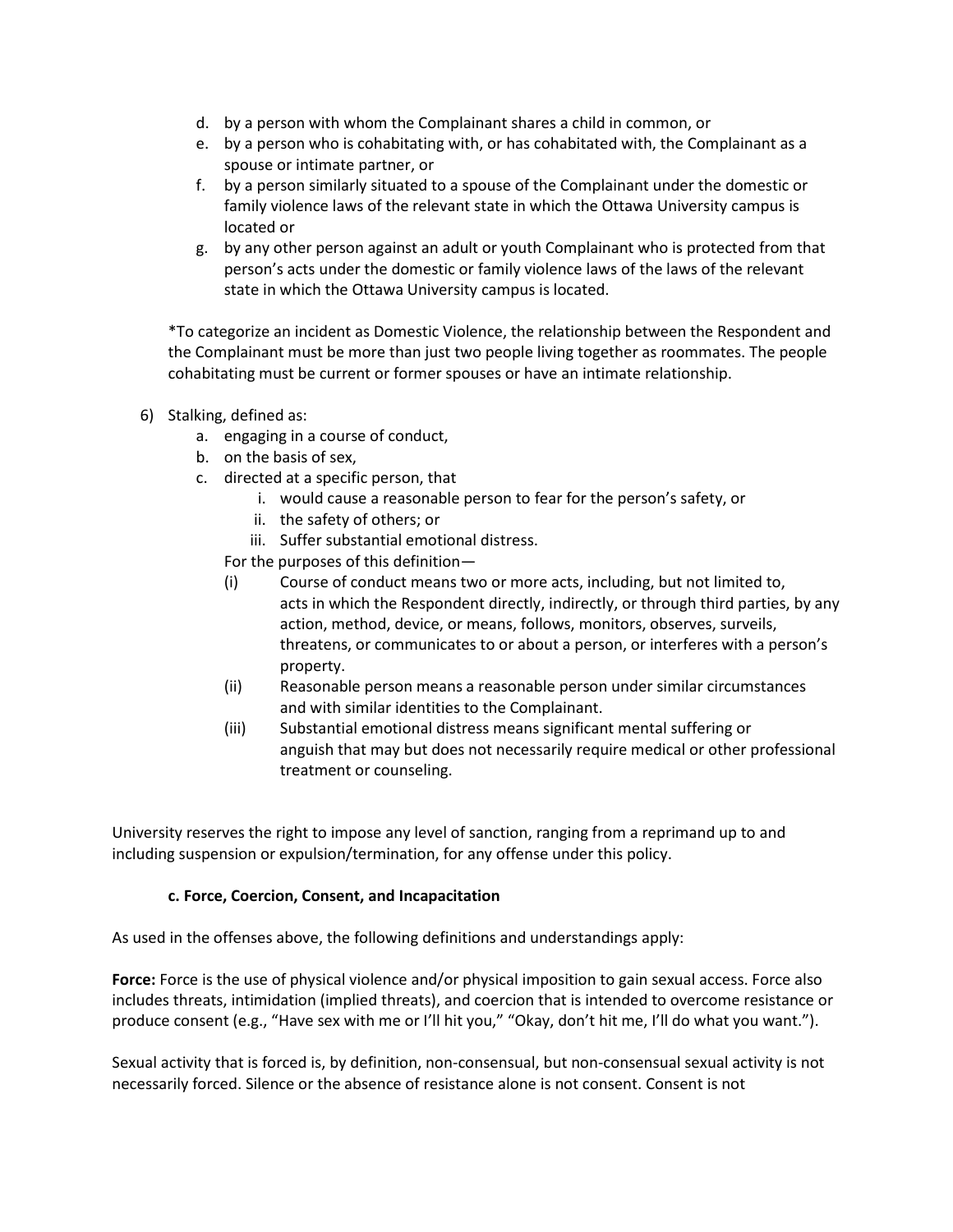d. by a person with whom the Complainant shares a child in common, or
   e. by a person who is cohabitating with, or has cohabitated with, the Complainant as a spouse or intimate partner, or
   f. by a person similarly situated to a spouse of the Complainant under the domestic or family violence laws of the relevant state in which the Ottawa University campus is located or
   g. by any other person against an adult or youth Complainant who is protected from that person's acts under the domestic or family violence laws of the laws of the relevant state in which the Ottawa University campus is located.

   *To categorize an incident as Domestic Violence, the relationship between the Respondent and the Complainant must be more than just two people living together as roommates. The people cohabitating must be current or former spouses or have an intimate relationship.

6) Stalking, defined as:
   a. engaging in a course of conduct,
   b. on the basis of sex,
   c. directed at a specific person, that
      i. would cause a reasonable person to fear for the person's safety, or
      ii. the safety of others; or
      iii. Suffer substantial emotional distress.

   For the purposes of this definition—

   (i) Course of conduct means two or more acts, including, but not limited to, acts in which the Respondent directly, indirectly, or through third parties, by any action, method, device, or means, follows, monitors, observes, surveils, threatens, or communicates to or about a person, or interferes with a person's property.

   (ii) Reasonable person means a reasonable person under similar circumstances and with similar identities to the Complainant.

   (iii) Substantial emotional distress means significant mental suffering or anguish that may but does not necessarily require medical or other professional treatment or counseling.

University reserves the right to impose any level of sanction, ranging from a reprimand up to and including suspension or expulsion/termination, for any offense under this policy.

### c. Force, Coercion, Consent, and Incapacitation

As used in the offenses above, the following definitions and understandings apply:

**Force:** Force is the use of physical violence and/or physical imposition to gain sexual access. Force also includes threats, intimidation (implied threats), and coercion that is intended to overcome resistance or produce consent (e.g., "Have sex with me or I'll hit you," "Okay, don't hit me, I'll do what you want.").

Sexual activity that is forced is, by definition, non-consensual, but non-consensual sexual activity is not necessarily forced. Silence or the absence of resistance alone is not consent. Consent is not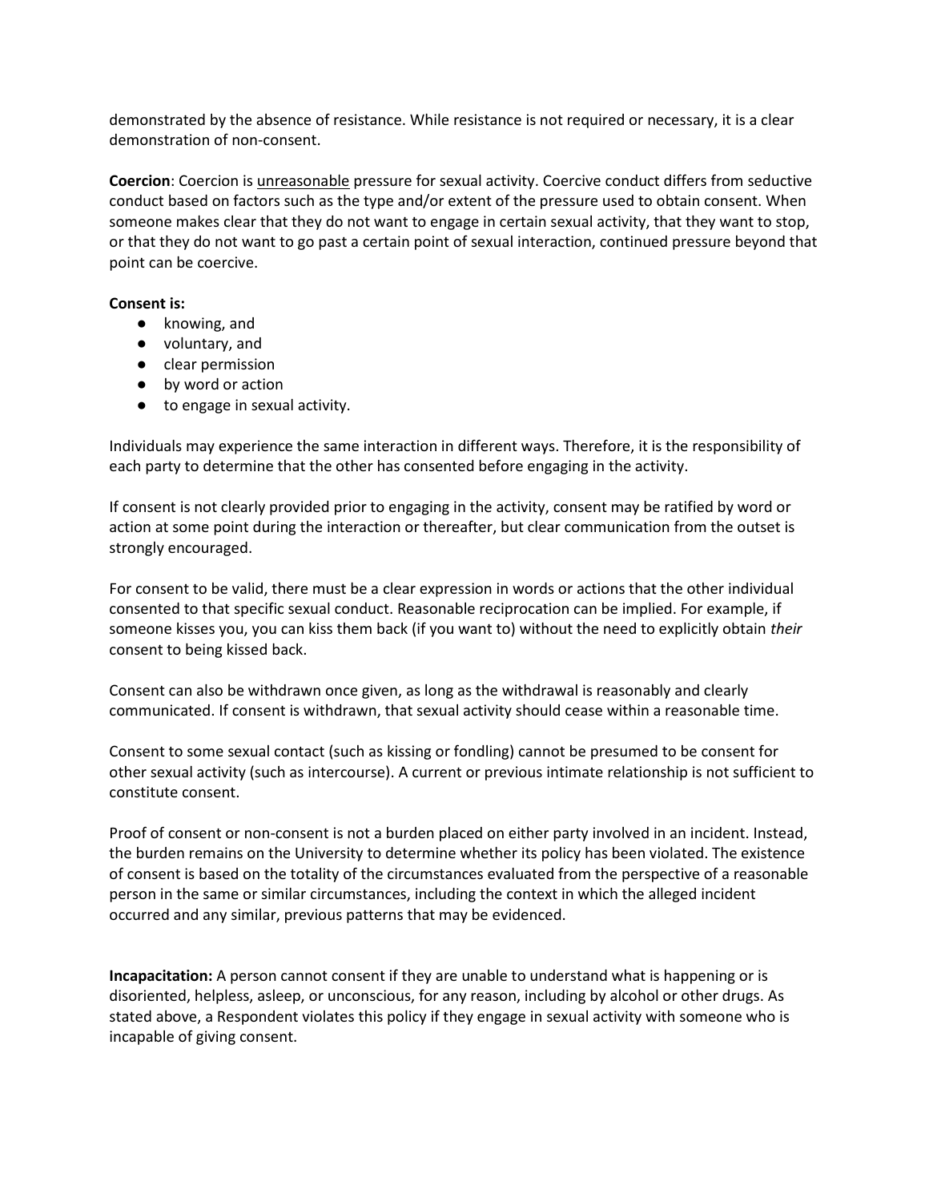demonstrated by the absence of resistance. While resistance is not required or necessary, it is a clear demonstration of non-consent.

**Coercion**: Coercion is <u>unreasonable</u> pressure for sexual activity. Coercive conduct differs from seductive conduct based on factors such as the type and/or extent of the pressure used to obtain consent. When someone makes clear that they do not want to engage in certain sexual activity, that they want to stop, or that they do not want to go past a certain point of sexual interaction, continued pressure beyond that point can be coercive.

**Consent is:**

- knowing, and
- voluntary, and
- clear permission
- by word or action
- to engage in sexual activity.

Individuals may experience the same interaction in different ways. Therefore, it is the responsibility of each party to determine that the other has consented before engaging in the activity.

If consent is not clearly provided prior to engaging in the activity, consent may be ratified by word or action at some point during the interaction or thereafter, but clear communication from the outset is strongly encouraged.

For consent to be valid, there must be a clear expression in words or actions that the other individual consented to that specific sexual conduct. Reasonable reciprocation can be implied. For example, if someone kisses you, you can kiss them back (if you want to) without the need to explicitly obtain *their* consent to being kissed back.

Consent can also be withdrawn once given, as long as the withdrawal is reasonably and clearly communicated. If consent is withdrawn, that sexual activity should cease within a reasonable time.

Consent to some sexual contact (such as kissing or fondling) cannot be presumed to be consent for other sexual activity (such as intercourse). A current or previous intimate relationship is not sufficient to constitute consent.

Proof of consent or non-consent is not a burden placed on either party involved in an incident. Instead, the burden remains on the University to determine whether its policy has been violated. The existence of consent is based on the totality of the circumstances evaluated from the perspective of a reasonable person in the same or similar circumstances, including the context in which the alleged incident occurred and any similar, previous patterns that may be evidenced.

**Incapacitation:** A person cannot consent if they are unable to understand what is happening or is disoriented, helpless, asleep, or unconscious, for any reason, including by alcohol or other drugs. As stated above, a Respondent violates this policy if they engage in sexual activity with someone who is incapable of giving consent.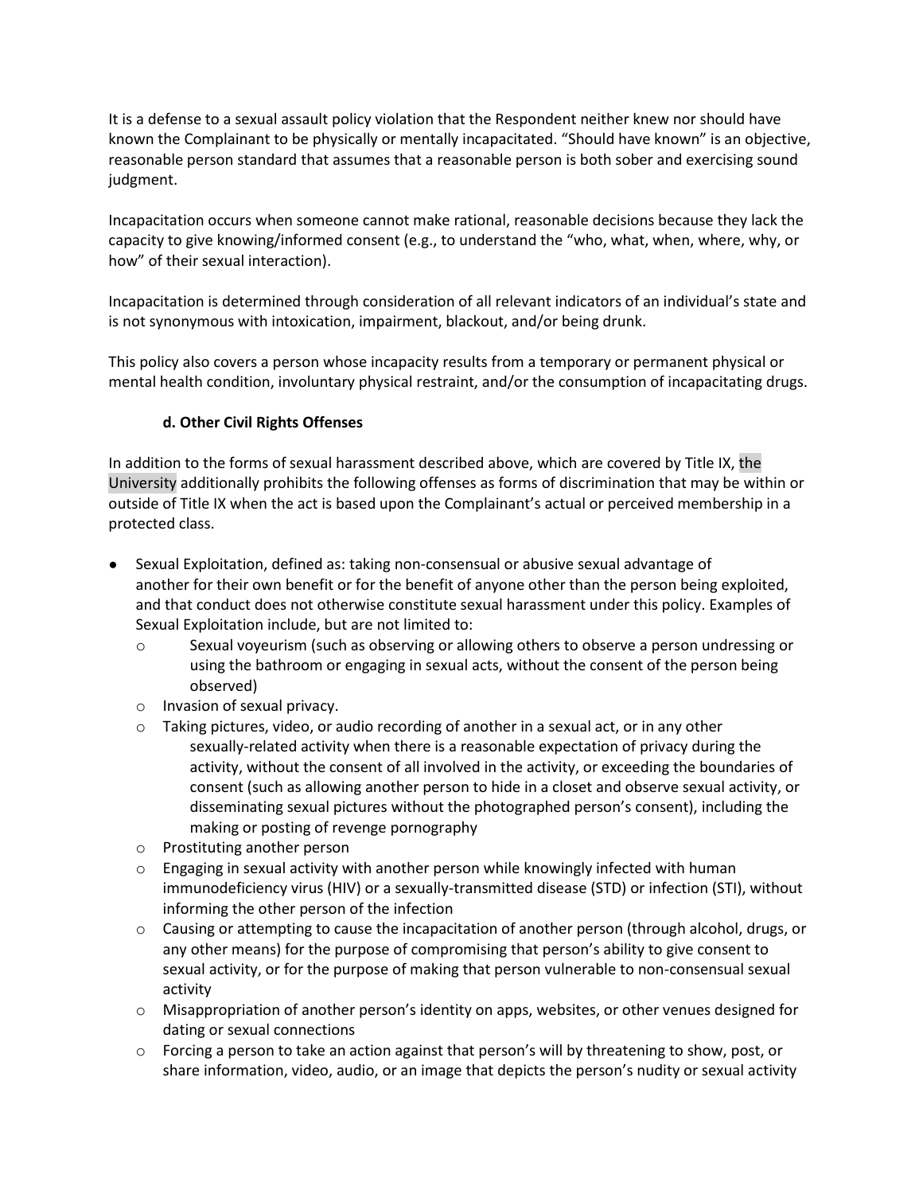It is a defense to a sexual assault policy violation that the Respondent neither knew nor should have known the Complainant to be physically or mentally incapacitated. "Should have known" is an objective, reasonable person standard that assumes that a reasonable person is both sober and exercising sound judgment.

Incapacitation occurs when someone cannot make rational, reasonable decisions because they lack the capacity to give knowing/informed consent (e.g., to understand the "who, what, when, where, why, or how" of their sexual interaction).

Incapacitation is determined through consideration of all relevant indicators of an individual's state and is not synonymous with intoxication, impairment, blackout, and/or being drunk.

This policy also covers a person whose incapacity results from a temporary or permanent physical or mental health condition, involuntary physical restraint, and/or the consumption of incapacitating drugs.

#### d. Other Civil Rights Offenses

In addition to the forms of sexual harassment described above, which are covered by Title IX, the University additionally prohibits the following offenses as forms of discrimination that may be within or outside of Title IX when the act is based upon the Complainant's actual or perceived membership in a protected class.

- Sexual Exploitation, defined as: taking non-consensual or abusive sexual advantage of another for their own benefit or for the benefit of anyone other than the person being exploited, and that conduct does not otherwise constitute sexual harassment under this policy. Examples of Sexual Exploitation include, but are not limited to:
  - Sexual voyeurism (such as observing or allowing others to observe a person undressing or using the bathroom or engaging in sexual acts, without the consent of the person being observed)
  - Invasion of sexual privacy.
  - Taking pictures, video, or audio recording of another in a sexual act, or in any other sexually-related activity when there is a reasonable expectation of privacy during the activity, without the consent of all involved in the activity, or exceeding the boundaries of consent (such as allowing another person to hide in a closet and observe sexual activity, or disseminating sexual pictures without the photographed person's consent), including the making or posting of revenge pornography
  - Prostituting another person
  - Engaging in sexual activity with another person while knowingly infected with human immunodeficiency virus (HIV) or a sexually-transmitted disease (STD) or infection (STI), without informing the other person of the infection
  - Causing or attempting to cause the incapacitation of another person (through alcohol, drugs, or any other means) for the purpose of compromising that person's ability to give consent to sexual activity, or for the purpose of making that person vulnerable to non-consensual sexual activity
  - Misappropriation of another person's identity on apps, websites, or other venues designed for dating or sexual connections
  - Forcing a person to take an action against that person's will by threatening to show, post, or share information, video, audio, or an image that depicts the person's nudity or sexual activity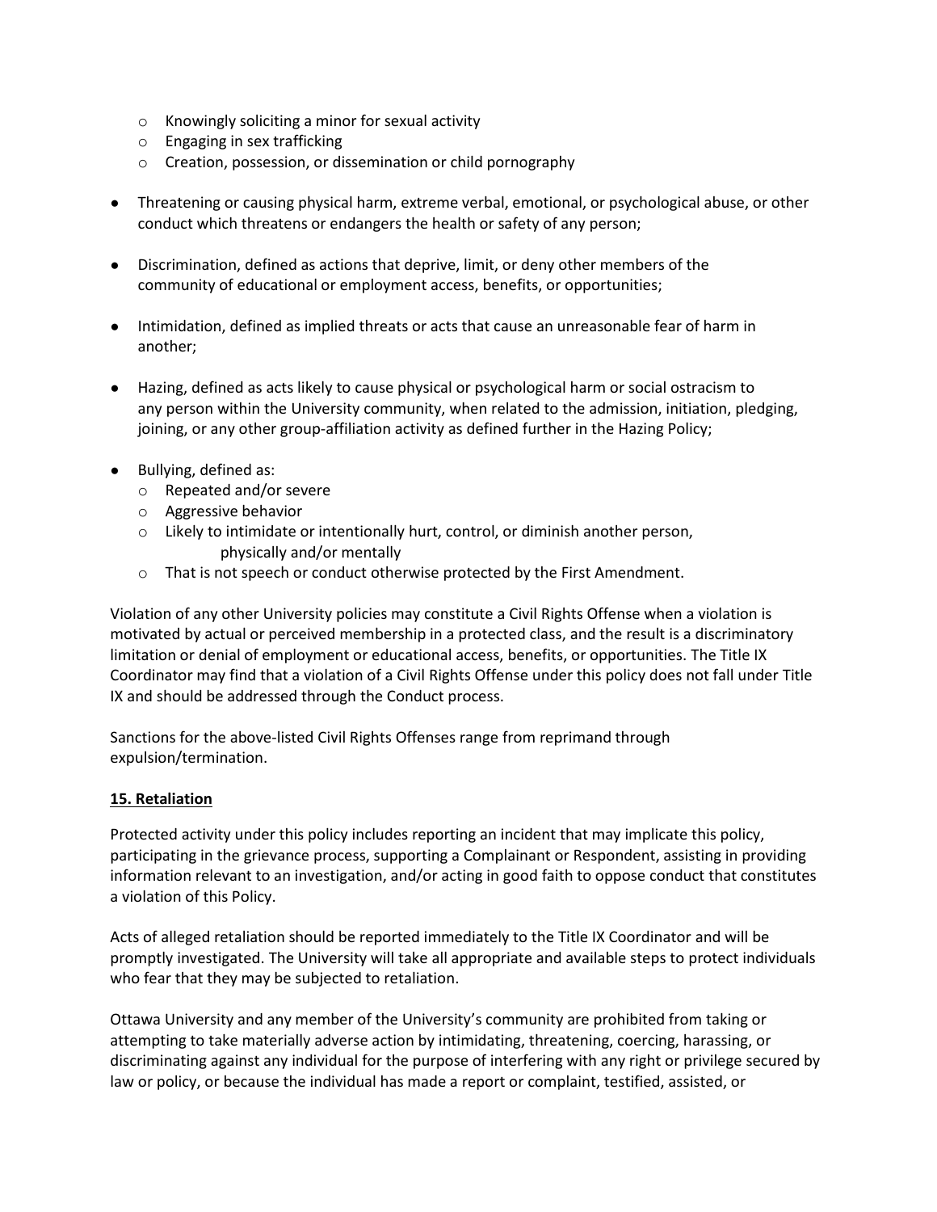- Knowingly soliciting a minor for sexual activity
  - Engaging in sex trafficking
  - Creation, possession, or dissemination or child pornography

- Threatening or causing physical harm, extreme verbal, emotional, or psychological abuse, or other conduct which threatens or endangers the health or safety of any person;

- Discrimination, defined as actions that deprive, limit, or deny other members of the community of educational or employment access, benefits, or opportunities;

- Intimidation, defined as implied threats or acts that cause an unreasonable fear of harm in another;

- Hazing, defined as acts likely to cause physical or psychological harm or social ostracism to any person within the University community, when related to the admission, initiation, pledging, joining, or any other group-affiliation activity as defined further in the Hazing Policy;

- Bullying, defined as:
  - Repeated and/or severe
  - Aggressive behavior
  - Likely to intimidate or intentionally hurt, control, or diminish another person, physically and/or mentally
  - That is not speech or conduct otherwise protected by the First Amendment.

Violation of any other University policies may constitute a Civil Rights Offense when a violation is motivated by actual or perceived membership in a protected class, and the result is a discriminatory limitation or denial of employment or educational access, benefits, or opportunities. The Title IX Coordinator may find that a violation of a Civil Rights Offense under this policy does not fall under Title IX and should be addressed through the Conduct process.

Sanctions for the above-listed Civil Rights Offenses range from reprimand through expulsion/termination.

**15. Retaliation**

Protected activity under this policy includes reporting an incident that may implicate this policy, participating in the grievance process, supporting a Complainant or Respondent, assisting in providing information relevant to an investigation, and/or acting in good faith to oppose conduct that constitutes a violation of this Policy.

Acts of alleged retaliation should be reported immediately to the Title IX Coordinator and will be promptly investigated. The University will take all appropriate and available steps to protect individuals who fear that they may be subjected to retaliation.

Ottawa University and any member of the University's community are prohibited from taking or attempting to take materially adverse action by intimidating, threatening, coercing, harassing, or discriminating against any individual for the purpose of interfering with any right or privilege secured by law or policy, or because the individual has made a report or complaint, testified, assisted, or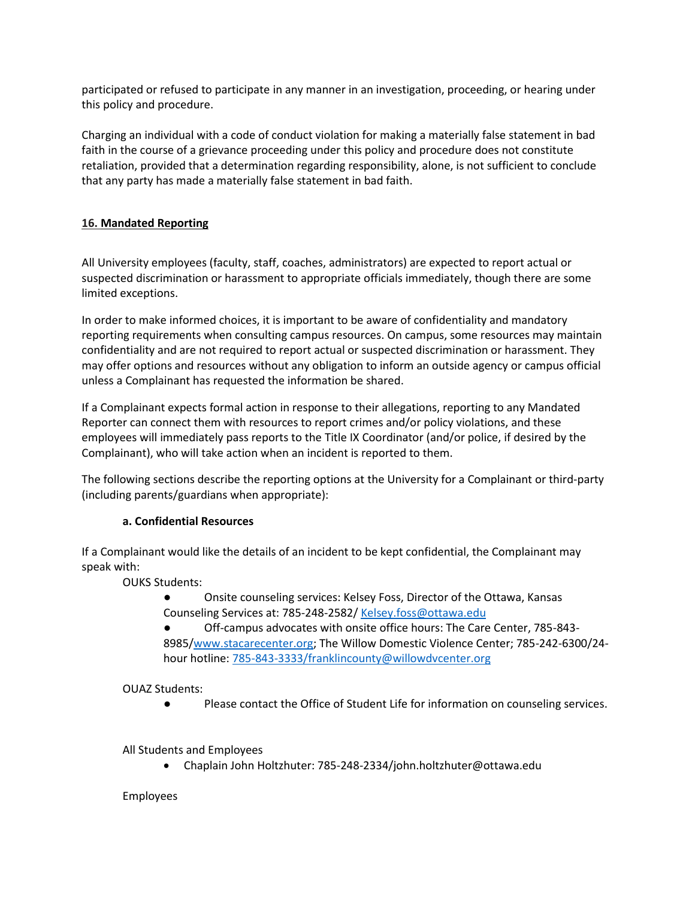participated or refused to participate in any manner in an investigation, proceeding, or hearing under this policy and procedure.

Charging an individual with a code of conduct violation for making a materially false statement in bad faith in the course of a grievance proceeding under this policy and procedure does not constitute retaliation, provided that a determination regarding responsibility, alone, is not sufficient to conclude that any party has made a materially false statement in bad faith.

## 16. Mandated Reporting

All University employees (faculty, staff, coaches, administrators) are expected to report actual or suspected discrimination or harassment to appropriate officials immediately, though there are some limited exceptions.

In order to make informed choices, it is important to be aware of confidentiality and mandatory reporting requirements when consulting campus resources. On campus, some resources may maintain confidentiality and are not required to report actual or suspected discrimination or harassment. They may offer options and resources without any obligation to inform an outside agency or campus official unless a Complainant has requested the information be shared.

If a Complainant expects formal action in response to their allegations, reporting to any Mandated Reporter can connect them with resources to report crimes and/or policy violations, and these employees will immediately pass reports to the Title IX Coordinator (and/or police, if desired by the Complainant), who will take action when an incident is reported to them.

The following sections describe the reporting options at the University for a Complainant or third-party (including parents/guardians when appropriate):

### a. Confidential Resources

If a Complainant would like the details of an incident to be kept confidential, the Complainant may speak with:

OUKS Students:

- Onsite counseling services: Kelsey Foss, Director of the Ottawa, Kansas Counseling Services at: 785-248-2582/ Kelsey.foss@ottawa.edu
- Off-campus advocates with onsite office hours: The Care Center, 785-843-8985/www.stacarecenter.org; The Willow Domestic Violence Center; 785-242-6300/24-hour hotline: 785-843-3333/franklincounty@willowdvcenter.org

OUAZ Students:

- Please contact the Office of Student Life for information on counseling services.

All Students and Employees

- Chaplain John Holtzhuter: 785-248-2334/john.holtzhuter@ottawa.edu

Employees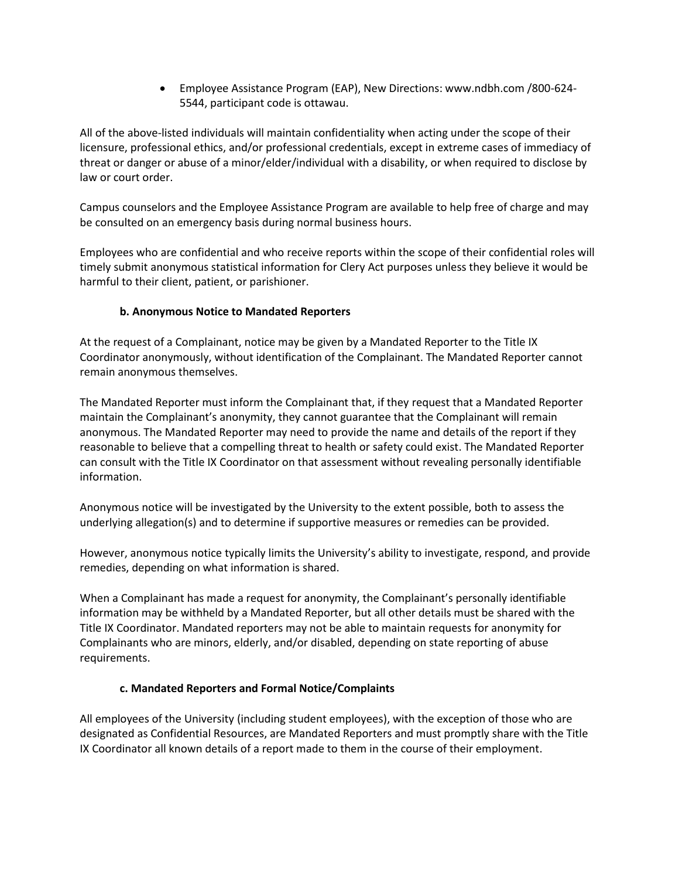- Employee Assistance Program (EAP), New Directions: www.ndbh.com /800-624-5544, participant code is ottawau.

All of the above-listed individuals will maintain confidentiality when acting under the scope of their licensure, professional ethics, and/or professional credentials, except in extreme cases of immediacy of threat or danger or abuse of a minor/elder/individual with a disability, or when required to disclose by law or court order.

Campus counselors and the Employee Assistance Program are available to help free of charge and may be consulted on an emergency basis during normal business hours.

Employees who are confidential and who receive reports within the scope of their confidential roles will timely submit anonymous statistical information for Clery Act purposes unless they believe it would be harmful to their client, patient, or parishioner.

#### b. Anonymous Notice to Mandated Reporters

At the request of a Complainant, notice may be given by a Mandated Reporter to the Title IX Coordinator anonymously, without identification of the Complainant. The Mandated Reporter cannot remain anonymous themselves.

The Mandated Reporter must inform the Complainant that, if they request that a Mandated Reporter maintain the Complainant's anonymity, they cannot guarantee that the Complainant will remain anonymous. The Mandated Reporter may need to provide the name and details of the report if they reasonable to believe that a compelling threat to health or safety could exist. The Mandated Reporter can consult with the Title IX Coordinator on that assessment without revealing personally identifiable information.

Anonymous notice will be investigated by the University to the extent possible, both to assess the underlying allegation(s) and to determine if supportive measures or remedies can be provided.

However, anonymous notice typically limits the University's ability to investigate, respond, and provide remedies, depending on what information is shared.

When a Complainant has made a request for anonymity, the Complainant's personally identifiable information may be withheld by a Mandated Reporter, but all other details must be shared with the Title IX Coordinator. Mandated reporters may not be able to maintain requests for anonymity for Complainants who are minors, elderly, and/or disabled, depending on state reporting of abuse requirements.

#### c. Mandated Reporters and Formal Notice/Complaints

All employees of the University (including student employees), with the exception of those who are designated as Confidential Resources, are Mandated Reporters and must promptly share with the Title IX Coordinator all known details of a report made to them in the course of their employment.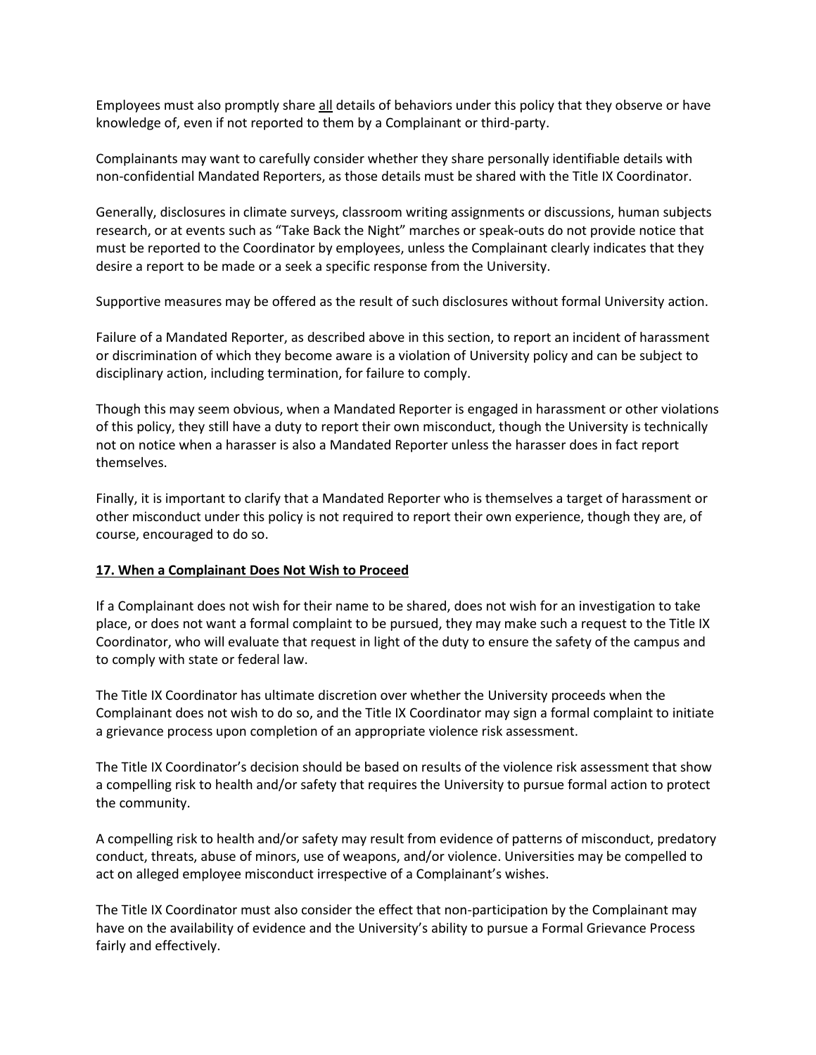Employees must also promptly share <u>all</u> details of behaviors under this policy that they observe or have knowledge of, even if not reported to them by a Complainant or third-party.

Complainants may want to carefully consider whether they share personally identifiable details with non-confidential Mandated Reporters, as those details must be shared with the Title IX Coordinator.

Generally, disclosures in climate surveys, classroom writing assignments or discussions, human subjects research, or at events such as "Take Back the Night" marches or speak-outs do not provide notice that must be reported to the Coordinator by employees, unless the Complainant clearly indicates that they desire a report to be made or a seek a specific response from the University.

Supportive measures may be offered as the result of such disclosures without formal University action.

Failure of a Mandated Reporter, as described above in this section, to report an incident of harassment or discrimination of which they become aware is a violation of University policy and can be subject to disciplinary action, including termination, for failure to comply.

Though this may seem obvious, when a Mandated Reporter is engaged in harassment or other violations of this policy, they still have a duty to report their own misconduct, though the University is technically not on notice when a harasser is also a Mandated Reporter unless the harasser does in fact report themselves.

Finally, it is important to clarify that a Mandated Reporter who is themselves a target of harassment or other misconduct under this policy is not required to report their own experience, though they are, of course, encouraged to do so.

## 17. When a Complainant Does Not Wish to Proceed

If a Complainant does not wish for their name to be shared, does not wish for an investigation to take place, or does not want a formal complaint to be pursued, they may make such a request to the Title IX Coordinator, who will evaluate that request in light of the duty to ensure the safety of the campus and to comply with state or federal law.

The Title IX Coordinator has ultimate discretion over whether the University proceeds when the Complainant does not wish to do so, and the Title IX Coordinator may sign a formal complaint to initiate a grievance process upon completion of an appropriate violence risk assessment.

The Title IX Coordinator's decision should be based on results of the violence risk assessment that show a compelling risk to health and/or safety that requires the University to pursue formal action to protect the community.

A compelling risk to health and/or safety may result from evidence of patterns of misconduct, predatory conduct, threats, abuse of minors, use of weapons, and/or violence. Universities may be compelled to act on alleged employee misconduct irrespective of a Complainant's wishes.

The Title IX Coordinator must also consider the effect that non-participation by the Complainant may have on the availability of evidence and the University's ability to pursue a Formal Grievance Process fairly and effectively.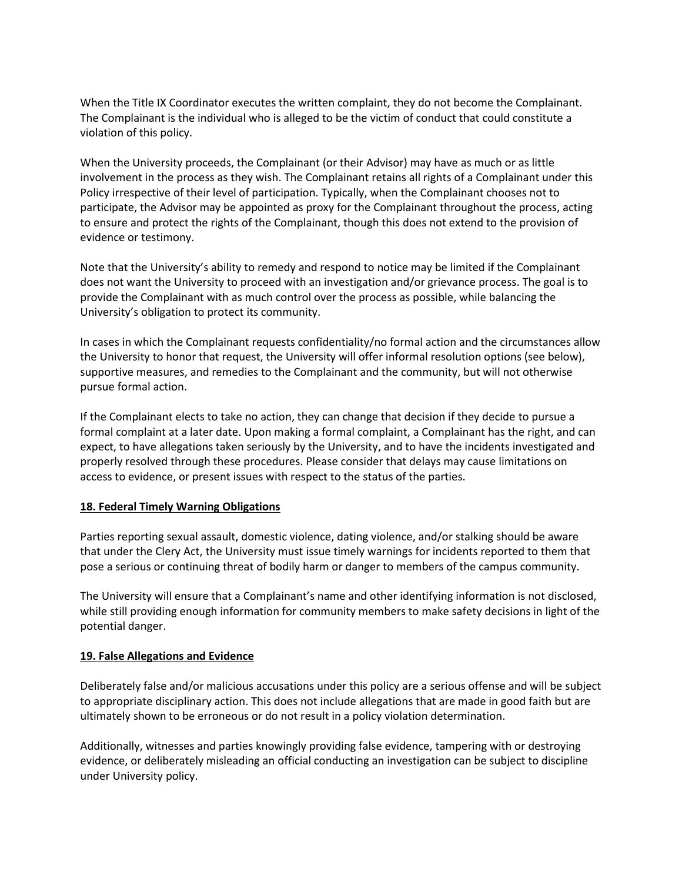When the Title IX Coordinator executes the written complaint, they do not become the Complainant. The Complainant is the individual who is alleged to be the victim of conduct that could constitute a violation of this policy.

When the University proceeds, the Complainant (or their Advisor) may have as much or as little involvement in the process as they wish. The Complainant retains all rights of a Complainant under this Policy irrespective of their level of participation. Typically, when the Complainant chooses not to participate, the Advisor may be appointed as proxy for the Complainant throughout the process, acting to ensure and protect the rights of the Complainant, though this does not extend to the provision of evidence or testimony.

Note that the University's ability to remedy and respond to notice may be limited if the Complainant does not want the University to proceed with an investigation and/or grievance process. The goal is to provide the Complainant with as much control over the process as possible, while balancing the University's obligation to protect its community.

In cases in which the Complainant requests confidentiality/no formal action and the circumstances allow the University to honor that request, the University will offer informal resolution options (see below), supportive measures, and remedies to the Complainant and the community, but will not otherwise pursue formal action.

If the Complainant elects to take no action, they can change that decision if they decide to pursue a formal complaint at a later date. Upon making a formal complaint, a Complainant has the right, and can expect, to have allegations taken seriously by the University, and to have the incidents investigated and properly resolved through these procedures. Please consider that delays may cause limitations on access to evidence, or present issues with respect to the status of the parties.

## 18. Federal Timely Warning Obligations

Parties reporting sexual assault, domestic violence, dating violence, and/or stalking should be aware that under the Clery Act, the University must issue timely warnings for incidents reported to them that pose a serious or continuing threat of bodily harm or danger to members of the campus community.

The University will ensure that a Complainant's name and other identifying information is not disclosed, while still providing enough information for community members to make safety decisions in light of the potential danger.

## 19. False Allegations and Evidence

Deliberately false and/or malicious accusations under this policy are a serious offense and will be subject to appropriate disciplinary action. This does not include allegations that are made in good faith but are ultimately shown to be erroneous or do not result in a policy violation determination.

Additionally, witnesses and parties knowingly providing false evidence, tampering with or destroying evidence, or deliberately misleading an official conducting an investigation can be subject to discipline under University policy.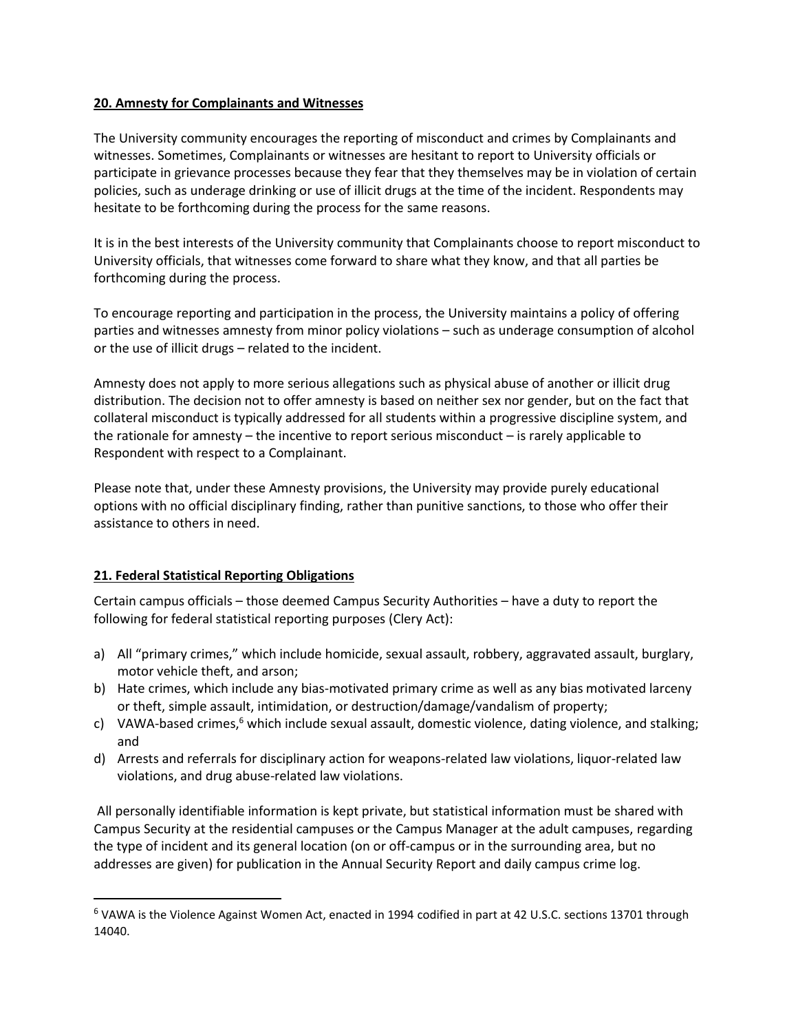**20. Amnesty for Complainants and Witnesses**

The University community encourages the reporting of misconduct and crimes by Complainants and witnesses. Sometimes, Complainants or witnesses are hesitant to report to University officials or participate in grievance processes because they fear that they themselves may be in violation of certain policies, such as underage drinking or use of illicit drugs at the time of the incident. Respondents may hesitate to be forthcoming during the process for the same reasons.

It is in the best interests of the University community that Complainants choose to report misconduct to University officials, that witnesses come forward to share what they know, and that all parties be forthcoming during the process.

To encourage reporting and participation in the process, the University maintains a policy of offering parties and witnesses amnesty from minor policy violations – such as underage consumption of alcohol or the use of illicit drugs – related to the incident.

Amnesty does not apply to more serious allegations such as physical abuse of another or illicit drug distribution. The decision not to offer amnesty is based on neither sex nor gender, but on the fact that collateral misconduct is typically addressed for all students within a progressive discipline system, and the rationale for amnesty – the incentive to report serious misconduct – is rarely applicable to Respondent with respect to a Complainant.

Please note that, under these Amnesty provisions, the University may provide purely educational options with no official disciplinary finding, rather than punitive sanctions, to those who offer their assistance to others in need.

**21. Federal Statistical Reporting Obligations**

Certain campus officials – those deemed Campus Security Authorities – have a duty to report the following for federal statistical reporting purposes (Clery Act):

a) All "primary crimes," which include homicide, sexual assault, robbery, aggravated assault, burglary, motor vehicle theft, and arson;
b) Hate crimes, which include any bias-motivated primary crime as well as any bias motivated larceny or theft, simple assault, intimidation, or destruction/damage/vandalism of property;
c) VAWA-based crimes,[6] which include sexual assault, domestic violence, dating violence, and stalking; and
d) Arrests and referrals for disciplinary action for weapons-related law violations, liquor-related law violations, and drug abuse-related law violations.

All personally identifiable information is kept private, but statistical information must be shared with Campus Security at the residential campuses or the Campus Manager at the adult campuses, regarding the type of incident and its general location (on or off-campus or in the surrounding area, but no addresses are given) for publication in the Annual Security Report and daily campus crime log.

---

[6] VAWA is the Violence Against Women Act, enacted in 1994 codified in part at 42 U.S.C. sections 13701 through 14040.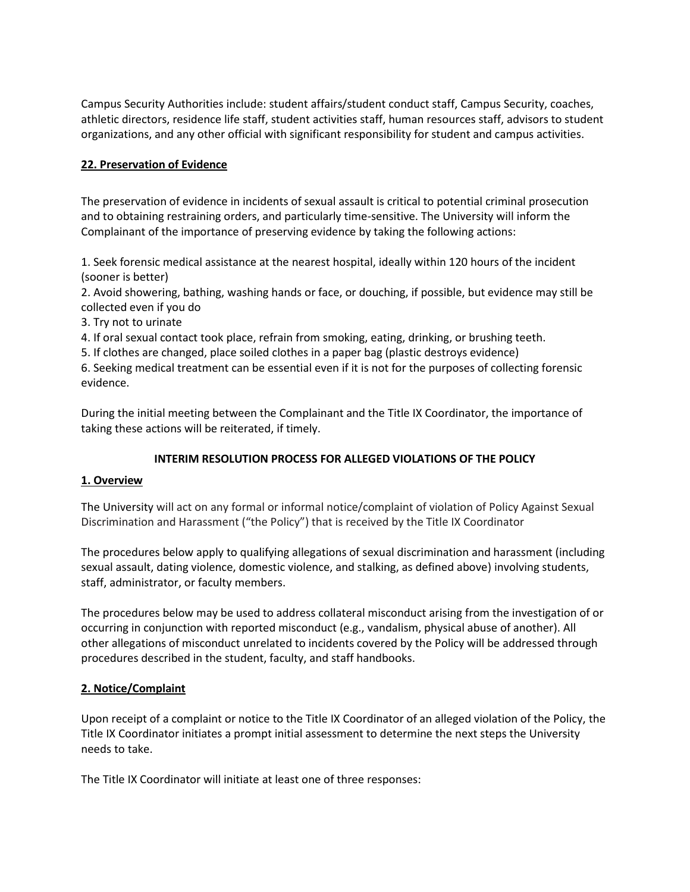Campus Security Authorities include: student affairs/student conduct staff, Campus Security, coaches, athletic directors, residence life staff, student activities staff, human resources staff, advisors to student organizations, and any other official with significant responsibility for student and campus activities.

## 22. Preservation of Evidence

The preservation of evidence in incidents of sexual assault is critical to potential criminal prosecution and to obtaining restraining orders, and particularly time-sensitive. The University will inform the Complainant of the importance of preserving evidence by taking the following actions:

1. Seek forensic medical assistance at the nearest hospital, ideally within 120 hours of the incident (sooner is better)
2. Avoid showering, bathing, washing hands or face, or douching, if possible, but evidence may still be collected even if you do
3. Try not to urinate
4. If oral sexual contact took place, refrain from smoking, eating, drinking, or brushing teeth.
5. If clothes are changed, place soiled clothes in a paper bag (plastic destroys evidence)
6. Seeking medical treatment can be essential even if it is not for the purposes of collecting forensic evidence.

During the initial meeting between the Complainant and the Title IX Coordinator, the importance of taking these actions will be reiterated, if timely.

# INTERIM RESOLUTION PROCESS FOR ALLEGED VIOLATIONS OF THE POLICY

## 1. Overview

The University will act on any formal or informal notice/complaint of violation of Policy Against Sexual Discrimination and Harassment ("the Policy") that is received by the Title IX Coordinator

The procedures below apply to qualifying allegations of sexual discrimination and harassment (including sexual assault, dating violence, domestic violence, and stalking, as defined above) involving students, staff, administrator, or faculty members.

The procedures below may be used to address collateral misconduct arising from the investigation of or occurring in conjunction with reported misconduct (e.g., vandalism, physical abuse of another). All other allegations of misconduct unrelated to incidents covered by the Policy will be addressed through procedures described in the student, faculty, and staff handbooks.

## 2. Notice/Complaint

Upon receipt of a complaint or notice to the Title IX Coordinator of an alleged violation of the Policy, the Title IX Coordinator initiates a prompt initial assessment to determine the next steps the University needs to take.

The Title IX Coordinator will initiate at least one of three responses: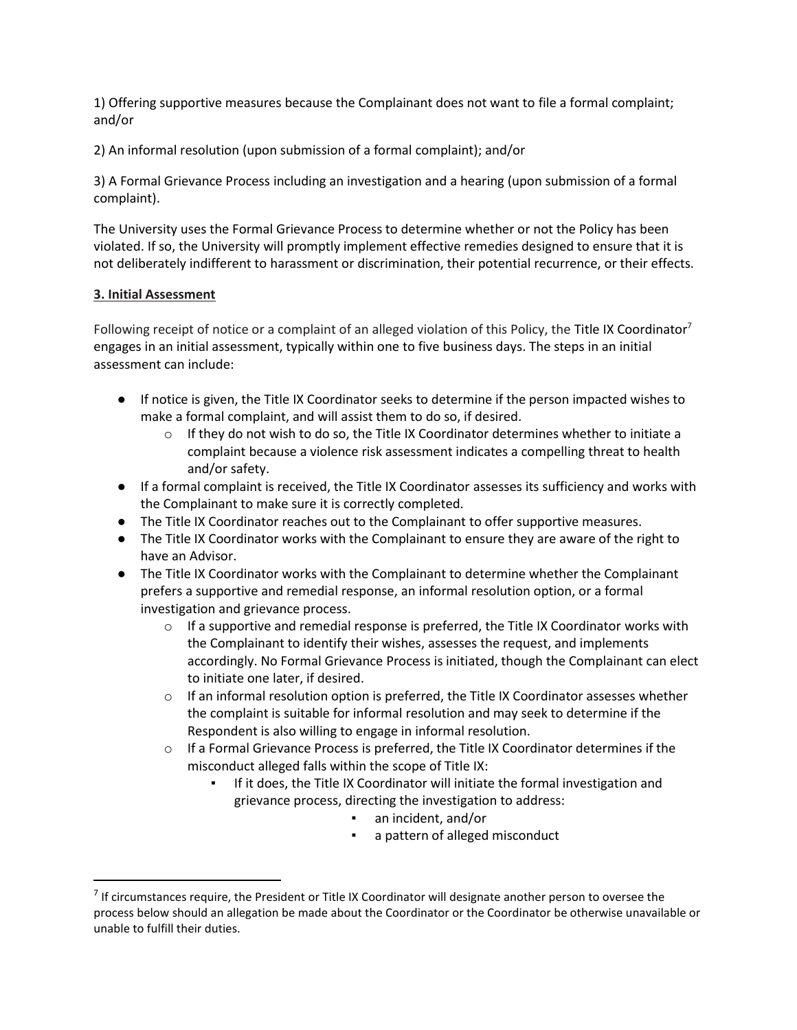1) Offering supportive measures because the Complainant does not want to file a formal complaint; and/or

2) An informal resolution (upon submission of a formal complaint); and/or

3) A Formal Grievance Process including an investigation and a hearing (upon submission of a formal complaint).

The University uses the Formal Grievance Process to determine whether or not the Policy has been violated. If so, the University will promptly implement effective remedies designed to ensure that it is not deliberately indifferent to harassment or discrimination, their potential recurrence, or their effects.

**3. Initial Assessment**

Following receipt of notice or a complaint of an alleged violation of this Policy, the Title IX Coordinator[7] engages in an initial assessment, typically within one to five business days. The steps in an initial assessment can include:

- If notice is given, the Title IX Coordinator seeks to determine if the person impacted wishes to make a formal complaint, and will assist them to do so, if desired.
    - If they do not wish to do so, the Title IX Coordinator determines whether to initiate a complaint because a violence risk assessment indicates a compelling threat to health and/or safety.
- If a formal complaint is received, the Title IX Coordinator assesses its sufficiency and works with the Complainant to make sure it is correctly completed.
- The Title IX Coordinator reaches out to the Complainant to offer supportive measures.
- The Title IX Coordinator works with the Complainant to ensure they are aware of the right to have an Advisor.
- The Title IX Coordinator works with the Complainant to determine whether the Complainant prefers a supportive and remedial response, an informal resolution option, or a formal investigation and grievance process.
    - If a supportive and remedial response is preferred, the Title IX Coordinator works with the Complainant to identify their wishes, assesses the request, and implements accordingly. No Formal Grievance Process is initiated, though the Complainant can elect to initiate one later, if desired.
    - If an informal resolution option is preferred, the Title IX Coordinator assesses whether the complaint is suitable for informal resolution and may seek to determine if the Respondent is also willing to engage in informal resolution.
    - If a Formal Grievance Process is preferred, the Title IX Coordinator determines if the misconduct alleged falls within the scope of Title IX:
        - If it does, the Title IX Coordinator will initiate the formal investigation and grievance process, directing the investigation to address:
            - an incident, and/or
            - a pattern of alleged misconduct

[7] If circumstances require, the President or Title IX Coordinator will designate another person to oversee the process below should an allegation be made about the Coordinator or the Coordinator be otherwise unavailable or unable to fulfill their duties.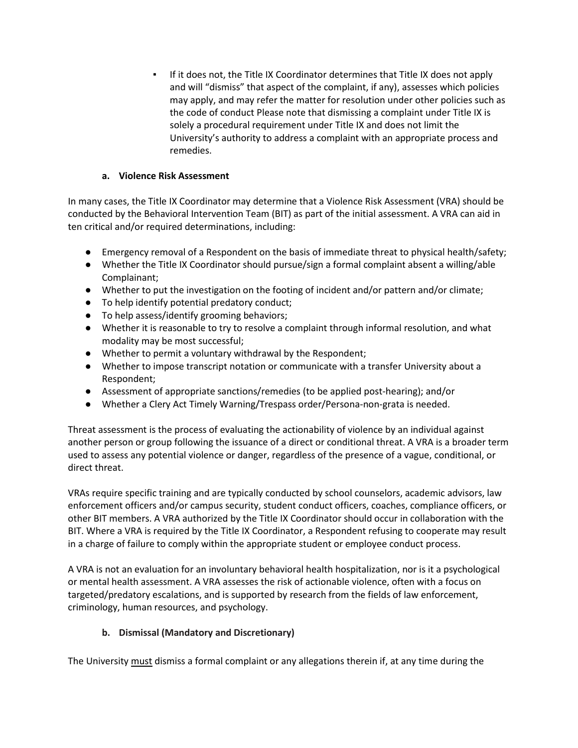- If it does not, the Title IX Coordinator determines that Title IX does not apply and will "dismiss" that aspect of the complaint, if any), assesses which policies may apply, and may refer the matter for resolution under other policies such as the code of conduct Please note that dismissing a complaint under Title IX is solely a procedural requirement under Title IX and does not limit the University's authority to address a complaint with an appropriate process and remedies.

### a. Violence Risk Assessment

In many cases, the Title IX Coordinator may determine that a Violence Risk Assessment (VRA) should be conducted by the Behavioral Intervention Team (BIT) as part of the initial assessment. A VRA can aid in ten critical and/or required determinations, including:

- Emergency removal of a Respondent on the basis of immediate threat to physical health/safety;
- Whether the Title IX Coordinator should pursue/sign a formal complaint absent a willing/able Complainant;
- Whether to put the investigation on the footing of incident and/or pattern and/or climate;
- To help identify potential predatory conduct;
- To help assess/identify grooming behaviors;
- Whether it is reasonable to try to resolve a complaint through informal resolution, and what modality may be most successful;
- Whether to permit a voluntary withdrawal by the Respondent;
- Whether to impose transcript notation or communicate with a transfer University about a Respondent;
- Assessment of appropriate sanctions/remedies (to be applied post-hearing); and/or
- Whether a Clery Act Timely Warning/Trespass order/Persona-non-grata is needed.

Threat assessment is the process of evaluating the actionability of violence by an individual against another person or group following the issuance of a direct or conditional threat. A VRA is a broader term used to assess any potential violence or danger, regardless of the presence of a vague, conditional, or direct threat.

VRAs require specific training and are typically conducted by school counselors, academic advisors, law enforcement officers and/or campus security, student conduct officers, coaches, compliance officers, or other BIT members. A VRA authorized by the Title IX Coordinator should occur in collaboration with the BIT. Where a VRA is required by the Title IX Coordinator, a Respondent refusing to cooperate may result in a charge of failure to comply within the appropriate student or employee conduct process.

A VRA is not an evaluation for an involuntary behavioral health hospitalization, nor is it a psychological or mental health assessment. A VRA assesses the risk of actionable violence, often with a focus on targeted/predatory escalations, and is supported by research from the fields of law enforcement, criminology, human resources, and psychology.

### b. Dismissal (Mandatory and Discretionary)

The University <u>must</u> dismiss a formal complaint or any allegations therein if, at any time during the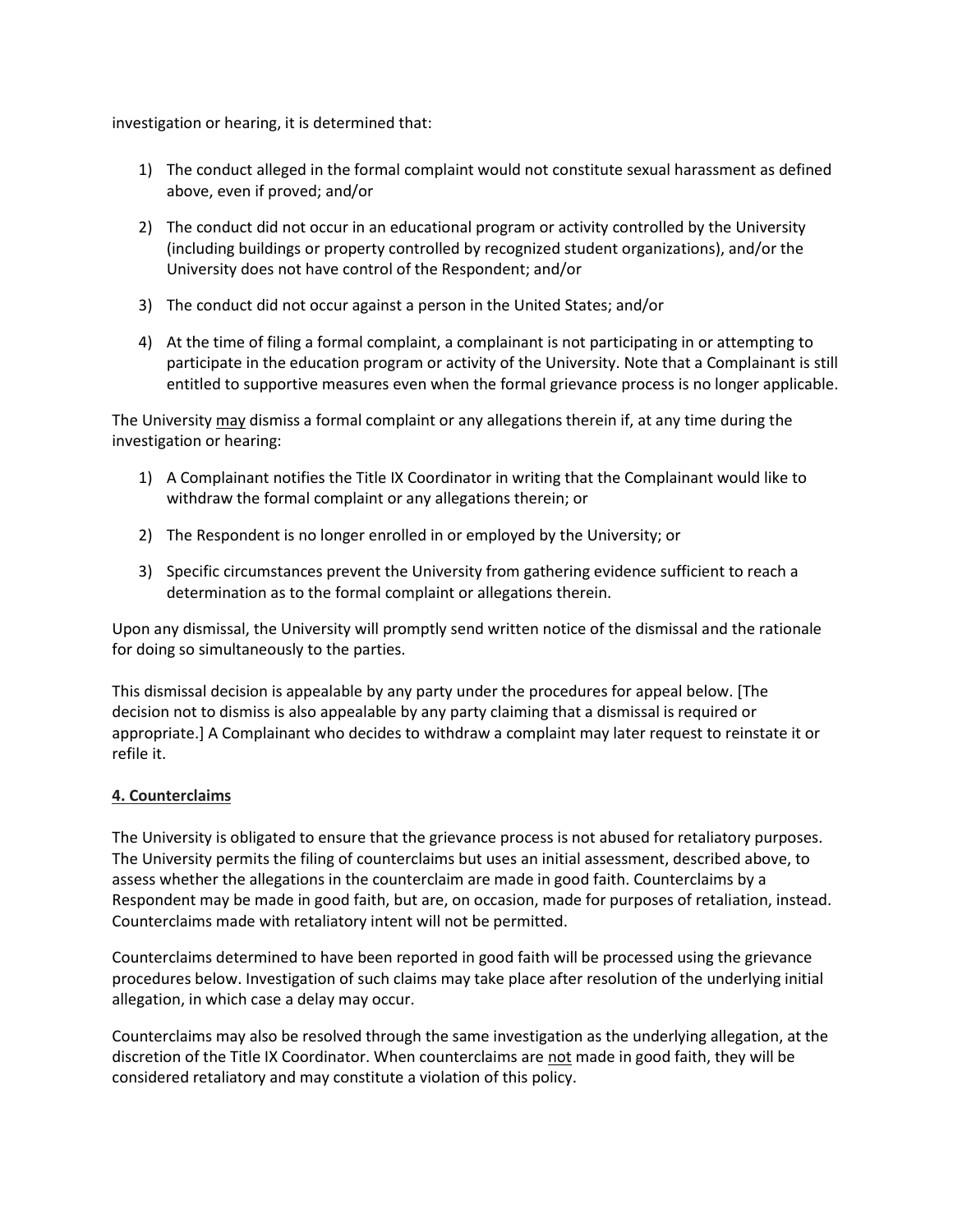investigation or hearing, it is determined that:

1) The conduct alleged in the formal complaint would not constitute sexual harassment as defined above, even if proved; and/or

2) The conduct did not occur in an educational program or activity controlled by the University (including buildings or property controlled by recognized student organizations), and/or the University does not have control of the Respondent; and/or

3) The conduct did not occur against a person in the United States; and/or

4) At the time of filing a formal complaint, a complainant is not participating in or attempting to participate in the education program or activity of the University. Note that a Complainant is still entitled to supportive measures even when the formal grievance process is no longer applicable.

The University <u>may</u> dismiss a formal complaint or any allegations therein if, at any time during the investigation or hearing:

1) A Complainant notifies the Title IX Coordinator in writing that the Complainant would like to withdraw the formal complaint or any allegations therein; or

2) The Respondent is no longer enrolled in or employed by the University; or

3) Specific circumstances prevent the University from gathering evidence sufficient to reach a determination as to the formal complaint or allegations therein.

Upon any dismissal, the University will promptly send written notice of the dismissal and the rationale for doing so simultaneously to the parties.

This dismissal decision is appealable by any party under the procedures for appeal below. [The decision not to dismiss is also appealable by any party claiming that a dismissal is required or appropriate.] A Complainant who decides to withdraw a complaint may later request to reinstate it or refile it.

**4. Counterclaims**

The University is obligated to ensure that the grievance process is not abused for retaliatory purposes. The University permits the filing of counterclaims but uses an initial assessment, described above, to assess whether the allegations in the counterclaim are made in good faith. Counterclaims by a Respondent may be made in good faith, but are, on occasion, made for purposes of retaliation, instead. Counterclaims made with retaliatory intent will not be permitted.

Counterclaims determined to have been reported in good faith will be processed using the grievance procedures below. Investigation of such claims may take place after resolution of the underlying initial allegation, in which case a delay may occur.

Counterclaims may also be resolved through the same investigation as the underlying allegation, at the discretion of the Title IX Coordinator. When counterclaims are <u>not</u> made in good faith, they will be considered retaliatory and may constitute a violation of this policy.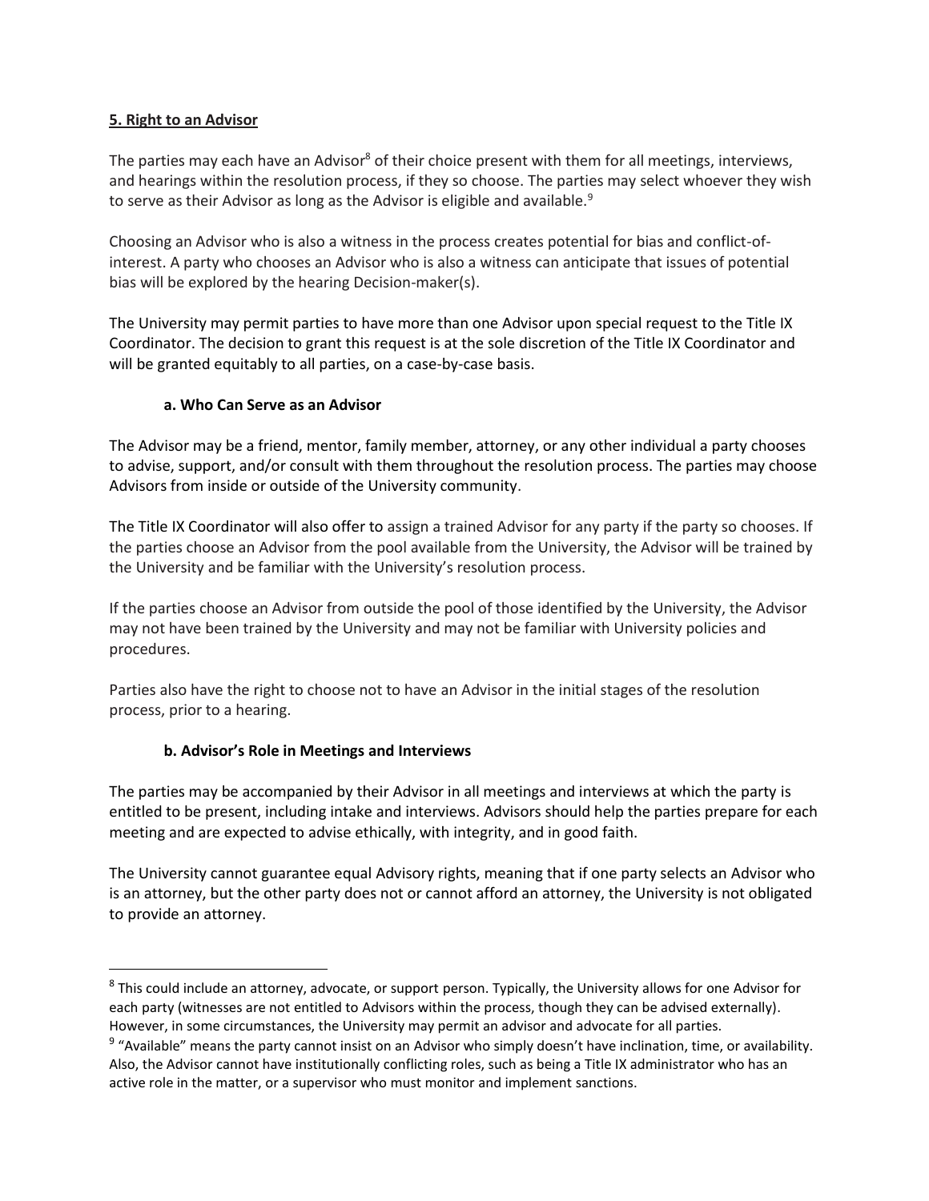## 5. Right to an Advisor

The parties may each have an Advisor[8] of their choice present with them for all meetings, interviews, and hearings within the resolution process, if they so choose. The parties may select whoever they wish to serve as their Advisor as long as the Advisor is eligible and available.[9]

Choosing an Advisor who is also a witness in the process creates potential for bias and conflict-of-interest. A party who chooses an Advisor who is also a witness can anticipate that issues of potential bias will be explored by the hearing Decision-maker(s).

The University may permit parties to have more than one Advisor upon special request to the Title IX Coordinator. The decision to grant this request is at the sole discretion of the Title IX Coordinator and will be granted equitably to all parties, on a case-by-case basis.

### a. Who Can Serve as an Advisor

The Advisor may be a friend, mentor, family member, attorney, or any other individual a party chooses to advise, support, and/or consult with them throughout the resolution process. The parties may choose Advisors from inside or outside of the University community.

The Title IX Coordinator will also offer to assign a trained Advisor for any party if the party so chooses. If the parties choose an Advisor from the pool available from the University, the Advisor will be trained by the University and be familiar with the University's resolution process.

If the parties choose an Advisor from outside the pool of those identified by the University, the Advisor may not have been trained by the University and may not be familiar with University policies and procedures.

Parties also have the right to choose not to have an Advisor in the initial stages of the resolution process, prior to a hearing.

### b. Advisor's Role in Meetings and Interviews

The parties may be accompanied by their Advisor in all meetings and interviews at which the party is entitled to be present, including intake and interviews. Advisors should help the parties prepare for each meeting and are expected to advise ethically, with integrity, and in good faith.

The University cannot guarantee equal Advisory rights, meaning that if one party selects an Advisor who is an attorney, but the other party does not or cannot afford an attorney, the University is not obligated to provide an attorney.

---

[8] This could include an attorney, advocate, or support person. Typically, the University allows for one Advisor for each party (witnesses are not entitled to Advisors within the process, though they can be advised externally). However, in some circumstances, the University may permit an advisor and advocate for all parties.

[9] "Available" means the party cannot insist on an Advisor who simply doesn't have inclination, time, or availability. Also, the Advisor cannot have institutionally conflicting roles, such as being a Title IX administrator who has an active role in the matter, or a supervisor who must monitor and implement sanctions.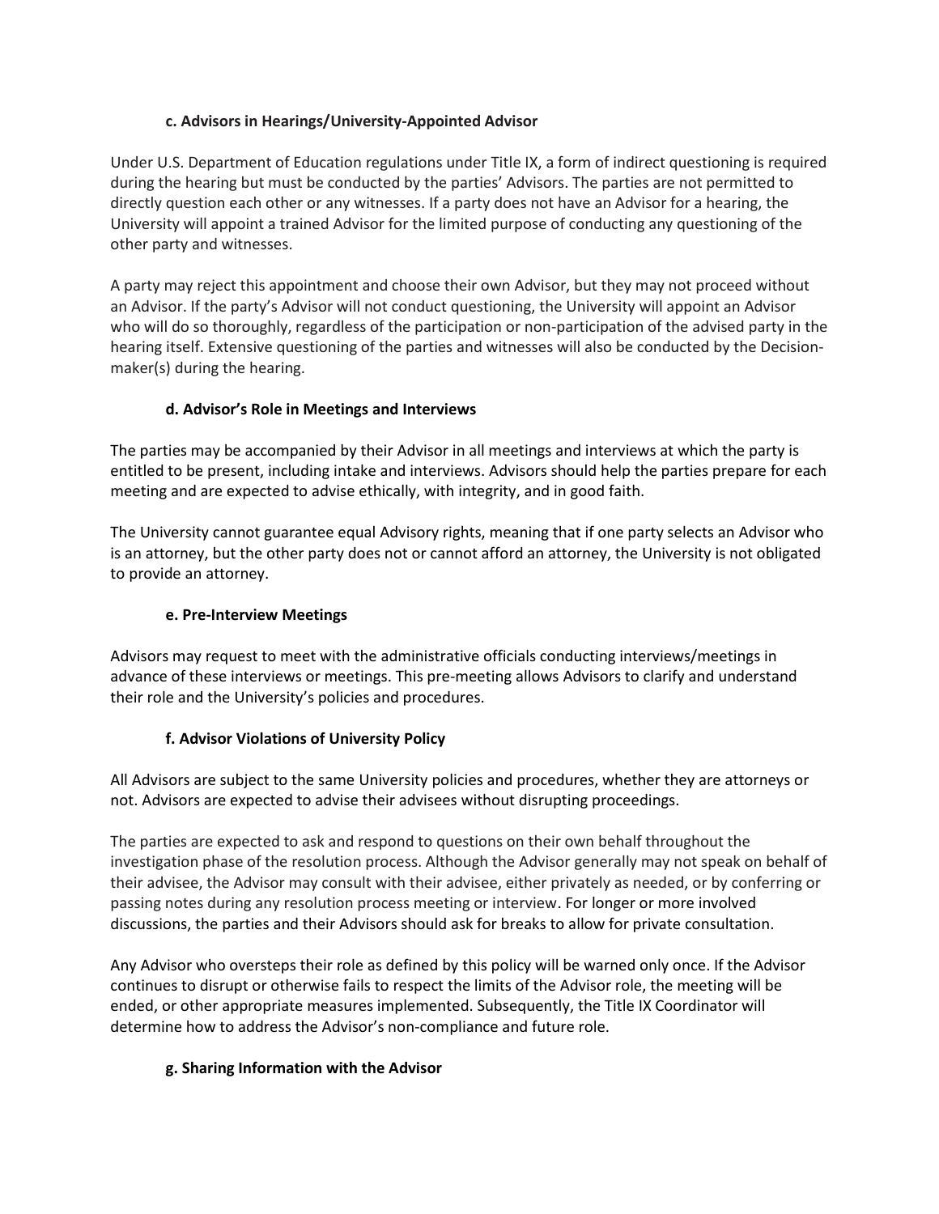#### c. Advisors in Hearings/University-Appointed Advisor

Under U.S. Department of Education regulations under Title IX, a form of indirect questioning is required during the hearing but must be conducted by the parties' Advisors. The parties are not permitted to directly question each other or any witnesses. If a party does not have an Advisor for a hearing, the University will appoint a trained Advisor for the limited purpose of conducting any questioning of the other party and witnesses.

A party may reject this appointment and choose their own Advisor, but they may not proceed without an Advisor. If the party's Advisor will not conduct questioning, the University will appoint an Advisor who will do so thoroughly, regardless of the participation or non-participation of the advised party in the hearing itself. Extensive questioning of the parties and witnesses will also be conducted by the Decision-maker(s) during the hearing.

#### d. Advisor's Role in Meetings and Interviews

The parties may be accompanied by their Advisor in all meetings and interviews at which the party is entitled to be present, including intake and interviews. Advisors should help the parties prepare for each meeting and are expected to advise ethically, with integrity, and in good faith.

The University cannot guarantee equal Advisory rights, meaning that if one party selects an Advisor who is an attorney, but the other party does not or cannot afford an attorney, the University is not obligated to provide an attorney.

#### e. Pre-Interview Meetings

Advisors may request to meet with the administrative officials conducting interviews/meetings in advance of these interviews or meetings. This pre-meeting allows Advisors to clarify and understand their role and the University's policies and procedures.

#### f. Advisor Violations of University Policy

All Advisors are subject to the same University policies and procedures, whether they are attorneys or not. Advisors are expected to advise their advisees without disrupting proceedings.

The parties are expected to ask and respond to questions on their own behalf throughout the investigation phase of the resolution process. Although the Advisor generally may not speak on behalf of their advisee, the Advisor may consult with their advisee, either privately as needed, or by conferring or passing notes during any resolution process meeting or interview. For longer or more involved discussions, the parties and their Advisors should ask for breaks to allow for private consultation.

Any Advisor who oversteps their role as defined by this policy will be warned only once. If the Advisor continues to disrupt or otherwise fails to respect the limits of the Advisor role, the meeting will be ended, or other appropriate measures implemented. Subsequently, the Title IX Coordinator will determine how to address the Advisor's non-compliance and future role.

#### g. Sharing Information with the Advisor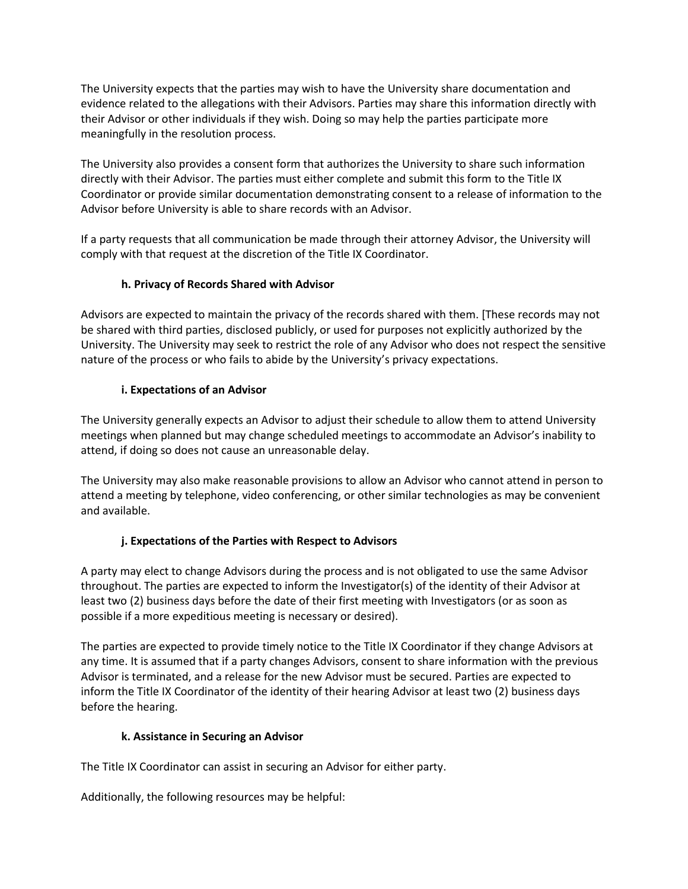The University expects that the parties may wish to have the University share documentation and evidence related to the allegations with their Advisors. Parties may share this information directly with their Advisor or other individuals if they wish. Doing so may help the parties participate more meaningfully in the resolution process.

The University also provides a consent form that authorizes the University to share such information directly with their Advisor. The parties must either complete and submit this form to the Title IX Coordinator or provide similar documentation demonstrating consent to a release of information to the Advisor before University is able to share records with an Advisor.

If a party requests that all communication be made through their attorney Advisor, the University will comply with that request at the discretion of the Title IX Coordinator.

#### h. Privacy of Records Shared with Advisor

Advisors are expected to maintain the privacy of the records shared with them. [These records may not be shared with third parties, disclosed publicly, or used for purposes not explicitly authorized by the University. The University may seek to restrict the role of any Advisor who does not respect the sensitive nature of the process or who fails to abide by the University's privacy expectations.

#### i. Expectations of an Advisor

The University generally expects an Advisor to adjust their schedule to allow them to attend University meetings when planned but may change scheduled meetings to accommodate an Advisor's inability to attend, if doing so does not cause an unreasonable delay.

The University may also make reasonable provisions to allow an Advisor who cannot attend in person to attend a meeting by telephone, video conferencing, or other similar technologies as may be convenient and available.

#### j. Expectations of the Parties with Respect to Advisors

A party may elect to change Advisors during the process and is not obligated to use the same Advisor throughout. The parties are expected to inform the Investigator(s) of the identity of their Advisor at least two (2) business days before the date of their first meeting with Investigators (or as soon as possible if a more expeditious meeting is necessary or desired).

The parties are expected to provide timely notice to the Title IX Coordinator if they change Advisors at any time. It is assumed that if a party changes Advisors, consent to share information with the previous Advisor is terminated, and a release for the new Advisor must be secured. Parties are expected to inform the Title IX Coordinator of the identity of their hearing Advisor at least two (2) business days before the hearing.

#### k. Assistance in Securing an Advisor

The Title IX Coordinator can assist in securing an Advisor for either party.

Additionally, the following resources may be helpful: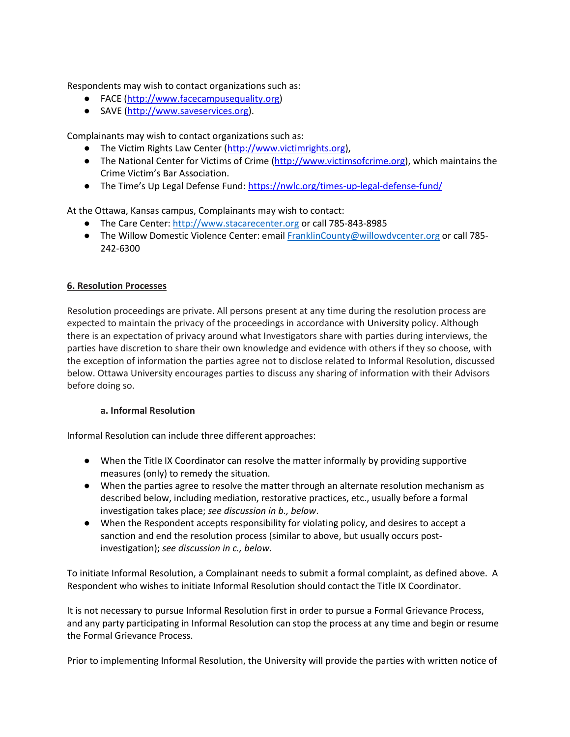Respondents may wish to contact organizations such as:

- FACE (http://www.facecampusequality.org)
- SAVE (http://www.saveservices.org).

Complainants may wish to contact organizations such as:

- The Victim Rights Law Center (http://www.victimrights.org),
- The National Center for Victims of Crime (http://www.victimsofcrime.org), which maintains the Crime Victim's Bar Association.
- The Time's Up Legal Defense Fund: https://nwlc.org/times-up-legal-defense-fund/

At the Ottawa, Kansas campus, Complainants may wish to contact:

- The Care Center: http://www.stacarecenter.org or call 785-843-8985
- The Willow Domestic Violence Center: email FranklinCounty@willowdvcenter.org or call 785-242-6300

## 6. Resolution Processes

Resolution proceedings are private. All persons present at any time during the resolution process are expected to maintain the privacy of the proceedings in accordance with University policy. Although there is an expectation of privacy around what Investigators share with parties during interviews, the parties have discretion to share their own knowledge and evidence with others if they so choose, with the exception of information the parties agree not to disclose related to Informal Resolution, discussed below. Ottawa University encourages parties to discuss any sharing of information with their Advisors before doing so.

### a. Informal Resolution

Informal Resolution can include three different approaches:

- When the Title IX Coordinator can resolve the matter informally by providing supportive measures (only) to remedy the situation.
- When the parties agree to resolve the matter through an alternate resolution mechanism as described below, including mediation, restorative practices, etc., usually before a formal investigation takes place; *see discussion in b., below*.
- When the Respondent accepts responsibility for violating policy, and desires to accept a sanction and end the resolution process (similar to above, but usually occurs post-investigation); *see discussion in c., below*.

To initiate Informal Resolution, a Complainant needs to submit a formal complaint, as defined above. A Respondent who wishes to initiate Informal Resolution should contact the Title IX Coordinator.

It is not necessary to pursue Informal Resolution first in order to pursue a Formal Grievance Process, and any party participating in Informal Resolution can stop the process at any time and begin or resume the Formal Grievance Process.

Prior to implementing Informal Resolution, the University will provide the parties with written notice of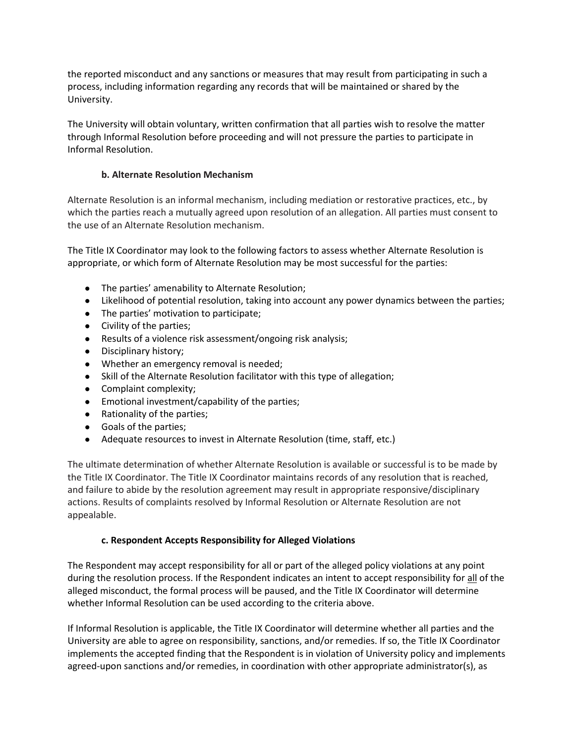the reported misconduct and any sanctions or measures that may result from participating in such a process, including information regarding any records that will be maintained or shared by the University.

The University will obtain voluntary, written confirmation that all parties wish to resolve the matter through Informal Resolution before proceeding and will not pressure the parties to participate in Informal Resolution.

#### b. Alternate Resolution Mechanism

Alternate Resolution is an informal mechanism, including mediation or restorative practices, etc., by which the parties reach a mutually agreed upon resolution of an allegation. All parties must consent to the use of an Alternate Resolution mechanism.

The Title IX Coordinator may look to the following factors to assess whether Alternate Resolution is appropriate, or which form of Alternate Resolution may be most successful for the parties:

- The parties' amenability to Alternate Resolution;
- Likelihood of potential resolution, taking into account any power dynamics between the parties;
- The parties' motivation to participate;
- Civility of the parties;
- Results of a violence risk assessment/ongoing risk analysis;
- Disciplinary history;
- Whether an emergency removal is needed;
- Skill of the Alternate Resolution facilitator with this type of allegation;
- Complaint complexity;
- Emotional investment/capability of the parties;
- Rationality of the parties;
- Goals of the parties;
- Adequate resources to invest in Alternate Resolution (time, staff, etc.)

The ultimate determination of whether Alternate Resolution is available or successful is to be made by the Title IX Coordinator. The Title IX Coordinator maintains records of any resolution that is reached, and failure to abide by the resolution agreement may result in appropriate responsive/disciplinary actions. Results of complaints resolved by Informal Resolution or Alternate Resolution are not appealable.

#### c. Respondent Accepts Responsibility for Alleged Violations

The Respondent may accept responsibility for all or part of the alleged policy violations at any point during the resolution process. If the Respondent indicates an intent to accept responsibility for all of the alleged misconduct, the formal process will be paused, and the Title IX Coordinator will determine whether Informal Resolution can be used according to the criteria above.

If Informal Resolution is applicable, the Title IX Coordinator will determine whether all parties and the University are able to agree on responsibility, sanctions, and/or remedies. If so, the Title IX Coordinator implements the accepted finding that the Respondent is in violation of University policy and implements agreed-upon sanctions and/or remedies, in coordination with other appropriate administrator(s), as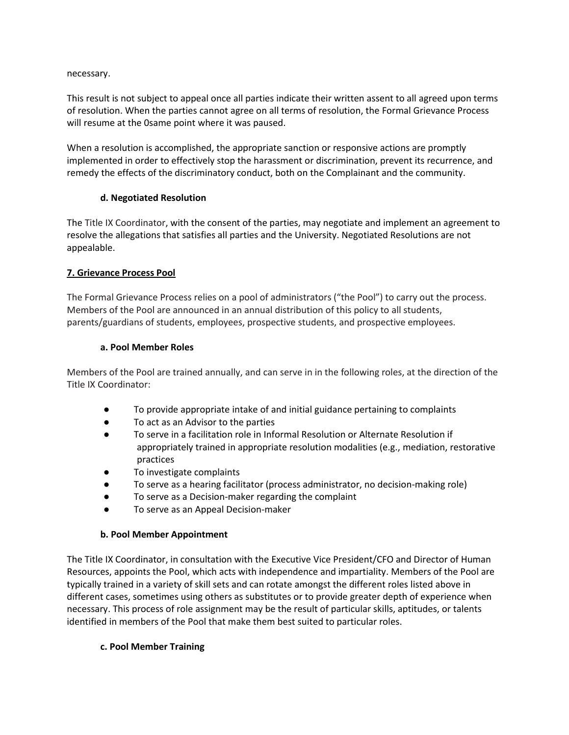necessary.

This result is not subject to appeal once all parties indicate their written assent to all agreed upon terms of resolution. When the parties cannot agree on all terms of resolution, the Formal Grievance Process will resume at the 0same point where it was paused.

When a resolution is accomplished, the appropriate sanction or responsive actions are promptly implemented in order to effectively stop the harassment or discrimination, prevent its recurrence, and remedy the effects of the discriminatory conduct, both on the Complainant and the community.

**d. Negotiated Resolution**

The Title IX Coordinator, with the consent of the parties, may negotiate and implement an agreement to resolve the allegations that satisfies all parties and the University. Negotiated Resolutions are not appealable.

**7. Grievance Process Pool**

The Formal Grievance Process relies on a pool of administrators ("the Pool") to carry out the process. Members of the Pool are announced in an annual distribution of this policy to all students, parents/guardians of students, employees, prospective students, and prospective employees.

**a. Pool Member Roles**

Members of the Pool are trained annually, and can serve in in the following roles, at the direction of the Title IX Coordinator:

- To provide appropriate intake of and initial guidance pertaining to complaints
- To act as an Advisor to the parties
- To serve in a facilitation role in Informal Resolution or Alternate Resolution if appropriately trained in appropriate resolution modalities (e.g., mediation, restorative practices
- To investigate complaints
- To serve as a hearing facilitator (process administrator, no decision-making role)
- To serve as a Decision-maker regarding the complaint
- To serve as an Appeal Decision-maker

**b. Pool Member Appointment**

The Title IX Coordinator, in consultation with the Executive Vice President/CFO and Director of Human Resources, appoints the Pool, which acts with independence and impartiality. Members of the Pool are typically trained in a variety of skill sets and can rotate amongst the different roles listed above in different cases, sometimes using others as substitutes or to provide greater depth of experience when necessary. This process of role assignment may be the result of particular skills, aptitudes, or talents identified in members of the Pool that make them best suited to particular roles.

**c. Pool Member Training**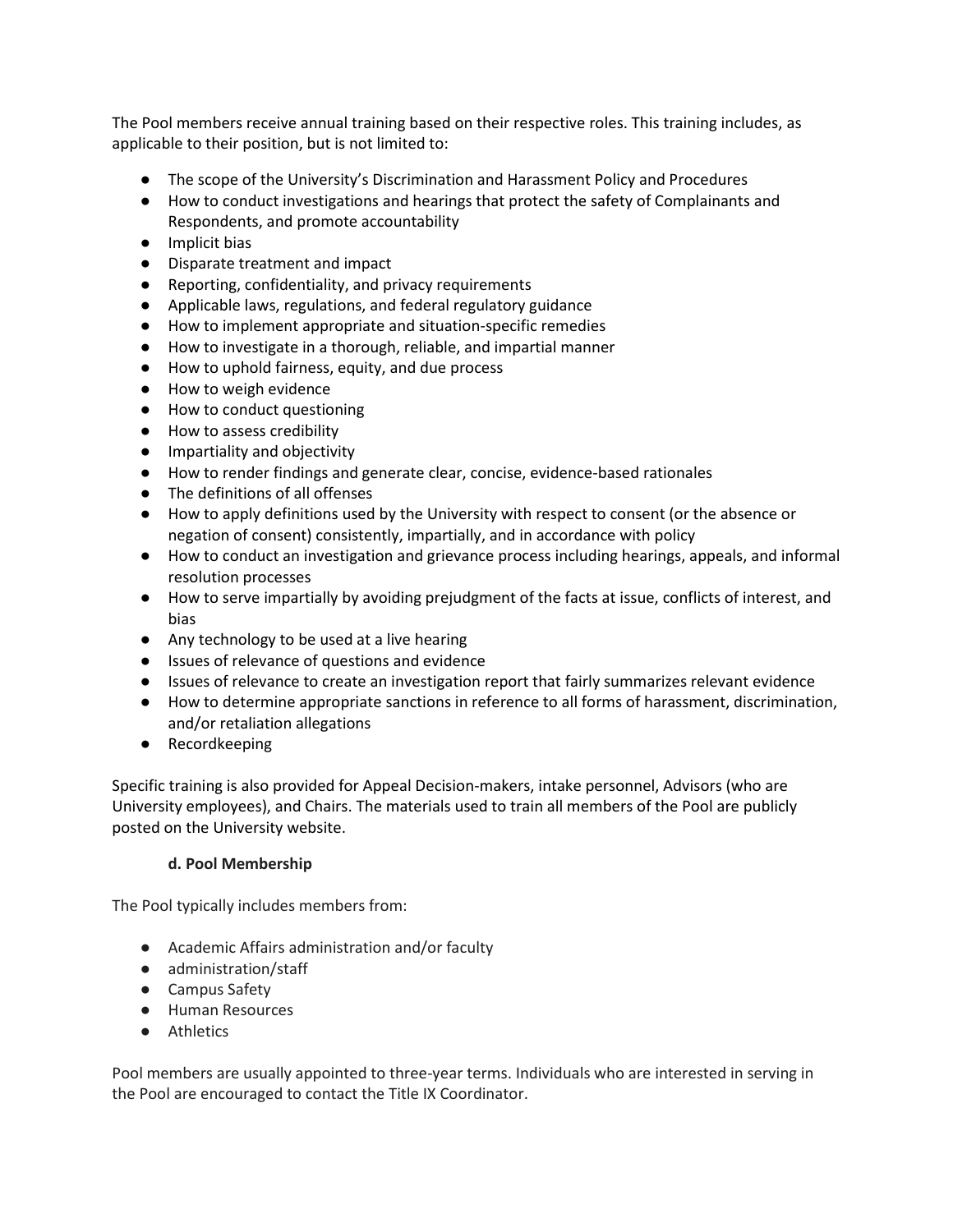The Pool members receive annual training based on their respective roles. This training includes, as applicable to their position, but is not limited to:

- The scope of the University's Discrimination and Harassment Policy and Procedures
- How to conduct investigations and hearings that protect the safety of Complainants and Respondents, and promote accountability
- Implicit bias
- Disparate treatment and impact
- Reporting, confidentiality, and privacy requirements
- Applicable laws, regulations, and federal regulatory guidance
- How to implement appropriate and situation-specific remedies
- How to investigate in a thorough, reliable, and impartial manner
- How to uphold fairness, equity, and due process
- How to weigh evidence
- How to conduct questioning
- How to assess credibility
- Impartiality and objectivity
- How to render findings and generate clear, concise, evidence-based rationales
- The definitions of all offenses
- How to apply definitions used by the University with respect to consent (or the absence or negation of consent) consistently, impartially, and in accordance with policy
- How to conduct an investigation and grievance process including hearings, appeals, and informal resolution processes
- How to serve impartially by avoiding prejudgment of the facts at issue, conflicts of interest, and bias
- Any technology to be used at a live hearing
- Issues of relevance of questions and evidence
- Issues of relevance to create an investigation report that fairly summarizes relevant evidence
- How to determine appropriate sanctions in reference to all forms of harassment, discrimination, and/or retaliation allegations
- Recordkeeping

Specific training is also provided for Appeal Decision-makers, intake personnel, Advisors (who are University employees), and Chairs. The materials used to train all members of the Pool are publicly posted on the University website.

#### d. Pool Membership

The Pool typically includes members from:

- Academic Affairs administration and/or faculty
- administration/staff
- Campus Safety
- Human Resources
- Athletics

Pool members are usually appointed to three-year terms. Individuals who are interested in serving in the Pool are encouraged to contact the Title IX Coordinator.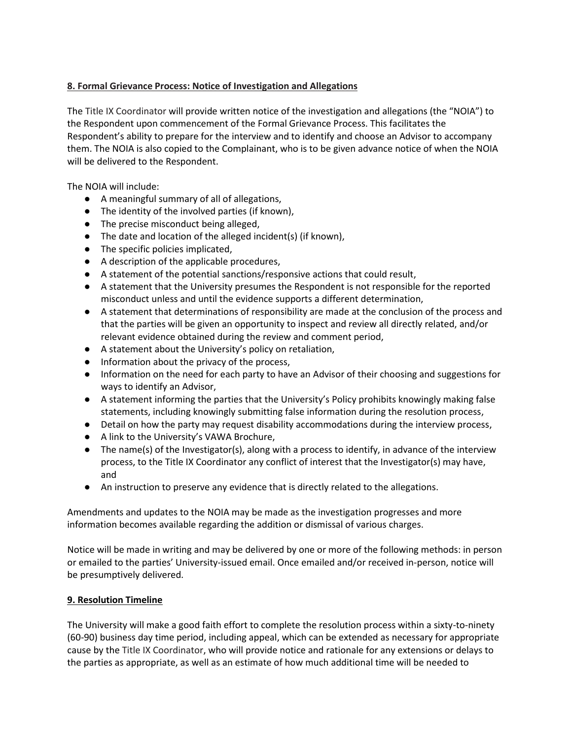## 8. Formal Grievance Process: Notice of Investigation and Allegations

The Title IX Coordinator will provide written notice of the investigation and allegations (the "NOIA") to the Respondent upon commencement of the Formal Grievance Process. This facilitates the Respondent's ability to prepare for the interview and to identify and choose an Advisor to accompany them. The NOIA is also copied to the Complainant, who is to be given advance notice of when the NOIA will be delivered to the Respondent.

The NOIA will include:

- A meaningful summary of all of allegations,
- The identity of the involved parties (if known),
- The precise misconduct being alleged,
- The date and location of the alleged incident(s) (if known),
- The specific policies implicated,
- A description of the applicable procedures,
- A statement of the potential sanctions/responsive actions that could result,
- A statement that the University presumes the Respondent is not responsible for the reported misconduct unless and until the evidence supports a different determination,
- A statement that determinations of responsibility are made at the conclusion of the process and that the parties will be given an opportunity to inspect and review all directly related, and/or relevant evidence obtained during the review and comment period,
- A statement about the University's policy on retaliation,
- Information about the privacy of the process,
- Information on the need for each party to have an Advisor of their choosing and suggestions for ways to identify an Advisor,
- A statement informing the parties that the University's Policy prohibits knowingly making false statements, including knowingly submitting false information during the resolution process,
- Detail on how the party may request disability accommodations during the interview process,
- A link to the University's VAWA Brochure,
- The name(s) of the Investigator(s), along with a process to identify, in advance of the interview process, to the Title IX Coordinator any conflict of interest that the Investigator(s) may have, and
- An instruction to preserve any evidence that is directly related to the allegations.

Amendments and updates to the NOIA may be made as the investigation progresses and more information becomes available regarding the addition or dismissal of various charges.

Notice will be made in writing and may be delivered by one or more of the following methods: in person or emailed to the parties' University-issued email. Once emailed and/or received in-person, notice will be presumptively delivered.

## 9. Resolution Timeline

The University will make a good faith effort to complete the resolution process within a sixty-to-ninety (60-90) business day time period, including appeal, which can be extended as necessary for appropriate cause by the Title IX Coordinator, who will provide notice and rationale for any extensions or delays to the parties as appropriate, as well as an estimate of how much additional time will be needed to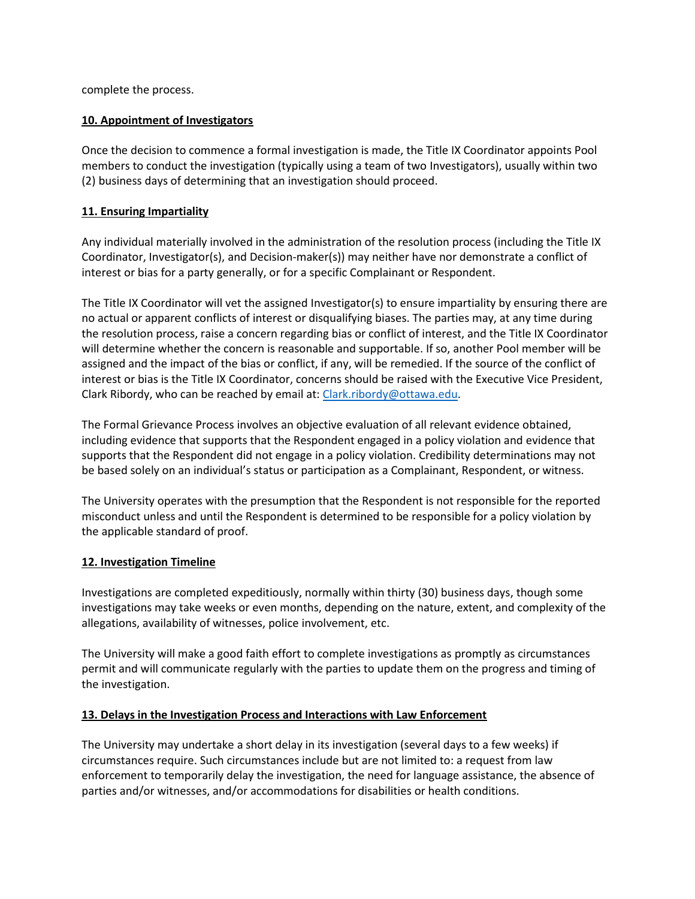complete the process.

**10. Appointment of Investigators**

Once the decision to commence a formal investigation is made, the Title IX Coordinator appoints Pool members to conduct the investigation (typically using a team of two Investigators), usually within two (2) business days of determining that an investigation should proceed.

**11. Ensuring Impartiality**

Any individual materially involved in the administration of the resolution process (including the Title IX Coordinator, Investigator(s), and Decision-maker(s)) may neither have nor demonstrate a conflict of interest or bias for a party generally, or for a specific Complainant or Respondent.

The Title IX Coordinator will vet the assigned Investigator(s) to ensure impartiality by ensuring there are no actual or apparent conflicts of interest or disqualifying biases. The parties may, at any time during the resolution process, raise a concern regarding bias or conflict of interest, and the Title IX Coordinator will determine whether the concern is reasonable and supportable. If so, another Pool member will be assigned and the impact of the bias or conflict, if any, will be remedied. If the source of the conflict of interest or bias is the Title IX Coordinator, concerns should be raised with the Executive Vice President, Clark Ribordy, who can be reached by email at: [Clark.ribordy@ottawa.edu](mailto:Clark.ribordy@ottawa.edu).

The Formal Grievance Process involves an objective evaluation of all relevant evidence obtained, including evidence that supports that the Respondent engaged in a policy violation and evidence that supports that the Respondent did not engage in a policy violation. Credibility determinations may not be based solely on an individual's status or participation as a Complainant, Respondent, or witness.

The University operates with the presumption that the Respondent is not responsible for the reported misconduct unless and until the Respondent is determined to be responsible for a policy violation by the applicable standard of proof.

**12. Investigation Timeline**

Investigations are completed expeditiously, normally within thirty (30) business days, though some investigations may take weeks or even months, depending on the nature, extent, and complexity of the allegations, availability of witnesses, police involvement, etc.

The University will make a good faith effort to complete investigations as promptly as circumstances permit and will communicate regularly with the parties to update them on the progress and timing of the investigation.

**13. Delays in the Investigation Process and Interactions with Law Enforcement**

The University may undertake a short delay in its investigation (several days to a few weeks) if circumstances require. Such circumstances include but are not limited to: a request from law enforcement to temporarily delay the investigation, the need for language assistance, the absence of parties and/or witnesses, and/or accommodations for disabilities or health conditions.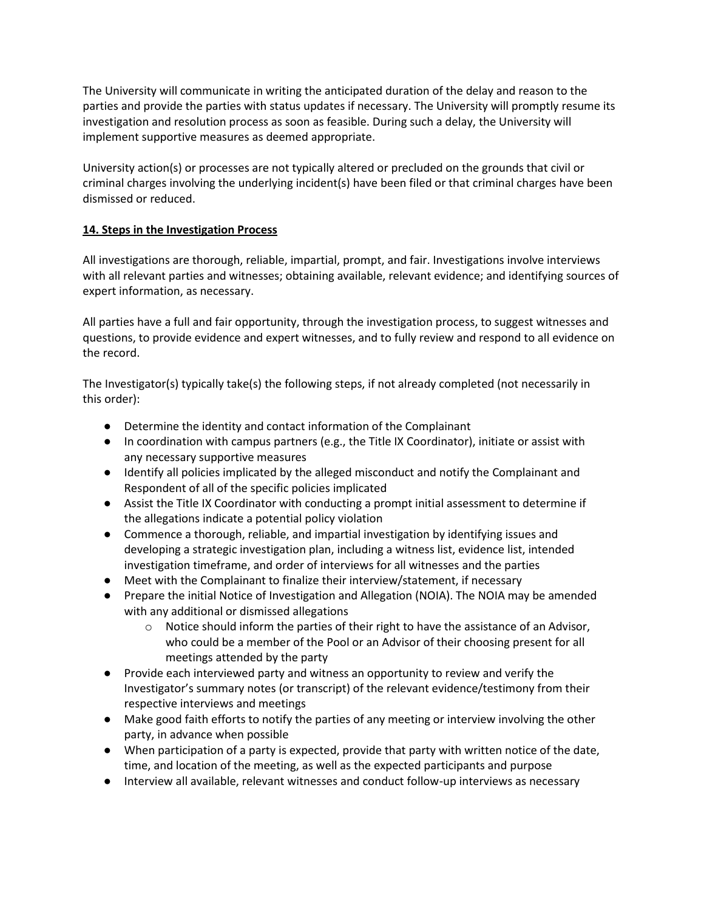The University will communicate in writing the anticipated duration of the delay and reason to the parties and provide the parties with status updates if necessary. The University will promptly resume its investigation and resolution process as soon as feasible. During such a delay, the University will implement supportive measures as deemed appropriate.

University action(s) or processes are not typically altered or precluded on the grounds that civil or criminal charges involving the underlying incident(s) have been filed or that criminal charges have been dismissed or reduced.

**14. Steps in the Investigation Process**

All investigations are thorough, reliable, impartial, prompt, and fair. Investigations involve interviews with all relevant parties and witnesses; obtaining available, relevant evidence; and identifying sources of expert information, as necessary.

All parties have a full and fair opportunity, through the investigation process, to suggest witnesses and questions, to provide evidence and expert witnesses, and to fully review and respond to all evidence on the record.

The Investigator(s) typically take(s) the following steps, if not already completed (not necessarily in this order):

- Determine the identity and contact information of the Complainant
- In coordination with campus partners (e.g., the Title IX Coordinator), initiate or assist with any necessary supportive measures
- Identify all policies implicated by the alleged misconduct and notify the Complainant and Respondent of all of the specific policies implicated
- Assist the Title IX Coordinator with conducting a prompt initial assessment to determine if the allegations indicate a potential policy violation
- Commence a thorough, reliable, and impartial investigation by identifying issues and developing a strategic investigation plan, including a witness list, evidence list, intended investigation timeframe, and order of interviews for all witnesses and the parties
- Meet with the Complainant to finalize their interview/statement, if necessary
- Prepare the initial Notice of Investigation and Allegation (NOIA). The NOIA may be amended with any additional or dismissed allegations
    - Notice should inform the parties of their right to have the assistance of an Advisor, who could be a member of the Pool or an Advisor of their choosing present for all meetings attended by the party
- Provide each interviewed party and witness an opportunity to review and verify the Investigator's summary notes (or transcript) of the relevant evidence/testimony from their respective interviews and meetings
- Make good faith efforts to notify the parties of any meeting or interview involving the other party, in advance when possible
- When participation of a party is expected, provide that party with written notice of the date, time, and location of the meeting, as well as the expected participants and purpose
- Interview all available, relevant witnesses and conduct follow-up interviews as necessary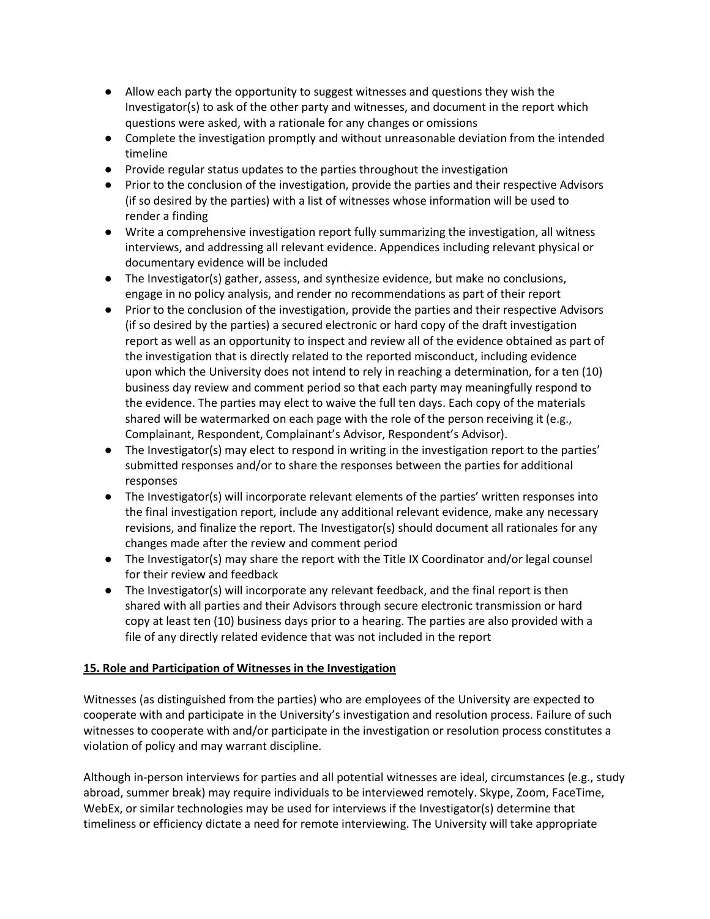- Allow each party the opportunity to suggest witnesses and questions they wish the Investigator(s) to ask of the other party and witnesses, and document in the report which questions were asked, with a rationale for any changes or omissions
- Complete the investigation promptly and without unreasonable deviation from the intended timeline
- Provide regular status updates to the parties throughout the investigation
- Prior to the conclusion of the investigation, provide the parties and their respective Advisors (if so desired by the parties) with a list of witnesses whose information will be used to render a finding
- Write a comprehensive investigation report fully summarizing the investigation, all witness interviews, and addressing all relevant evidence. Appendices including relevant physical or documentary evidence will be included
- The Investigator(s) gather, assess, and synthesize evidence, but make no conclusions, engage in no policy analysis, and render no recommendations as part of their report
- Prior to the conclusion of the investigation, provide the parties and their respective Advisors (if so desired by the parties) a secured electronic or hard copy of the draft investigation report as well as an opportunity to inspect and review all of the evidence obtained as part of the investigation that is directly related to the reported misconduct, including evidence upon which the University does not intend to rely in reaching a determination, for a ten (10) business day review and comment period so that each party may meaningfully respond to the evidence. The parties may elect to waive the full ten days. Each copy of the materials shared will be watermarked on each page with the role of the person receiving it (e.g., Complainant, Respondent, Complainant's Advisor, Respondent's Advisor).
- The Investigator(s) may elect to respond in writing in the investigation report to the parties' submitted responses and/or to share the responses between the parties for additional responses
- The Investigator(s) will incorporate relevant elements of the parties' written responses into the final investigation report, include any additional relevant evidence, make any necessary revisions, and finalize the report. The Investigator(s) should document all rationales for any changes made after the review and comment period
- The Investigator(s) may share the report with the Title IX Coordinator and/or legal counsel for their review and feedback
- The Investigator(s) will incorporate any relevant feedback, and the final report is then shared with all parties and their Advisors through secure electronic transmission or hard copy at least ten (10) business days prior to a hearing. The parties are also provided with a file of any directly related evidence that was not included in the report

## 15. Role and Participation of Witnesses in the Investigation

Witnesses (as distinguished from the parties) who are employees of the University are expected to cooperate with and participate in the University's investigation and resolution process. Failure of such witnesses to cooperate with and/or participate in the investigation or resolution process constitutes a violation of policy and may warrant discipline.

Although in-person interviews for parties and all potential witnesses are ideal, circumstances (e.g., study abroad, summer break) may require individuals to be interviewed remotely. Skype, Zoom, FaceTime, WebEx, or similar technologies may be used for interviews if the Investigator(s) determine that timeliness or efficiency dictate a need for remote interviewing. The University will take appropriate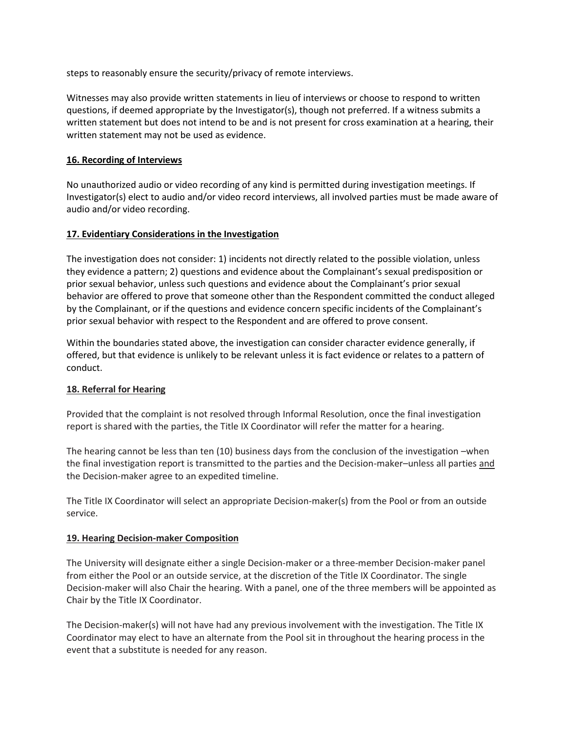steps to reasonably ensure the security/privacy of remote interviews.

Witnesses may also provide written statements in lieu of interviews or choose to respond to written questions, if deemed appropriate by the Investigator(s), though not preferred. If a witness submits a written statement but does not intend to be and is not present for cross examination at a hearing, their written statement may not be used as evidence.

### 16. Recording of Interviews

No unauthorized audio or video recording of any kind is permitted during investigation meetings. If Investigator(s) elect to audio and/or video record interviews, all involved parties must be made aware of audio and/or video recording.

### 17. Evidentiary Considerations in the Investigation

The investigation does not consider: 1) incidents not directly related to the possible violation, unless they evidence a pattern; 2) questions and evidence about the Complainant's sexual predisposition or prior sexual behavior, unless such questions and evidence about the Complainant's prior sexual behavior are offered to prove that someone other than the Respondent committed the conduct alleged by the Complainant, or if the questions and evidence concern specific incidents of the Complainant's prior sexual behavior with respect to the Respondent and are offered to prove consent.

Within the boundaries stated above, the investigation can consider character evidence generally, if offered, but that evidence is unlikely to be relevant unless it is fact evidence or relates to a pattern of conduct.

### 18. Referral for Hearing

Provided that the complaint is not resolved through Informal Resolution, once the final investigation report is shared with the parties, the Title IX Coordinator will refer the matter for a hearing.

The hearing cannot be less than ten (10) business days from the conclusion of the investigation –when the final investigation report is transmitted to the parties and the Decision-maker–unless all parties and the Decision-maker agree to an expedited timeline.

The Title IX Coordinator will select an appropriate Decision-maker(s) from the Pool or from an outside service.

### 19. Hearing Decision-maker Composition

The University will designate either a single Decision-maker or a three-member Decision-maker panel from either the Pool or an outside service, at the discretion of the Title IX Coordinator. The single Decision-maker will also Chair the hearing. With a panel, one of the three members will be appointed as Chair by the Title IX Coordinator.

The Decision-maker(s) will not have had any previous involvement with the investigation. The Title IX Coordinator may elect to have an alternate from the Pool sit in throughout the hearing process in the event that a substitute is needed for any reason.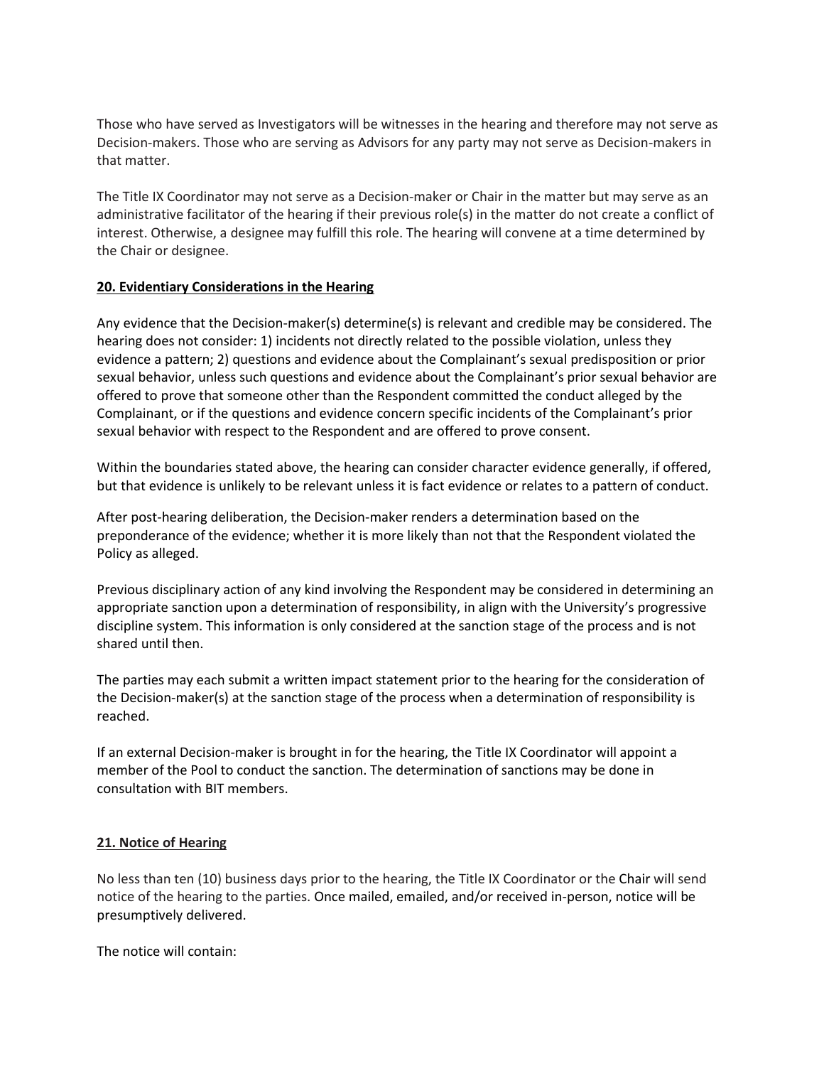Those who have served as Investigators will be witnesses in the hearing and therefore may not serve as Decision-makers. Those who are serving as Advisors for any party may not serve as Decision-makers in that matter.

The Title IX Coordinator may not serve as a Decision-maker or Chair in the matter but may serve as an administrative facilitator of the hearing if their previous role(s) in the matter do not create a conflict of interest. Otherwise, a designee may fulfill this role. The hearing will convene at a time determined by the Chair or designee.

**20. Evidentiary Considerations in the Hearing**

Any evidence that the Decision-maker(s) determine(s) is relevant and credible may be considered. The hearing does not consider: 1) incidents not directly related to the possible violation, unless they evidence a pattern; 2) questions and evidence about the Complainant's sexual predisposition or prior sexual behavior, unless such questions and evidence about the Complainant's prior sexual behavior are offered to prove that someone other than the Respondent committed the conduct alleged by the Complainant, or if the questions and evidence concern specific incidents of the Complainant's prior sexual behavior with respect to the Respondent and are offered to prove consent.

Within the boundaries stated above, the hearing can consider character evidence generally, if offered, but that evidence is unlikely to be relevant unless it is fact evidence or relates to a pattern of conduct.

After post-hearing deliberation, the Decision-maker renders a determination based on the preponderance of the evidence; whether it is more likely than not that the Respondent violated the Policy as alleged.

Previous disciplinary action of any kind involving the Respondent may be considered in determining an appropriate sanction upon a determination of responsibility, in align with the University's progressive discipline system. This information is only considered at the sanction stage of the process and is not shared until then.

The parties may each submit a written impact statement prior to the hearing for the consideration of the Decision-maker(s) at the sanction stage of the process when a determination of responsibility is reached.

If an external Decision-maker is brought in for the hearing, the Title IX Coordinator will appoint a member of the Pool to conduct the sanction. The determination of sanctions may be done in consultation with BIT members.

**21. Notice of Hearing**

No less than ten (10) business days prior to the hearing, the Title IX Coordinator or the Chair will send notice of the hearing to the parties. Once mailed, emailed, and/or received in-person, notice will be presumptively delivered.

The notice will contain: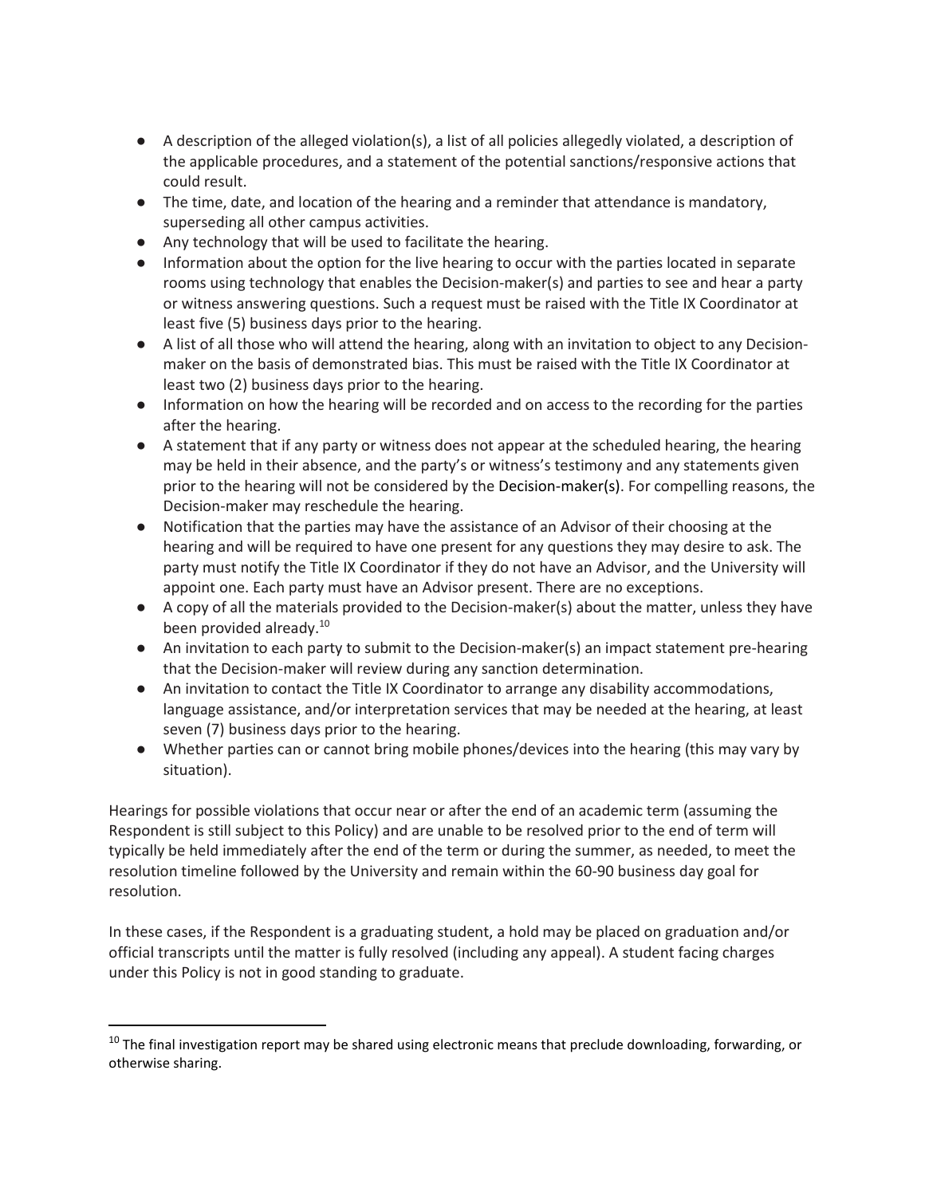- A description of the alleged violation(s), a list of all policies allegedly violated, a description of the applicable procedures, and a statement of the potential sanctions/responsive actions that could result.
- The time, date, and location of the hearing and a reminder that attendance is mandatory, superseding all other campus activities.
- Any technology that will be used to facilitate the hearing.
- Information about the option for the live hearing to occur with the parties located in separate rooms using technology that enables the Decision-maker(s) and parties to see and hear a party or witness answering questions. Such a request must be raised with the Title IX Coordinator at least five (5) business days prior to the hearing.
- A list of all those who will attend the hearing, along with an invitation to object to any Decision-maker on the basis of demonstrated bias. This must be raised with the Title IX Coordinator at least two (2) business days prior to the hearing.
- Information on how the hearing will be recorded and on access to the recording for the parties after the hearing.
- A statement that if any party or witness does not appear at the scheduled hearing, the hearing may be held in their absence, and the party's or witness's testimony and any statements given prior to the hearing will not be considered by the Decision-maker(s). For compelling reasons, the Decision-maker may reschedule the hearing.
- Notification that the parties may have the assistance of an Advisor of their choosing at the hearing and will be required to have one present for any questions they may desire to ask. The party must notify the Title IX Coordinator if they do not have an Advisor, and the University will appoint one. Each party must have an Advisor present. There are no exceptions.
- A copy of all the materials provided to the Decision-maker(s) about the matter, unless they have been provided already.[10]
- An invitation to each party to submit to the Decision-maker(s) an impact statement pre-hearing that the Decision-maker will review during any sanction determination.
- An invitation to contact the Title IX Coordinator to arrange any disability accommodations, language assistance, and/or interpretation services that may be needed at the hearing, at least seven (7) business days prior to the hearing.
- Whether parties can or cannot bring mobile phones/devices into the hearing (this may vary by situation).

Hearings for possible violations that occur near or after the end of an academic term (assuming the Respondent is still subject to this Policy) and are unable to be resolved prior to the end of term will typically be held immediately after the end of the term or during the summer, as needed, to meet the resolution timeline followed by the University and remain within the 60-90 business day goal for resolution.

In these cases, if the Respondent is a graduating student, a hold may be placed on graduation and/or official transcripts until the matter is fully resolved (including any appeal). A student facing charges under this Policy is not in good standing to graduate.

[10] The final investigation report may be shared using electronic means that preclude downloading, forwarding, or otherwise sharing.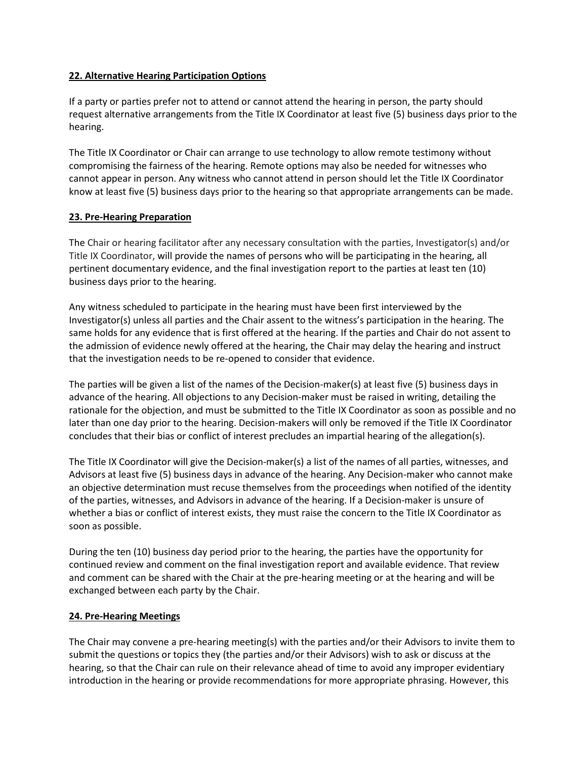**22. Alternative Hearing Participation Options**

If a party or parties prefer not to attend or cannot attend the hearing in person, the party should request alternative arrangements from the Title IX Coordinator at least five (5) business days prior to the hearing.

The Title IX Coordinator or Chair can arrange to use technology to allow remote testimony without compromising the fairness of the hearing. Remote options may also be needed for witnesses who cannot appear in person. Any witness who cannot attend in person should let the Title IX Coordinator know at least five (5) business days prior to the hearing so that appropriate arrangements can be made.

**23. Pre-Hearing Preparation**

The Chair or hearing facilitator after any necessary consultation with the parties, Investigator(s) and/or Title IX Coordinator, will provide the names of persons who will be participating in the hearing, all pertinent documentary evidence, and the final investigation report to the parties at least ten (10) business days prior to the hearing.

Any witness scheduled to participate in the hearing must have been first interviewed by the Investigator(s) unless all parties and the Chair assent to the witness's participation in the hearing. The same holds for any evidence that is first offered at the hearing. If the parties and Chair do not assent to the admission of evidence newly offered at the hearing, the Chair may delay the hearing and instruct that the investigation needs to be re-opened to consider that evidence.

The parties will be given a list of the names of the Decision-maker(s) at least five (5) business days in advance of the hearing. All objections to any Decision-maker must be raised in writing, detailing the rationale for the objection, and must be submitted to the Title IX Coordinator as soon as possible and no later than one day prior to the hearing. Decision-makers will only be removed if the Title IX Coordinator concludes that their bias or conflict of interest precludes an impartial hearing of the allegation(s).

The Title IX Coordinator will give the Decision-maker(s) a list of the names of all parties, witnesses, and Advisors at least five (5) business days in advance of the hearing. Any Decision-maker who cannot make an objective determination must recuse themselves from the proceedings when notified of the identity of the parties, witnesses, and Advisors in advance of the hearing. If a Decision-maker is unsure of whether a bias or conflict of interest exists, they must raise the concern to the Title IX Coordinator as soon as possible.

During the ten (10) business day period prior to the hearing, the parties have the opportunity for continued review and comment on the final investigation report and available evidence. That review and comment can be shared with the Chair at the pre-hearing meeting or at the hearing and will be exchanged between each party by the Chair.

**24. Pre-Hearing Meetings**

The Chair may convene a pre-hearing meeting(s) with the parties and/or their Advisors to invite them to submit the questions or topics they (the parties and/or their Advisors) wish to ask or discuss at the hearing, so that the Chair can rule on their relevance ahead of time to avoid any improper evidentiary introduction in the hearing or provide recommendations for more appropriate phrasing. However, this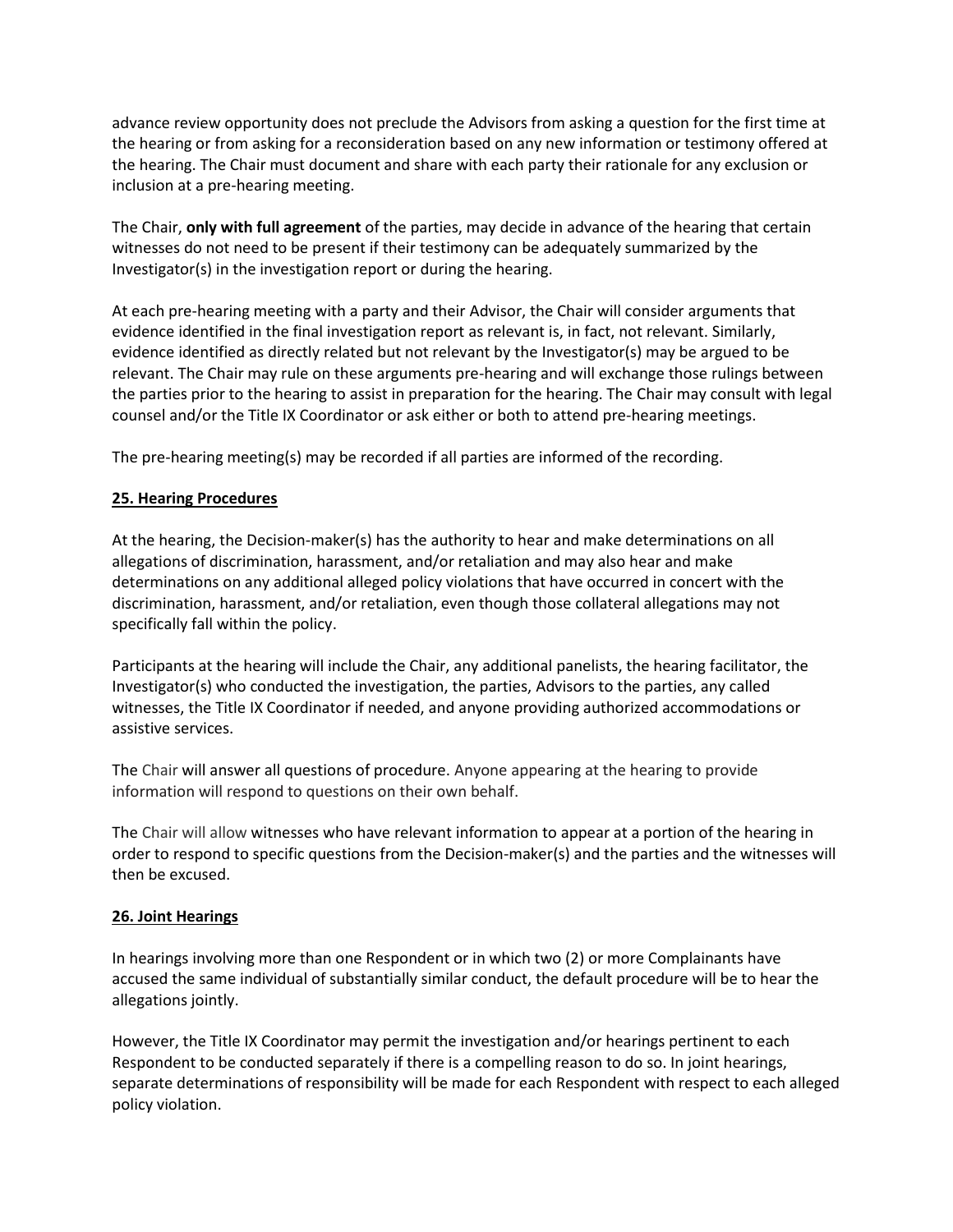advance review opportunity does not preclude the Advisors from asking a question for the first time at the hearing or from asking for a reconsideration based on any new information or testimony offered at the hearing. The Chair must document and share with each party their rationale for any exclusion or inclusion at a pre-hearing meeting.

The Chair, **only with full agreement** of the parties, may decide in advance of the hearing that certain witnesses do not need to be present if their testimony can be adequately summarized by the Investigator(s) in the investigation report or during the hearing.

At each pre-hearing meeting with a party and their Advisor, the Chair will consider arguments that evidence identified in the final investigation report as relevant is, in fact, not relevant. Similarly, evidence identified as directly related but not relevant by the Investigator(s) may be argued to be relevant. The Chair may rule on these arguments pre-hearing and will exchange those rulings between the parties prior to the hearing to assist in preparation for the hearing. The Chair may consult with legal counsel and/or the Title IX Coordinator or ask either or both to attend pre-hearing meetings.

The pre-hearing meeting(s) may be recorded if all parties are informed of the recording.

## 25. Hearing Procedures

At the hearing, the Decision-maker(s) has the authority to hear and make determinations on all allegations of discrimination, harassment, and/or retaliation and may also hear and make determinations on any additional alleged policy violations that have occurred in concert with the discrimination, harassment, and/or retaliation, even though those collateral allegations may not specifically fall within the policy.

Participants at the hearing will include the Chair, any additional panelists, the hearing facilitator, the Investigator(s) who conducted the investigation, the parties, Advisors to the parties, any called witnesses, the Title IX Coordinator if needed, and anyone providing authorized accommodations or assistive services.

The Chair will answer all questions of procedure. Anyone appearing at the hearing to provide information will respond to questions on their own behalf.

The Chair will allow witnesses who have relevant information to appear at a portion of the hearing in order to respond to specific questions from the Decision-maker(s) and the parties and the witnesses will then be excused.

## 26. Joint Hearings

In hearings involving more than one Respondent or in which two (2) or more Complainants have accused the same individual of substantially similar conduct, the default procedure will be to hear the allegations jointly.

However, the Title IX Coordinator may permit the investigation and/or hearings pertinent to each Respondent to be conducted separately if there is a compelling reason to do so. In joint hearings, separate determinations of responsibility will be made for each Respondent with respect to each alleged policy violation.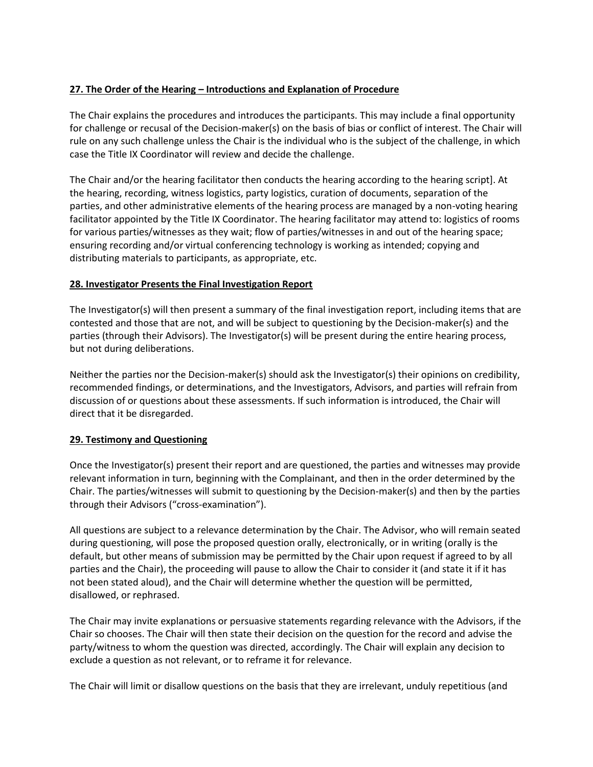**27. The Order of the Hearing – Introductions and Explanation of Procedure**

The Chair explains the procedures and introduces the participants. This may include a final opportunity for challenge or recusal of the Decision-maker(s) on the basis of bias or conflict of interest. The Chair will rule on any such challenge unless the Chair is the individual who is the subject of the challenge, in which case the Title IX Coordinator will review and decide the challenge.

The Chair and/or the hearing facilitator then conducts the hearing according to the hearing script]. At the hearing, recording, witness logistics, party logistics, curation of documents, separation of the parties, and other administrative elements of the hearing process are managed by a non-voting hearing facilitator appointed by the Title IX Coordinator. The hearing facilitator may attend to: logistics of rooms for various parties/witnesses as they wait; flow of parties/witnesses in and out of the hearing space; ensuring recording and/or virtual conferencing technology is working as intended; copying and distributing materials to participants, as appropriate, etc.

**28. Investigator Presents the Final Investigation Report**

The Investigator(s) will then present a summary of the final investigation report, including items that are contested and those that are not, and will be subject to questioning by the Decision-maker(s) and the parties (through their Advisors). The Investigator(s) will be present during the entire hearing process, but not during deliberations.

Neither the parties nor the Decision-maker(s) should ask the Investigator(s) their opinions on credibility, recommended findings, or determinations, and the Investigators, Advisors, and parties will refrain from discussion of or questions about these assessments. If such information is introduced, the Chair will direct that it be disregarded.

**29. Testimony and Questioning**

Once the Investigator(s) present their report and are questioned, the parties and witnesses may provide relevant information in turn, beginning with the Complainant, and then in the order determined by the Chair. The parties/witnesses will submit to questioning by the Decision-maker(s) and then by the parties through their Advisors ("cross-examination").

All questions are subject to a relevance determination by the Chair. The Advisor, who will remain seated during questioning, will pose the proposed question orally, electronically, or in writing (orally is the default, but other means of submission may be permitted by the Chair upon request if agreed to by all parties and the Chair), the proceeding will pause to allow the Chair to consider it (and state it if it has not been stated aloud), and the Chair will determine whether the question will be permitted, disallowed, or rephrased.

The Chair may invite explanations or persuasive statements regarding relevance with the Advisors, if the Chair so chooses. The Chair will then state their decision on the question for the record and advise the party/witness to whom the question was directed, accordingly. The Chair will explain any decision to exclude a question as not relevant, or to reframe it for relevance.

The Chair will limit or disallow questions on the basis that they are irrelevant, unduly repetitious (and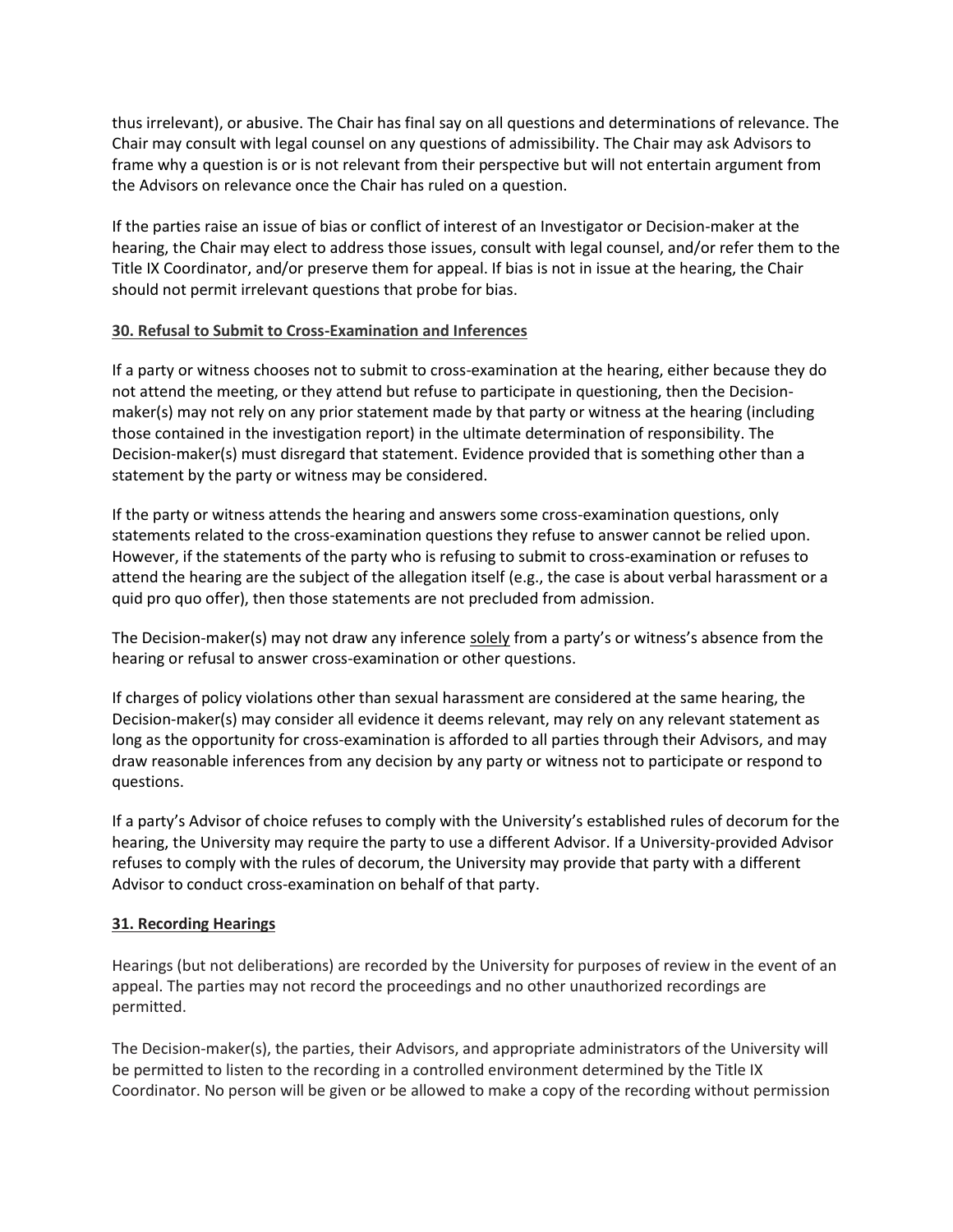thus irrelevant), or abusive. The Chair has final say on all questions and determinations of relevance. The Chair may consult with legal counsel on any questions of admissibility. The Chair may ask Advisors to frame why a question is or is not relevant from their perspective but will not entertain argument from the Advisors on relevance once the Chair has ruled on a question.

If the parties raise an issue of bias or conflict of interest of an Investigator or Decision-maker at the hearing, the Chair may elect to address those issues, consult with legal counsel, and/or refer them to the Title IX Coordinator, and/or preserve them for appeal. If bias is not in issue at the hearing, the Chair should not permit irrelevant questions that probe for bias.

### 30. Refusal to Submit to Cross-Examination and Inferences

If a party or witness chooses not to submit to cross-examination at the hearing, either because they do not attend the meeting, or they attend but refuse to participate in questioning, then the Decision-maker(s) may not rely on any prior statement made by that party or witness at the hearing (including those contained in the investigation report) in the ultimate determination of responsibility. The Decision-maker(s) must disregard that statement. Evidence provided that is something other than a statement by the party or witness may be considered.

If the party or witness attends the hearing and answers some cross-examination questions, only statements related to the cross-examination questions they refuse to answer cannot be relied upon. However, if the statements of the party who is refusing to submit to cross-examination or refuses to attend the hearing are the subject of the allegation itself (e.g., the case is about verbal harassment or a quid pro quo offer), then those statements are not precluded from admission.

The Decision-maker(s) may not draw any inference solely from a party's or witness's absence from the hearing or refusal to answer cross-examination or other questions.

If charges of policy violations other than sexual harassment are considered at the same hearing, the Decision-maker(s) may consider all evidence it deems relevant, may rely on any relevant statement as long as the opportunity for cross-examination is afforded to all parties through their Advisors, and may draw reasonable inferences from any decision by any party or witness not to participate or respond to questions.

If a party's Advisor of choice refuses to comply with the University's established rules of decorum for the hearing, the University may require the party to use a different Advisor. If a University-provided Advisor refuses to comply with the rules of decorum, the University may provide that party with a different Advisor to conduct cross-examination on behalf of that party.

### 31. Recording Hearings

Hearings (but not deliberations) are recorded by the University for purposes of review in the event of an appeal. The parties may not record the proceedings and no other unauthorized recordings are permitted.

The Decision-maker(s), the parties, their Advisors, and appropriate administrators of the University will be permitted to listen to the recording in a controlled environment determined by the Title IX Coordinator. No person will be given or be allowed to make a copy of the recording without permission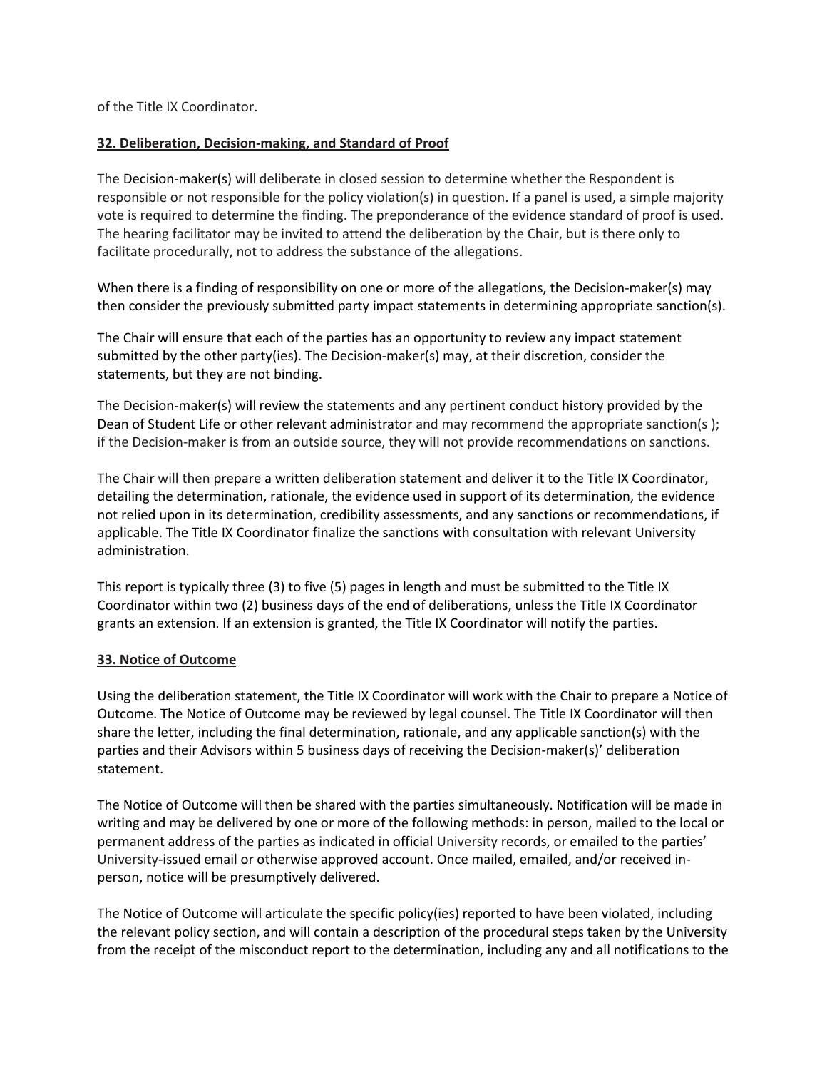of the Title IX Coordinator.

**32. Deliberation, Decision-making, and Standard of Proof**

The Decision-maker(s) will deliberate in closed session to determine whether the Respondent is responsible or not responsible for the policy violation(s) in question. If a panel is used, a simple majority vote is required to determine the finding. The preponderance of the evidence standard of proof is used. The hearing facilitator may be invited to attend the deliberation by the Chair, but is there only to facilitate procedurally, not to address the substance of the allegations.

When there is a finding of responsibility on one or more of the allegations, the Decision-maker(s) may then consider the previously submitted party impact statements in determining appropriate sanction(s).

The Chair will ensure that each of the parties has an opportunity to review any impact statement submitted by the other party(ies). The Decision-maker(s) may, at their discretion, consider the statements, but they are not binding.

The Decision-maker(s) will review the statements and any pertinent conduct history provided by the Dean of Student Life or other relevant administrator and may recommend the appropriate sanction(s ); if the Decision-maker is from an outside source, they will not provide recommendations on sanctions.

The Chair will then prepare a written deliberation statement and deliver it to the Title IX Coordinator, detailing the determination, rationale, the evidence used in support of its determination, the evidence not relied upon in its determination, credibility assessments, and any sanctions or recommendations, if applicable. The Title IX Coordinator finalize the sanctions with consultation with relevant University administration.

This report is typically three (3) to five (5) pages in length and must be submitted to the Title IX Coordinator within two (2) business days of the end of deliberations, unless the Title IX Coordinator grants an extension. If an extension is granted, the Title IX Coordinator will notify the parties.

**33. Notice of Outcome**

Using the deliberation statement, the Title IX Coordinator will work with the Chair to prepare a Notice of Outcome. The Notice of Outcome may be reviewed by legal counsel. The Title IX Coordinator will then share the letter, including the final determination, rationale, and any applicable sanction(s) with the parties and their Advisors within 5 business days of receiving the Decision-maker(s)' deliberation statement.

The Notice of Outcome will then be shared with the parties simultaneously. Notification will be made in writing and may be delivered by one or more of the following methods: in person, mailed to the local or permanent address of the parties as indicated in official University records, or emailed to the parties' University-issued email or otherwise approved account. Once mailed, emailed, and/or received in-person, notice will be presumptively delivered.

The Notice of Outcome will articulate the specific policy(ies) reported to have been violated, including the relevant policy section, and will contain a description of the procedural steps taken by the University from the receipt of the misconduct report to the determination, including any and all notifications to the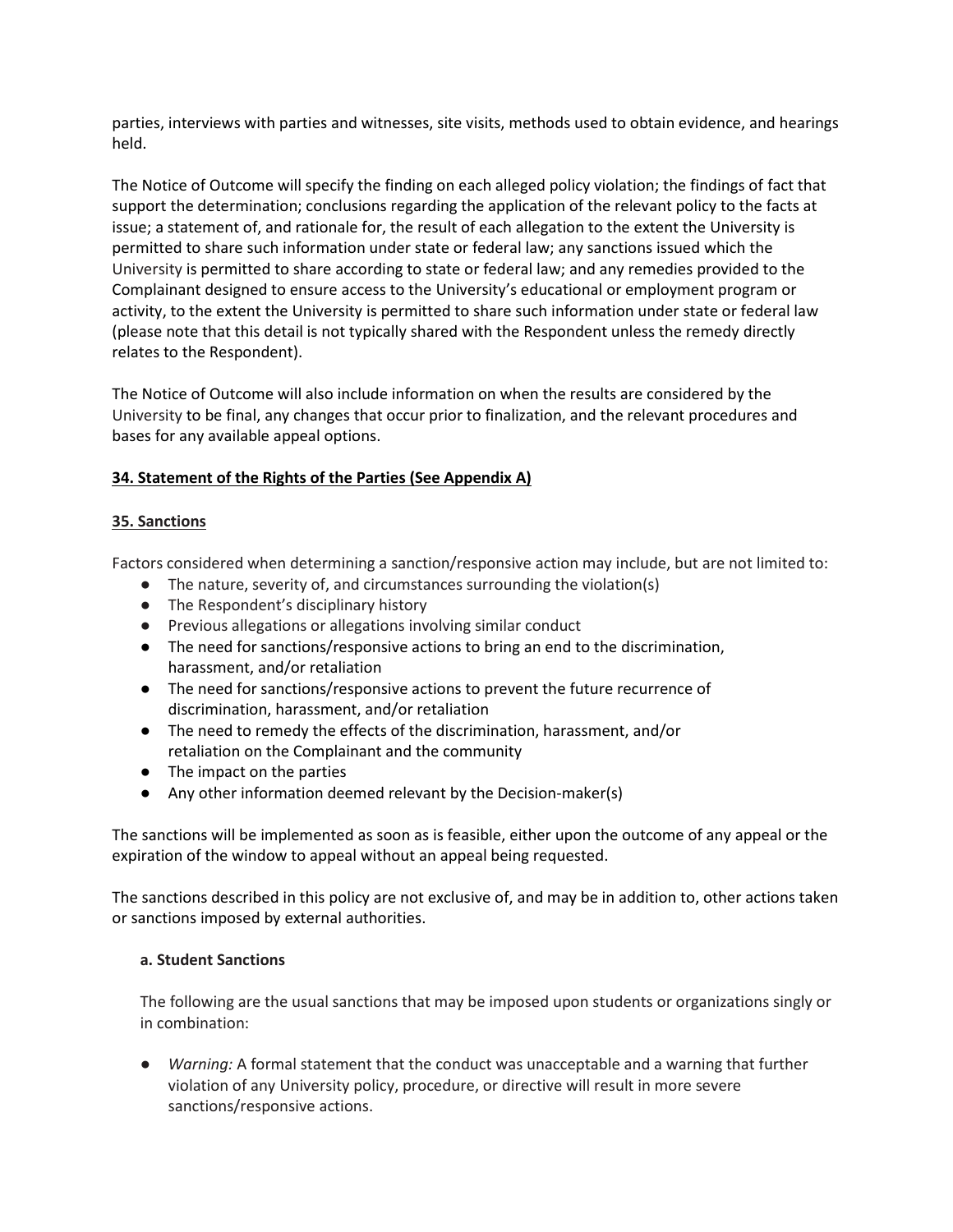parties, interviews with parties and witnesses, site visits, methods used to obtain evidence, and hearings held.

The Notice of Outcome will specify the finding on each alleged policy violation; the findings of fact that support the determination; conclusions regarding the application of the relevant policy to the facts at issue; a statement of, and rationale for, the result of each allegation to the extent the University is permitted to share such information under state or federal law; any sanctions issued which the University is permitted to share according to state or federal law; and any remedies provided to the Complainant designed to ensure access to the University's educational or employment program or activity, to the extent the University is permitted to share such information under state or federal law (please note that this detail is not typically shared with the Respondent unless the remedy directly relates to the Respondent).

The Notice of Outcome will also include information on when the results are considered by the University to be final, any changes that occur prior to finalization, and the relevant procedures and bases for any available appeal options.

## 34. Statement of the Rights of the Parties (See Appendix A)

## 35. Sanctions

Factors considered when determining a sanction/responsive action may include, but are not limited to:

- The nature, severity of, and circumstances surrounding the violation(s)
- The Respondent's disciplinary history
- Previous allegations or allegations involving similar conduct
- The need for sanctions/responsive actions to bring an end to the discrimination, harassment, and/or retaliation
- The need for sanctions/responsive actions to prevent the future recurrence of discrimination, harassment, and/or retaliation
- The need to remedy the effects of the discrimination, harassment, and/or retaliation on the Complainant and the community
- The impact on the parties
- Any other information deemed relevant by the Decision-maker(s)

The sanctions will be implemented as soon as is feasible, either upon the outcome of any appeal or the expiration of the window to appeal without an appeal being requested.

The sanctions described in this policy are not exclusive of, and may be in addition to, other actions taken or sanctions imposed by external authorities.

### a. Student Sanctions

The following are the usual sanctions that may be imposed upon students or organizations singly or in combination:

- *Warning:* A formal statement that the conduct was unacceptable and a warning that further violation of any University policy, procedure, or directive will result in more severe sanctions/responsive actions.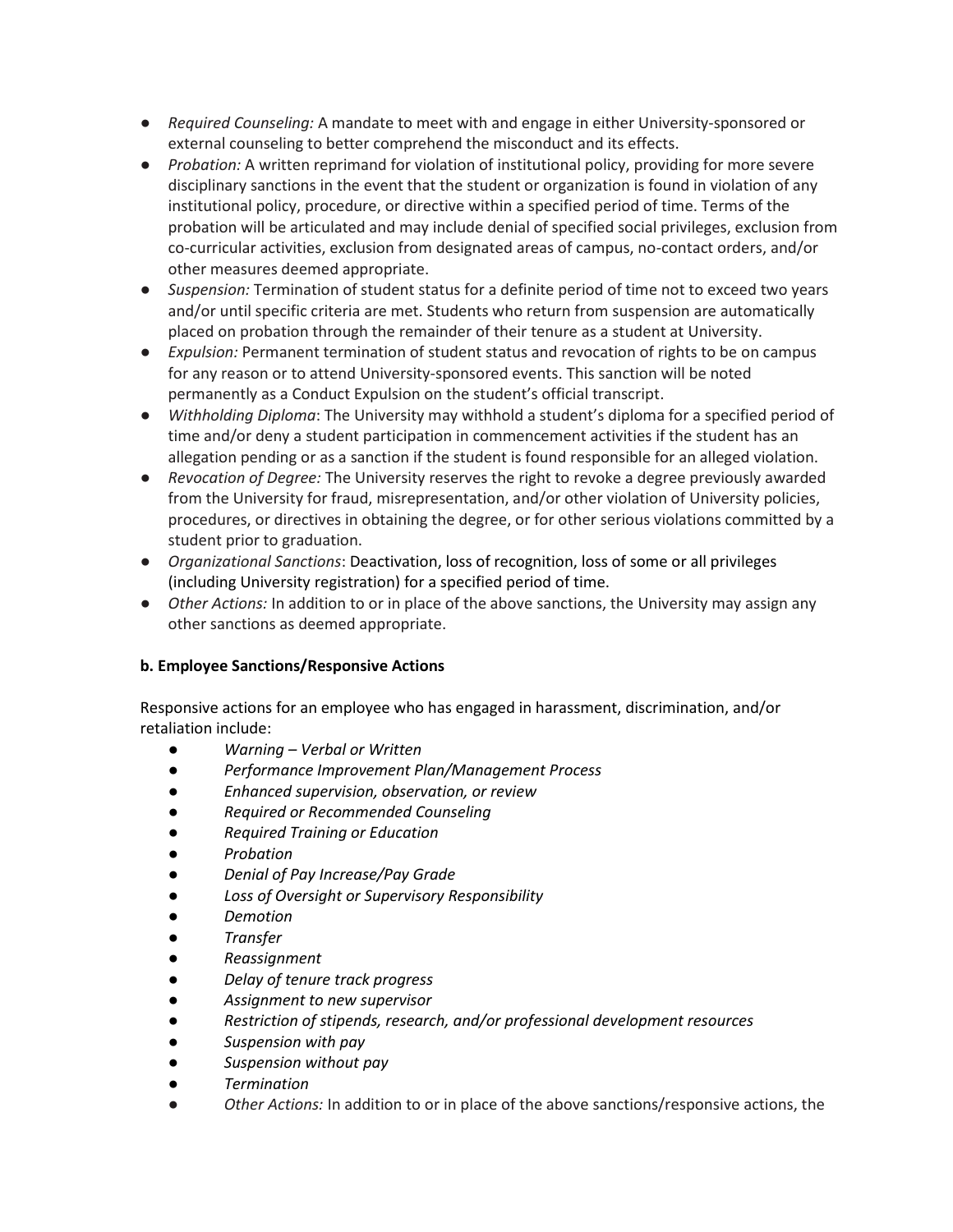- *Required Counseling:* A mandate to meet with and engage in either University-sponsored or external counseling to better comprehend the misconduct and its effects.
- *Probation:* A written reprimand for violation of institutional policy, providing for more severe disciplinary sanctions in the event that the student or organization is found in violation of any institutional policy, procedure, or directive within a specified period of time. Terms of the probation will be articulated and may include denial of specified social privileges, exclusion from co-curricular activities, exclusion from designated areas of campus, no-contact orders, and/or other measures deemed appropriate.
- *Suspension:* Termination of student status for a definite period of time not to exceed two years and/or until specific criteria are met. Students who return from suspension are automatically placed on probation through the remainder of their tenure as a student at University.
- *Expulsion:* Permanent termination of student status and revocation of rights to be on campus for any reason or to attend University-sponsored events. This sanction will be noted permanently as a Conduct Expulsion on the student's official transcript.
- *Withholding Diploma*: The University may withhold a student's diploma for a specified period of time and/or deny a student participation in commencement activities if the student has an allegation pending or as a sanction if the student is found responsible for an alleged violation.
- *Revocation of Degree:* The University reserves the right to revoke a degree previously awarded from the University for fraud, misrepresentation, and/or other violation of University policies, procedures, or directives in obtaining the degree, or for other serious violations committed by a student prior to graduation.
- *Organizational Sanctions*: Deactivation, loss of recognition, loss of some or all privileges (including University registration) for a specified period of time.
- *Other Actions:* In addition to or in place of the above sanctions, the University may assign any other sanctions as deemed appropriate.

**b. Employee Sanctions/Responsive Actions**

Responsive actions for an employee who has engaged in harassment, discrimination, and/or retaliation include:

- *Warning – Verbal or Written*
- *Performance Improvement Plan/Management Process*
- *Enhanced supervision, observation, or review*
- *Required or Recommended Counseling*
- *Required Training or Education*
- *Probation*
- *Denial of Pay Increase/Pay Grade*
- *Loss of Oversight or Supervisory Responsibility*
- *Demotion*
- *Transfer*
- *Reassignment*
- *Delay of tenure track progress*
- *Assignment to new supervisor*
- *Restriction of stipends, research, and/or professional development resources*
- *Suspension with pay*
- *Suspension without pay*
- *Termination*
- *Other Actions:* In addition to or in place of the above sanctions/responsive actions, the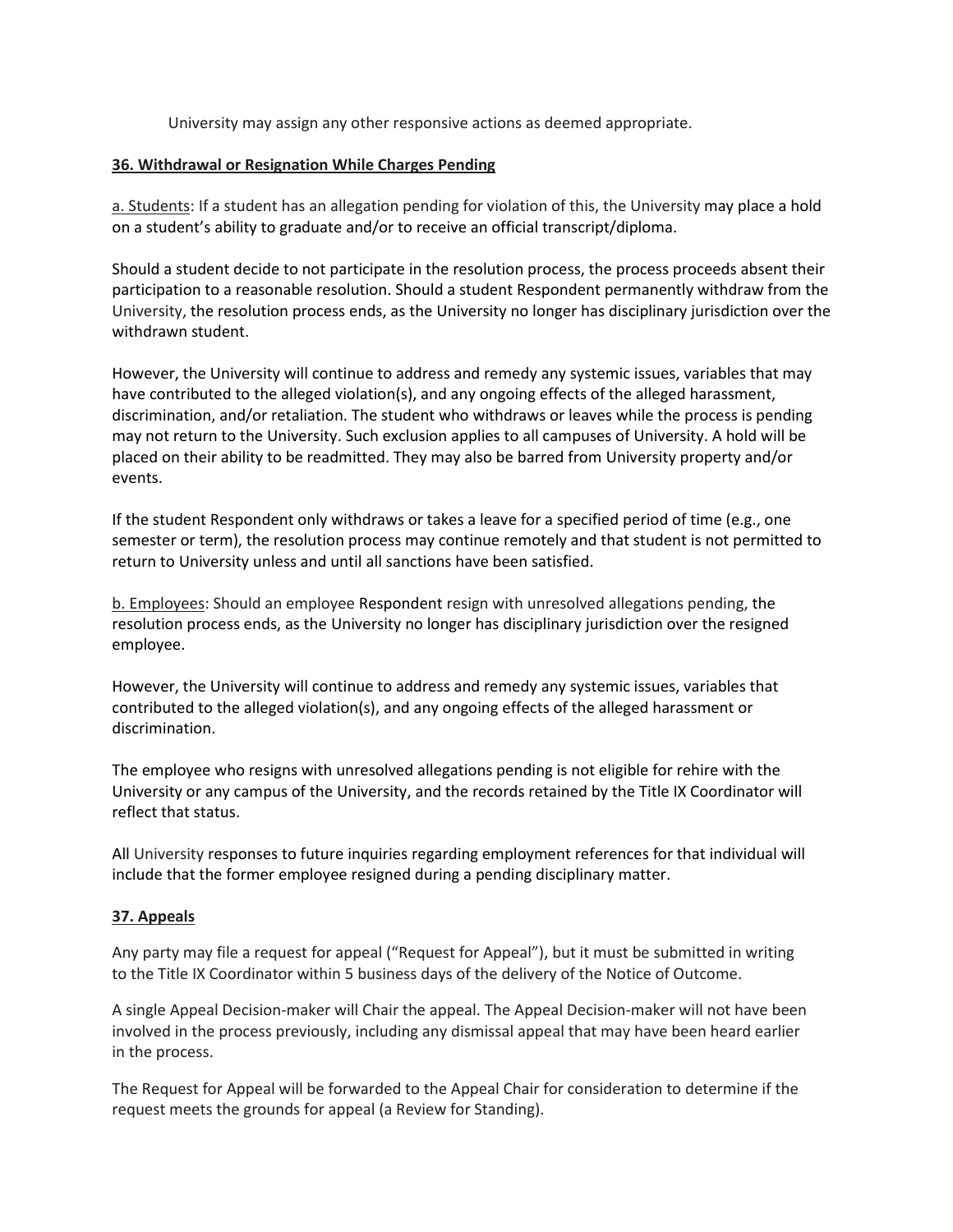University may assign any other responsive actions as deemed appropriate.

**36. Withdrawal or Resignation While Charges Pending**

a. Students: If a student has an allegation pending for violation of this, the University may place a hold on a student's ability to graduate and/or to receive an official transcript/diploma.

Should a student decide to not participate in the resolution process, the process proceeds absent their participation to a reasonable resolution. Should a student Respondent permanently withdraw from the University, the resolution process ends, as the University no longer has disciplinary jurisdiction over the withdrawn student.

However, the University will continue to address and remedy any systemic issues, variables that may have contributed to the alleged violation(s), and any ongoing effects of the alleged harassment, discrimination, and/or retaliation. The student who withdraws or leaves while the process is pending may not return to the University. Such exclusion applies to all campuses of University. A hold will be placed on their ability to be readmitted. They may also be barred from University property and/or events.

If the student Respondent only withdraws or takes a leave for a specified period of time (e.g., one semester or term), the resolution process may continue remotely and that student is not permitted to return to University unless and until all sanctions have been satisfied.

b. Employees: Should an employee Respondent resign with unresolved allegations pending, the resolution process ends, as the University no longer has disciplinary jurisdiction over the resigned employee.

However, the University will continue to address and remedy any systemic issues, variables that contributed to the alleged violation(s), and any ongoing effects of the alleged harassment or discrimination.

The employee who resigns with unresolved allegations pending is not eligible for rehire with the University or any campus of the University, and the records retained by the Title IX Coordinator will reflect that status.

All University responses to future inquiries regarding employment references for that individual will include that the former employee resigned during a pending disciplinary matter.

**37. Appeals**

Any party may file a request for appeal ("Request for Appeal"), but it must be submitted in writing to the Title IX Coordinator within 5 business days of the delivery of the Notice of Outcome.

A single Appeal Decision-maker will Chair the appeal. The Appeal Decision-maker will not have been involved in the process previously, including any dismissal appeal that may have been heard earlier in the process.

The Request for Appeal will be forwarded to the Appeal Chair for consideration to determine if the request meets the grounds for appeal (a Review for Standing).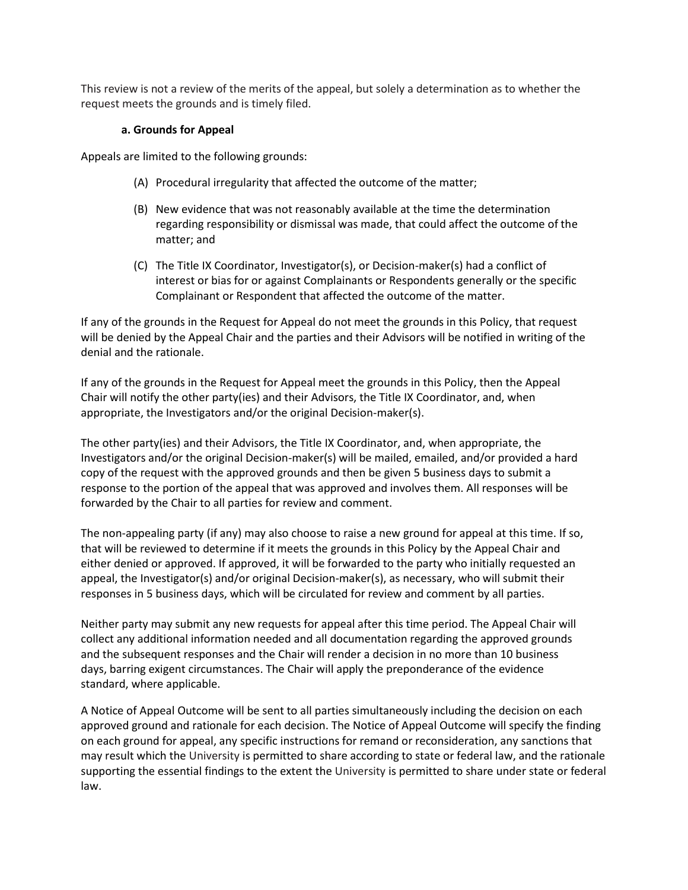This review is not a review of the merits of the appeal, but solely a determination as to whether the request meets the grounds and is timely filed.

#### a. Grounds for Appeal

Appeals are limited to the following grounds:

(A) Procedural irregularity that affected the outcome of the matter;

(B) New evidence that was not reasonably available at the time the determination regarding responsibility or dismissal was made, that could affect the outcome of the matter; and

(C) The Title IX Coordinator, Investigator(s), or Decision-maker(s) had a conflict of interest or bias for or against Complainants or Respondents generally or the specific Complainant or Respondent that affected the outcome of the matter.

If any of the grounds in the Request for Appeal do not meet the grounds in this Policy, that request will be denied by the Appeal Chair and the parties and their Advisors will be notified in writing of the denial and the rationale.

If any of the grounds in the Request for Appeal meet the grounds in this Policy, then the Appeal Chair will notify the other party(ies) and their Advisors, the Title IX Coordinator, and, when appropriate, the Investigators and/or the original Decision-maker(s).

The other party(ies) and their Advisors, the Title IX Coordinator, and, when appropriate, the Investigators and/or the original Decision-maker(s) will be mailed, emailed, and/or provided a hard copy of the request with the approved grounds and then be given 5 business days to submit a response to the portion of the appeal that was approved and involves them. All responses will be forwarded by the Chair to all parties for review and comment.

The non-appealing party (if any) may also choose to raise a new ground for appeal at this time. If so, that will be reviewed to determine if it meets the grounds in this Policy by the Appeal Chair and either denied or approved. If approved, it will be forwarded to the party who initially requested an appeal, the Investigator(s) and/or original Decision-maker(s), as necessary, who will submit their responses in 5 business days, which will be circulated for review and comment by all parties.

Neither party may submit any new requests for appeal after this time period. The Appeal Chair will collect any additional information needed and all documentation regarding the approved grounds and the subsequent responses and the Chair will render a decision in no more than 10 business days, barring exigent circumstances. The Chair will apply the preponderance of the evidence standard, where applicable.

A Notice of Appeal Outcome will be sent to all parties simultaneously including the decision on each approved ground and rationale for each decision. The Notice of Appeal Outcome will specify the finding on each ground for appeal, any specific instructions for remand or reconsideration, any sanctions that may result which the University is permitted to share according to state or federal law, and the rationale supporting the essential findings to the extent the University is permitted to share under state or federal law.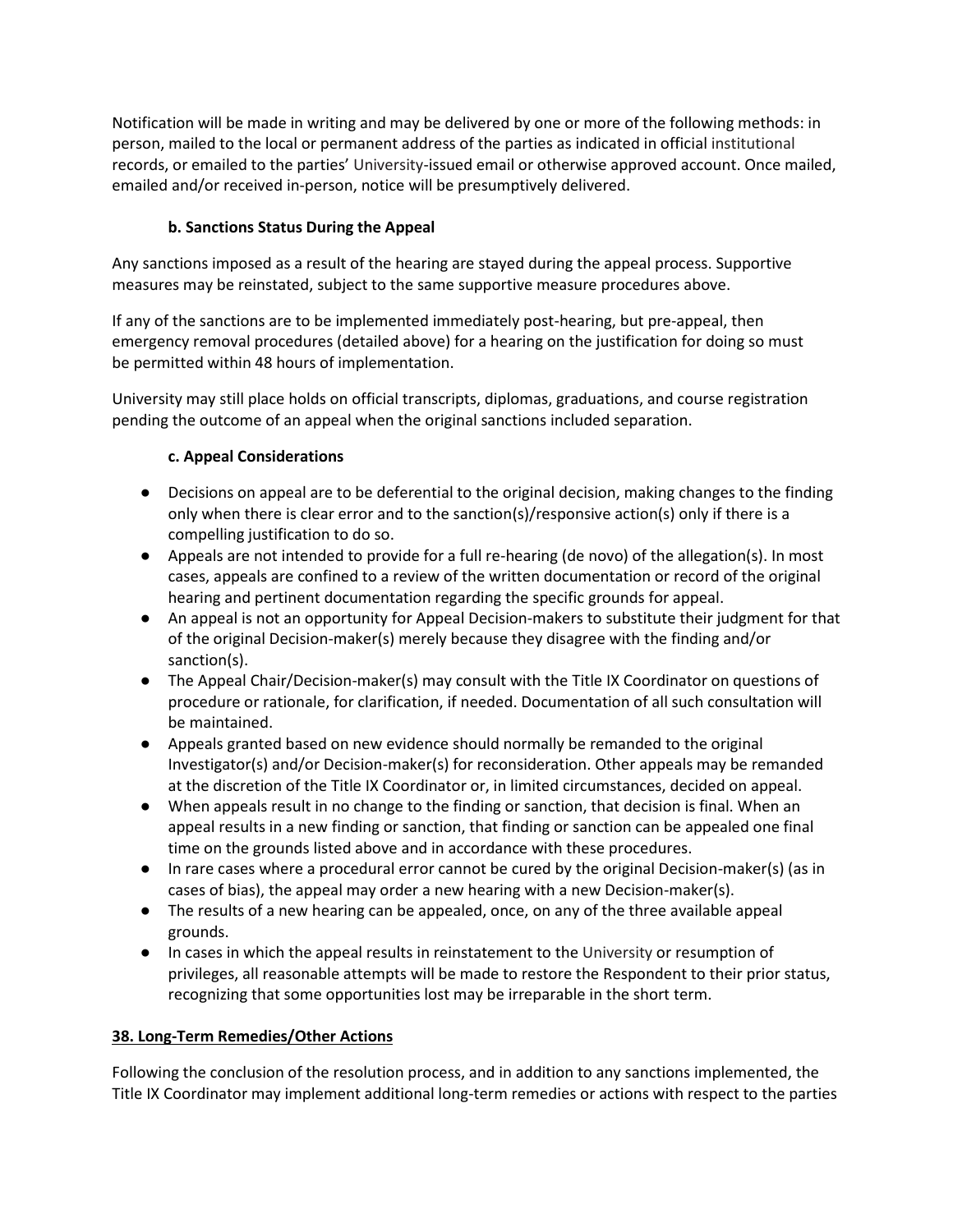Notification will be made in writing and may be delivered by one or more of the following methods: in person, mailed to the local or permanent address of the parties as indicated in official institutional records, or emailed to the parties' University-issued email or otherwise approved account. Once mailed, emailed and/or received in-person, notice will be presumptively delivered.

#### b. Sanctions Status During the Appeal

Any sanctions imposed as a result of the hearing are stayed during the appeal process. Supportive measures may be reinstated, subject to the same supportive measure procedures above.

If any of the sanctions are to be implemented immediately post-hearing, but pre-appeal, then emergency removal procedures (detailed above) for a hearing on the justification for doing so must be permitted within 48 hours of implementation.

University may still place holds on official transcripts, diplomas, graduations, and course registration pending the outcome of an appeal when the original sanctions included separation.

#### c. Appeal Considerations

- Decisions on appeal are to be deferential to the original decision, making changes to the finding only when there is clear error and to the sanction(s)/responsive action(s) only if there is a compelling justification to do so.
- Appeals are not intended to provide for a full re-hearing (de novo) of the allegation(s). In most cases, appeals are confined to a review of the written documentation or record of the original hearing and pertinent documentation regarding the specific grounds for appeal.
- An appeal is not an opportunity for Appeal Decision-makers to substitute their judgment for that of the original Decision-maker(s) merely because they disagree with the finding and/or sanction(s).
- The Appeal Chair/Decision-maker(s) may consult with the Title IX Coordinator on questions of procedure or rationale, for clarification, if needed. Documentation of all such consultation will be maintained.
- Appeals granted based on new evidence should normally be remanded to the original Investigator(s) and/or Decision-maker(s) for reconsideration. Other appeals may be remanded at the discretion of the Title IX Coordinator or, in limited circumstances, decided on appeal.
- When appeals result in no change to the finding or sanction, that decision is final. When an appeal results in a new finding or sanction, that finding or sanction can be appealed one final time on the grounds listed above and in accordance with these procedures.
- In rare cases where a procedural error cannot be cured by the original Decision-maker(s) (as in cases of bias), the appeal may order a new hearing with a new Decision-maker(s).
- The results of a new hearing can be appealed, once, on any of the three available appeal grounds.
- In cases in which the appeal results in reinstatement to the University or resumption of privileges, all reasonable attempts will be made to restore the Respondent to their prior status, recognizing that some opportunities lost may be irreparable in the short term.

### 38. Long-Term Remedies/Other Actions

Following the conclusion of the resolution process, and in addition to any sanctions implemented, the Title IX Coordinator may implement additional long-term remedies or actions with respect to the parties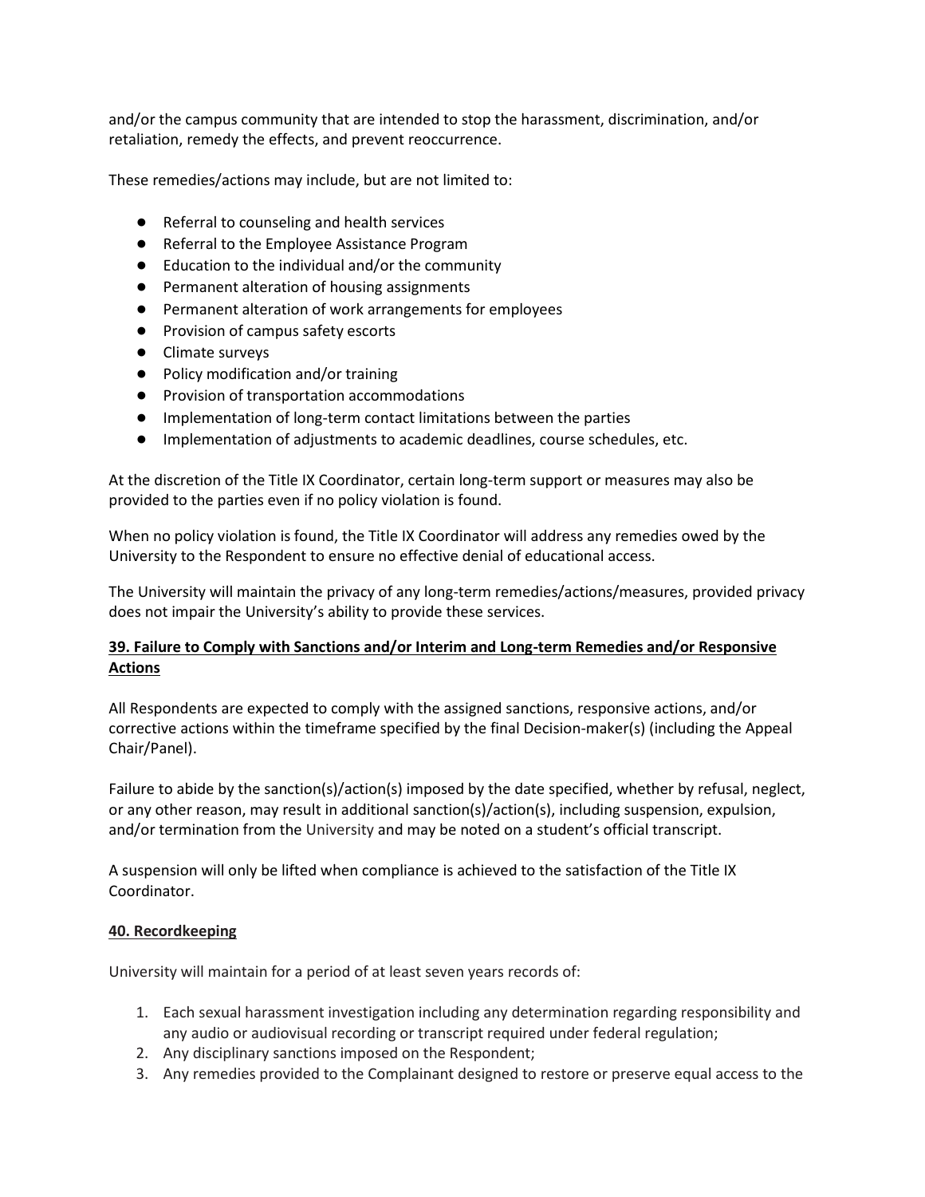and/or the campus community that are intended to stop the harassment, discrimination, and/or retaliation, remedy the effects, and prevent reoccurrence.

These remedies/actions may include, but are not limited to:

- Referral to counseling and health services
- Referral to the Employee Assistance Program
- Education to the individual and/or the community
- Permanent alteration of housing assignments
- Permanent alteration of work arrangements for employees
- Provision of campus safety escorts
- Climate surveys
- Policy modification and/or training
- Provision of transportation accommodations
- Implementation of long-term contact limitations between the parties
- Implementation of adjustments to academic deadlines, course schedules, etc.

At the discretion of the Title IX Coordinator, certain long-term support or measures may also be provided to the parties even if no policy violation is found.

When no policy violation is found, the Title IX Coordinator will address any remedies owed by the University to the Respondent to ensure no effective denial of educational access.

The University will maintain the privacy of any long-term remedies/actions/measures, provided privacy does not impair the University's ability to provide these services.

## 39. Failure to Comply with Sanctions and/or Interim and Long-term Remedies and/or Responsive Actions

All Respondents are expected to comply with the assigned sanctions, responsive actions, and/or corrective actions within the timeframe specified by the final Decision-maker(s) (including the Appeal Chair/Panel).

Failure to abide by the sanction(s)/action(s) imposed by the date specified, whether by refusal, neglect, or any other reason, may result in additional sanction(s)/action(s), including suspension, expulsion, and/or termination from the University and may be noted on a student's official transcript.

A suspension will only be lifted when compliance is achieved to the satisfaction of the Title IX Coordinator.

## 40. Recordkeeping

University will maintain for a period of at least seven years records of:

1. Each sexual harassment investigation including any determination regarding responsibility and any audio or audiovisual recording or transcript required under federal regulation;
2. Any disciplinary sanctions imposed on the Respondent;
3. Any remedies provided to the Complainant designed to restore or preserve equal access to the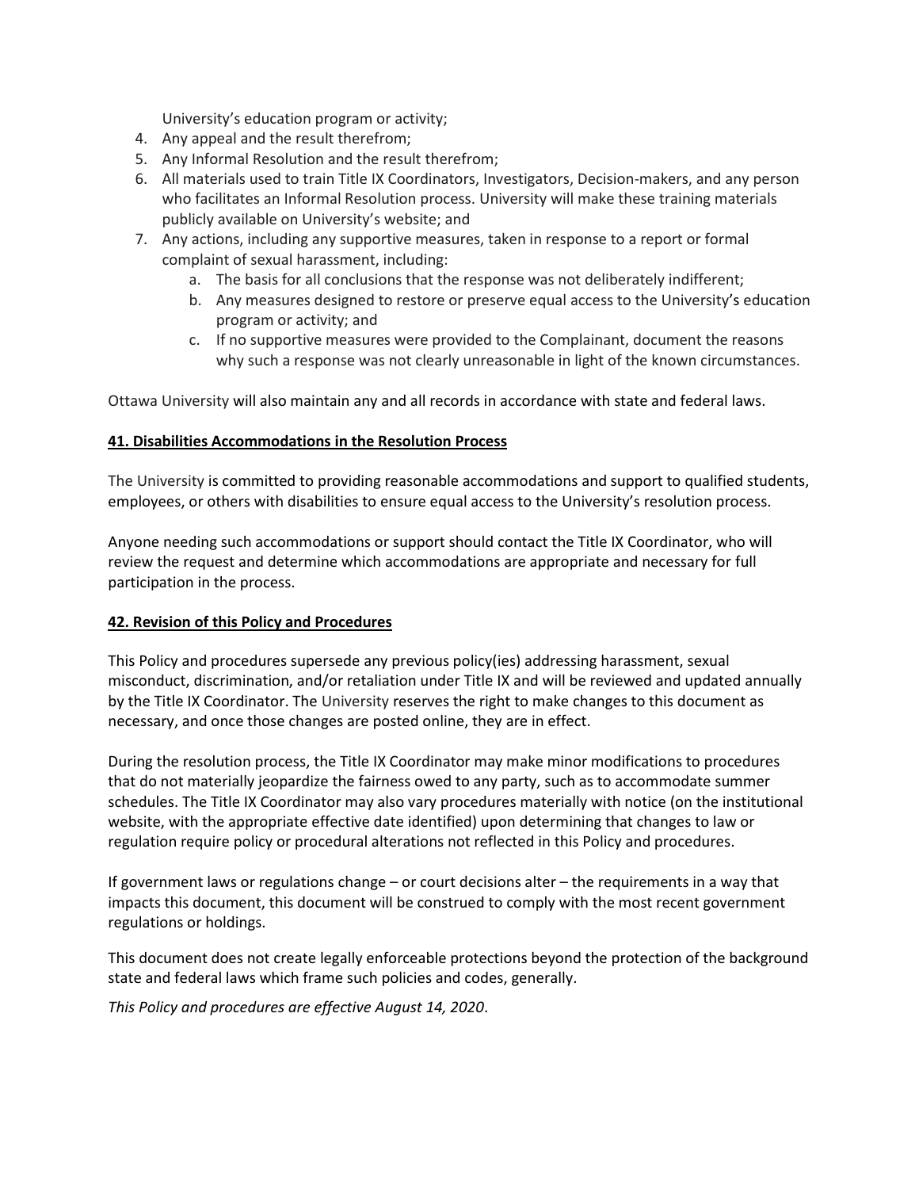University's education program or activity;

4. Any appeal and the result therefrom;
5. Any Informal Resolution and the result therefrom;
6. All materials used to train Title IX Coordinators, Investigators, Decision-makers, and any person who facilitates an Informal Resolution process. University will make these training materials publicly available on University's website; and
7. Any actions, including any supportive measures, taken in response to a report or formal complaint of sexual harassment, including:
   a. The basis for all conclusions that the response was not deliberately indifferent;
   b. Any measures designed to restore or preserve equal access to the University's education program or activity; and
   c. If no supportive measures were provided to the Complainant, document the reasons why such a response was not clearly unreasonable in light of the known circumstances.

Ottawa University will also maintain any and all records in accordance with state and federal laws.

**41. Disabilities Accommodations in the Resolution Process**

The University is committed to providing reasonable accommodations and support to qualified students, employees, or others with disabilities to ensure equal access to the University's resolution process.

Anyone needing such accommodations or support should contact the Title IX Coordinator, who will review the request and determine which accommodations are appropriate and necessary for full participation in the process.

**42. Revision of this Policy and Procedures**

This Policy and procedures supersede any previous policy(ies) addressing harassment, sexual misconduct, discrimination, and/or retaliation under Title IX and will be reviewed and updated annually by the Title IX Coordinator. The University reserves the right to make changes to this document as necessary, and once those changes are posted online, they are in effect.

During the resolution process, the Title IX Coordinator may make minor modifications to procedures that do not materially jeopardize the fairness owed to any party, such as to accommodate summer schedules. The Title IX Coordinator may also vary procedures materially with notice (on the institutional website, with the appropriate effective date identified) upon determining that changes to law or regulation require policy or procedural alterations not reflected in this Policy and procedures.

If government laws or regulations change – or court decisions alter – the requirements in a way that impacts this document, this document will be construed to comply with the most recent government regulations or holdings.

This document does not create legally enforceable protections beyond the protection of the background state and federal laws which frame such policies and codes, generally.

*This Policy and procedures are effective August 14, 2020*.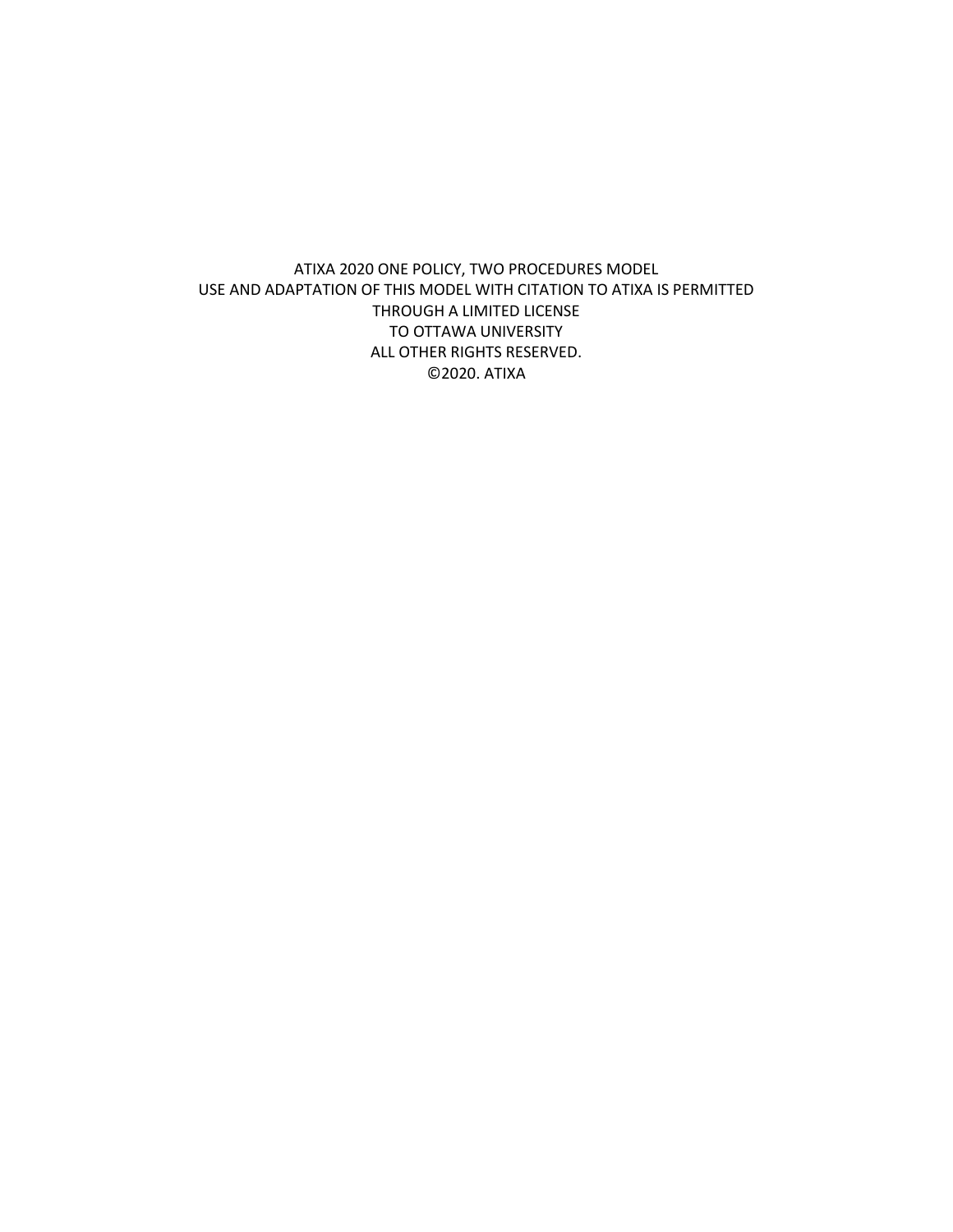ATIXA 2020 ONE POLICY, TWO PROCEDURES MODEL
USE AND ADAPTATION OF THIS MODEL WITH CITATION TO ATIXA IS PERMITTED
THROUGH A LIMITED LICENSE
TO OTTAWA UNIVERSITY
ALL OTHER RIGHTS RESERVED.
©2020. ATIXA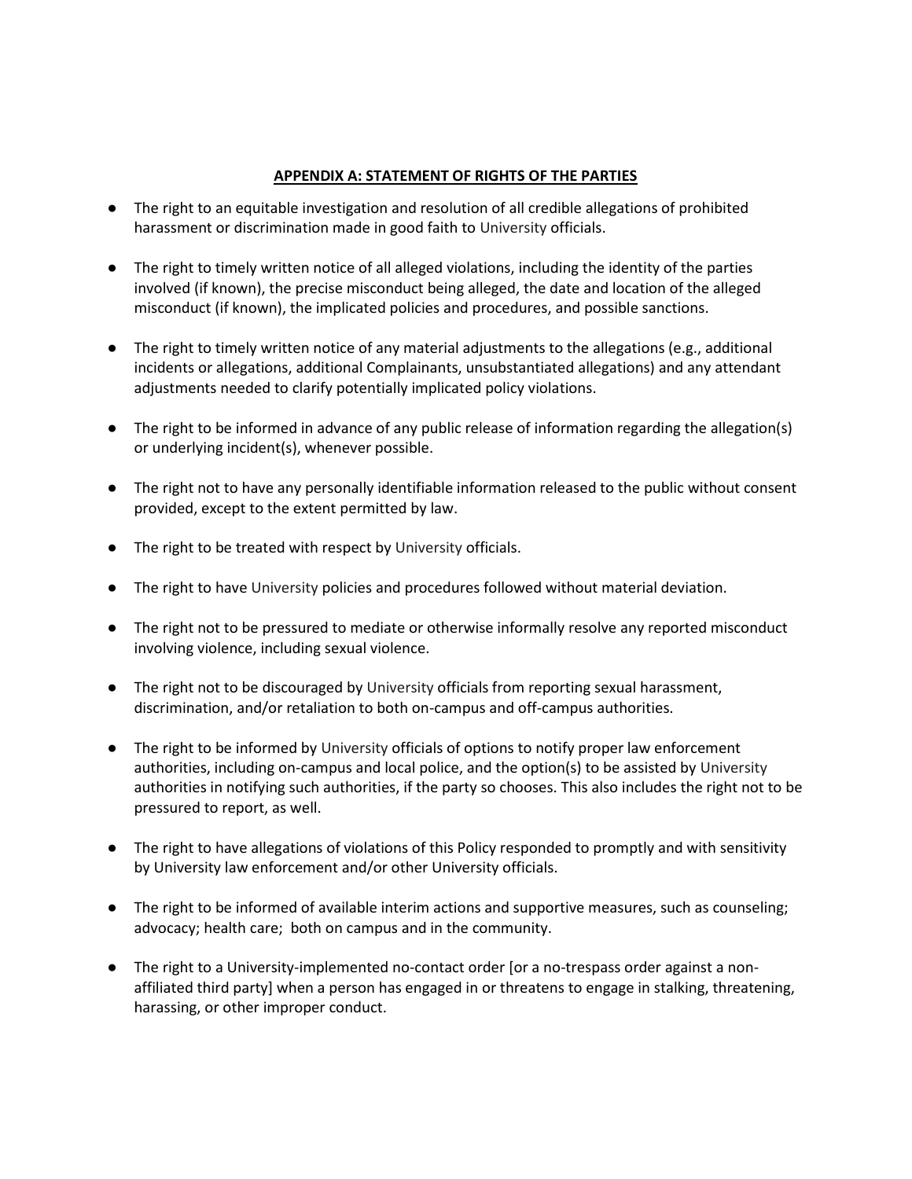## APPENDIX A: STATEMENT OF RIGHTS OF THE PARTIES

- The right to an equitable investigation and resolution of all credible allegations of prohibited harassment or discrimination made in good faith to University officials.
- The right to timely written notice of all alleged violations, including the identity of the parties involved (if known), the precise misconduct being alleged, the date and location of the alleged misconduct (if known), the implicated policies and procedures, and possible sanctions.
- The right to timely written notice of any material adjustments to the allegations (e.g., additional incidents or allegations, additional Complainants, unsubstantiated allegations) and any attendant adjustments needed to clarify potentially implicated policy violations.
- The right to be informed in advance of any public release of information regarding the allegation(s) or underlying incident(s), whenever possible.
- The right not to have any personally identifiable information released to the public without consent provided, except to the extent permitted by law.
- The right to be treated with respect by University officials.
- The right to have University policies and procedures followed without material deviation.
- The right not to be pressured to mediate or otherwise informally resolve any reported misconduct involving violence, including sexual violence.
- The right not to be discouraged by University officials from reporting sexual harassment, discrimination, and/or retaliation to both on-campus and off-campus authorities.
- The right to be informed by University officials of options to notify proper law enforcement authorities, including on-campus and local police, and the option(s) to be assisted by University authorities in notifying such authorities, if the party so chooses. This also includes the right not to be pressured to report, as well.
- The right to have allegations of violations of this Policy responded to promptly and with sensitivity by University law enforcement and/or other University officials.
- The right to be informed of available interim actions and supportive measures, such as counseling; advocacy; health care; both on campus and in the community.
- The right to a University-implemented no-contact order [or a no-trespass order against a non-affiliated third party] when a person has engaged in or threatens to engage in stalking, threatening, harassing, or other improper conduct.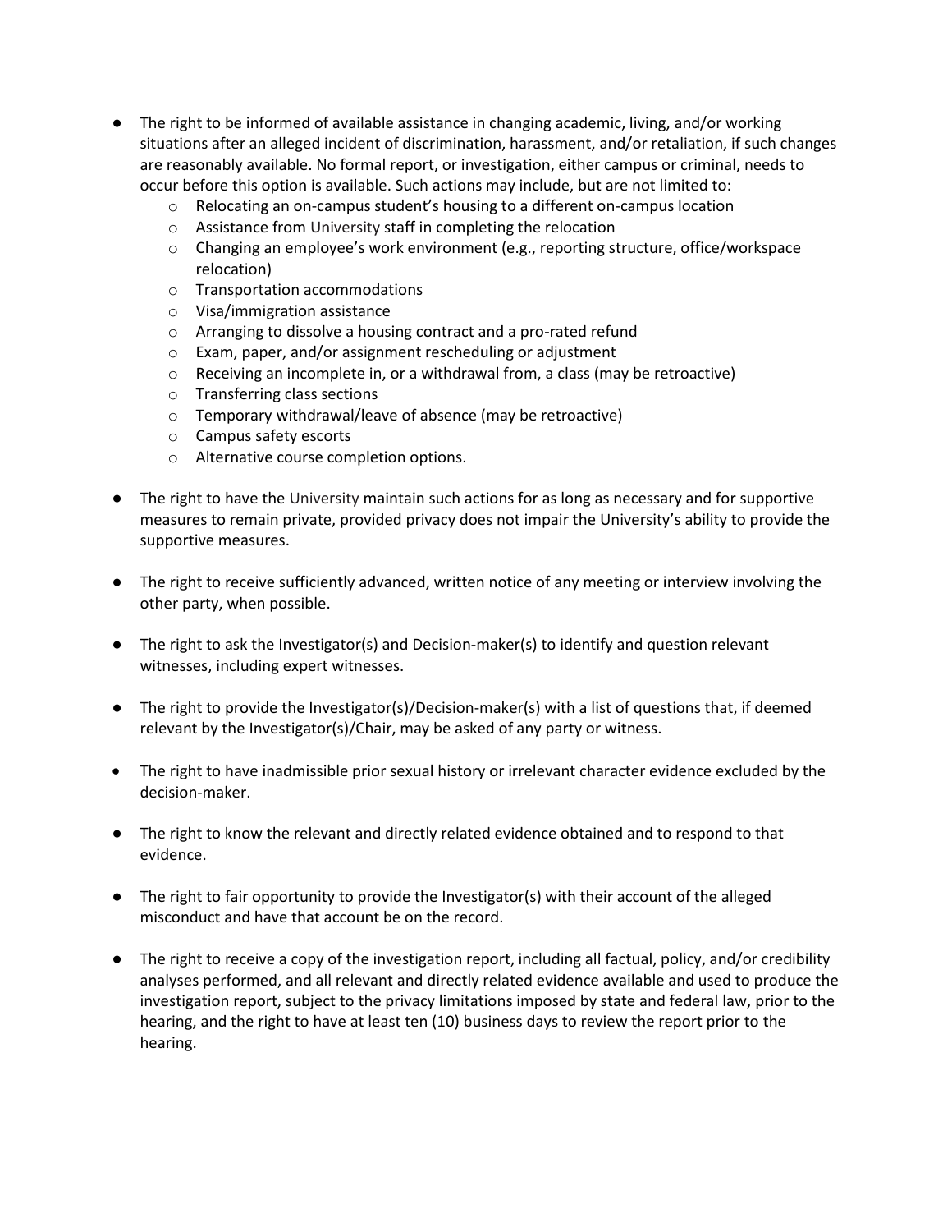- The right to be informed of available assistance in changing academic, living, and/or working situations after an alleged incident of discrimination, harassment, and/or retaliation, if such changes are reasonably available. No formal report, or investigation, either campus or criminal, needs to occur before this option is available. Such actions may include, but are not limited to:
    - Relocating an on-campus student's housing to a different on-campus location
    - Assistance from University staff in completing the relocation
    - Changing an employee's work environment (e.g., reporting structure, office/workspace relocation)
    - Transportation accommodations
    - Visa/immigration assistance
    - Arranging to dissolve a housing contract and a pro-rated refund
    - Exam, paper, and/or assignment rescheduling or adjustment
    - Receiving an incomplete in, or a withdrawal from, a class (may be retroactive)
    - Transferring class sections
    - Temporary withdrawal/leave of absence (may be retroactive)
    - Campus safety escorts
    - Alternative course completion options.

- The right to have the University maintain such actions for as long as necessary and for supportive measures to remain private, provided privacy does not impair the University's ability to provide the supportive measures.

- The right to receive sufficiently advanced, written notice of any meeting or interview involving the other party, when possible.

- The right to ask the Investigator(s) and Decision-maker(s) to identify and question relevant witnesses, including expert witnesses.

- The right to provide the Investigator(s)/Decision-maker(s) with a list of questions that, if deemed relevant by the Investigator(s)/Chair, may be asked of any party or witness.

- The right to have inadmissible prior sexual history or irrelevant character evidence excluded by the decision-maker.

- The right to know the relevant and directly related evidence obtained and to respond to that evidence.

- The right to fair opportunity to provide the Investigator(s) with their account of the alleged misconduct and have that account be on the record.

- The right to receive a copy of the investigation report, including all factual, policy, and/or credibility analyses performed, and all relevant and directly related evidence available and used to produce the investigation report, subject to the privacy limitations imposed by state and federal law, prior to the hearing, and the right to have at least ten (10) business days to review the report prior to the hearing.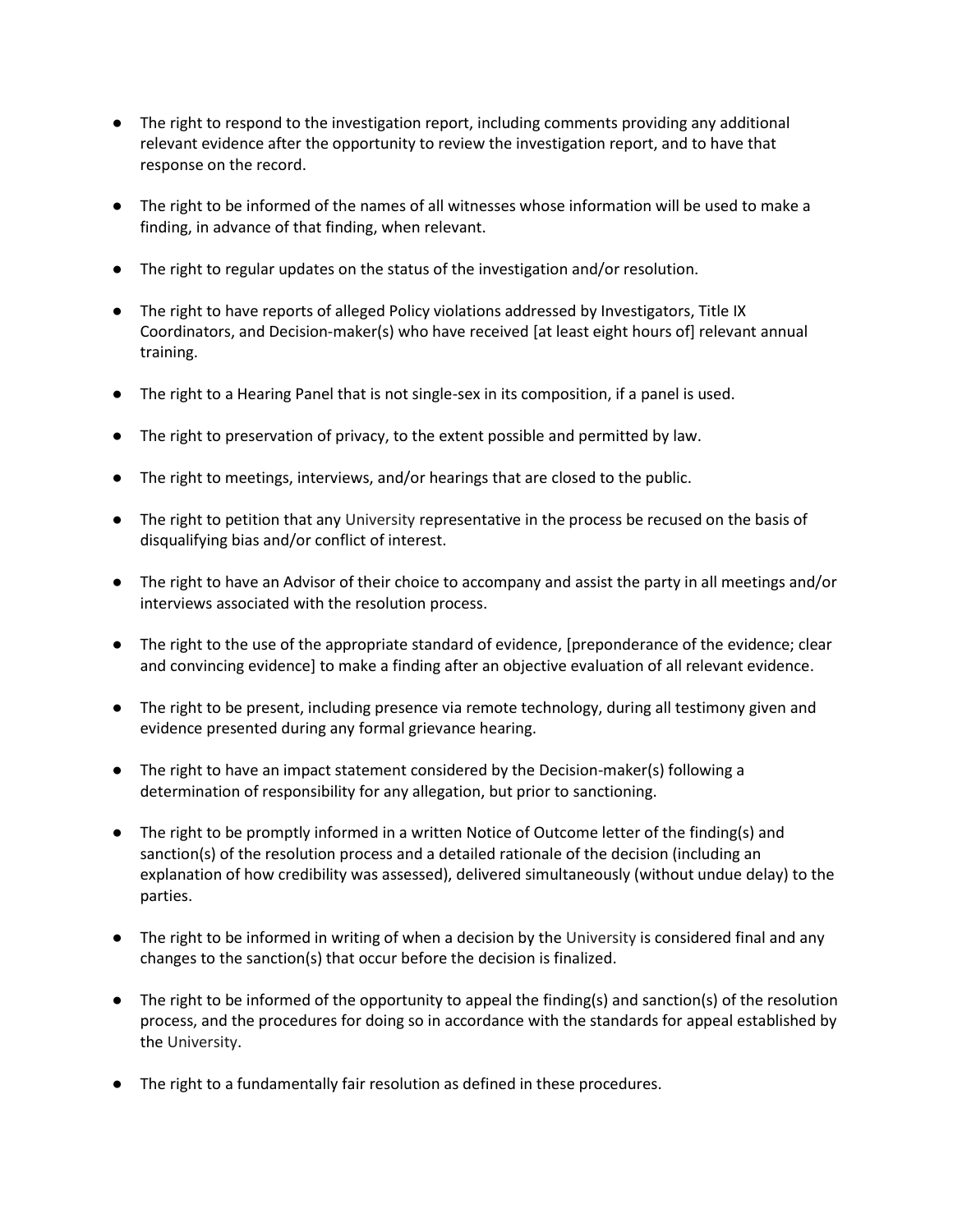- The right to respond to the investigation report, including comments providing any additional relevant evidence after the opportunity to review the investigation report, and to have that response on the record.
- The right to be informed of the names of all witnesses whose information will be used to make a finding, in advance of that finding, when relevant.
- The right to regular updates on the status of the investigation and/or resolution.
- The right to have reports of alleged Policy violations addressed by Investigators, Title IX Coordinators, and Decision-maker(s) who have received [at least eight hours of] relevant annual training.
- The right to a Hearing Panel that is not single-sex in its composition, if a panel is used.
- The right to preservation of privacy, to the extent possible and permitted by law.
- The right to meetings, interviews, and/or hearings that are closed to the public.
- The right to petition that any University representative in the process be recused on the basis of disqualifying bias and/or conflict of interest.
- The right to have an Advisor of their choice to accompany and assist the party in all meetings and/or interviews associated with the resolution process.
- The right to the use of the appropriate standard of evidence, [preponderance of the evidence; clear and convincing evidence] to make a finding after an objective evaluation of all relevant evidence.
- The right to be present, including presence via remote technology, during all testimony given and evidence presented during any formal grievance hearing.
- The right to have an impact statement considered by the Decision-maker(s) following a determination of responsibility for any allegation, but prior to sanctioning.
- The right to be promptly informed in a written Notice of Outcome letter of the finding(s) and sanction(s) of the resolution process and a detailed rationale of the decision (including an explanation of how credibility was assessed), delivered simultaneously (without undue delay) to the parties.
- The right to be informed in writing of when a decision by the University is considered final and any changes to the sanction(s) that occur before the decision is finalized.
- The right to be informed of the opportunity to appeal the finding(s) and sanction(s) of the resolution process, and the procedures for doing so in accordance with the standards for appeal established by the University.
- The right to a fundamentally fair resolution as defined in these procedures.